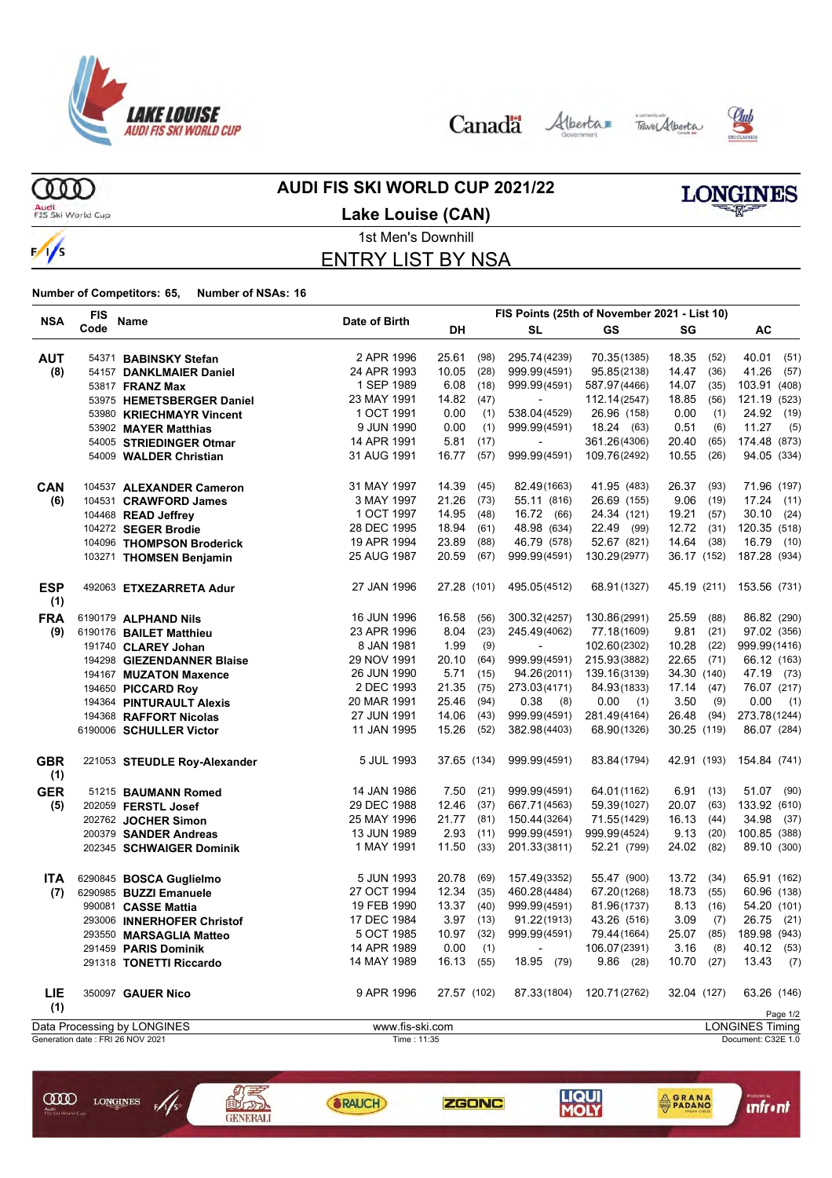# AUDI FIS SKI WORLD CUP 2021/22

## Lake Louise (CAN)

1st Men's Downhill

## ENTRY LIST BY NSA

**Number of Competitors: 65, Number of NSAs: 16**

| NSA | FIS Code | Name | Date of Birth | FIS Points (25th of November 2021 - List 10) DH | | SL | | GS | | SG | | AC | |
|---|---|---|---|---|---|---|---|---|---|---|---|---|---|
| | | | | DH | | SL | | GS | | SG | | AC | |
| **AUT** (8) | 54371 | **BABINSKY Stefan** | 2 APR 1996 | 25.61 | (98) | 295.74 | (4239) | 70.35 | (1385) | 18.35 | (52) | 40.01 | (51) |
| | 54157 | **DANKLMAIER Daniel** | 24 APR 1993 | 10.05 | (28) | 999.99 | (4591) | 95.85 | (2138) | 14.47 | (36) | 41.26 | (57) |
| | 53817 | **FRANZ Max** | 1 SEP 1989 | 6.08 | (18) | 999.99 | (4591) | 587.97 | (4466) | 14.07 | (35) | 103.91 | (408) |
| | 53975 | **HEMETSBERGER Daniel** | 23 MAY 1991 | 14.82 | (47) | - | | 112.14 | (2547) | 18.85 | (56) | 121.19 | (523) |
| | 53980 | **KRIECHMAYR Vincent** | 1 OCT 1991 | 0.00 | (1) | 538.04 | (4529) | 26.96 | (158) | 0.00 | (1) | 24.92 | (19) |
| | 53902 | **MAYER Matthias** | 9 JUN 1990 | 0.00 | (1) | 999.99 | (4591) | 18.24 | (63) | 0.51 | (6) | 11.27 | (5) |
| | 54005 | **STRIEDINGER Otmar** | 14 APR 1991 | 5.81 | (17) | - | | 361.26 | (4306) | 20.40 | (65) | 174.48 | (873) |
| | 54009 | **WALDER Christian** | 31 AUG 1991 | 16.77 | (57) | 999.99 | (4591) | 109.76 | (2492) | 10.55 | (26) | 94.05 | (334) |
| **CAN** (6) | 104537 | **ALEXANDER Cameron** | 31 MAY 1997 | 14.39 | (45) | 82.49 | (1663) | 41.95 | (483) | 26.37 | (93) | 71.96 | (197) |
| | 104531 | **CRAWFORD James** | 3 MAY 1997 | 21.26 | (73) | 55.11 | (816) | 26.69 | (155) | 9.06 | (19) | 17.24 | (11) |
| | 104468 | **READ Jeffrey** | 1 OCT 1997 | 14.95 | (48) | 16.72 | (66) | 24.34 | (121) | 19.21 | (57) | 30.10 | (24) |
| | 104272 | **SEGER Brodie** | 28 DEC 1995 | 18.94 | (61) | 48.98 | (634) | 22.49 | (99) | 12.72 | (31) | 120.35 | (518) |
| | 104096 | **THOMPSON Broderick** | 19 APR 1994 | 23.89 | (88) | 46.79 | (578) | 52.67 | (821) | 14.64 | (38) | 16.79 | (10) |
| | 103271 | **THOMSEN Benjamin** | 25 AUG 1987 | 20.59 | (67) | 999.99 | (4591) | 130.29 | (2977) | 36.17 | (152) | 187.28 | (934) |
| **ESP** (1) | 492063 | **ETXEZARRETA Adur** | 27 JAN 1996 | 27.28 | (101) | 495.05 | (4512) | 68.91 | (1327) | 45.19 | (211) | 153.56 | (731) |
| **FRA** (9) | 6190179 | **ALPHAND Nils** | 16 JUN 1996 | 16.58 | (56) | 300.32 | (4257) | 130.86 | (2991) | 25.59 | (88) | 86.82 | (290) |
| | 6190176 | **BAILET Matthieu** | 23 APR 1996 | 8.04 | (23) | 245.49 | (4062) | 77.18 | (1609) | 9.81 | (21) | 97.02 | (356) |
| | 191740 | **CLAREY Johan** | 8 JAN 1981 | 1.99 | (9) | - | | 102.60 | (2302) | 10.28 | (22) | 999.99 | (1416) |
| | 194298 | **GIEZENDANNER Blaise** | 29 NOV 1991 | 20.10 | (64) | 999.99 | (4591) | 215.93 | (3882) | 22.65 | (71) | 66.12 | (163) |
| | 194167 | **MUZATON Maxence** | 26 JUN 1990 | 5.71 | (15) | 94.26 | (2011) | 139.16 | (3139) | 34.30 | (140) | 47.19 | (73) |
| | 194650 | **PICCARD Roy** | 2 DEC 1993 | 21.35 | (75) | 273.03 | (4171) | 84.93 | (1833) | 17.14 | (47) | 76.07 | (217) |
| | 194364 | **PINTURAULT Alexis** | 20 MAR 1991 | 25.46 | (94) | 0.38 | (8) | 0.00 | (1) | 3.50 | (9) | 0.00 | (1) |
| | 194368 | **RAFFORT Nicolas** | 27 JUN 1991 | 14.06 | (43) | 999.99 | (4591) | 281.49 | (4164) | 26.48 | (94) | 273.78 | (1244) |
| | 6190006 | **SCHULLER Victor** | 11 JAN 1995 | 15.26 | (52) | 382.98 | (4403) | 68.90 | (1326) | 30.25 | (119) | 86.07 | (284) |
| **GBR** (1) | 221053 | **STEUDLE Roy-Alexander** | 5 JUL 1993 | 37.65 | (134) | 999.99 | (4591) | 83.84 | (1794) | 42.91 | (193) | 154.84 | (741) |
| **GER** (5) | 51215 | **BAUMANN Romed** | 14 JAN 1986 | 7.50 | (21) | 999.99 | (4591) | 64.01 | (1162) | 6.91 | (13) | 51.07 | (90) |
| | 202059 | **FERSTL Josef** | 29 DEC 1988 | 12.46 | (37) | 667.71 | (4563) | 59.39 | (1027) | 20.07 | (63) | 133.92 | (610) |
| | 202762 | **JOCHER Simon** | 25 MAY 1996 | 21.77 | (81) | 150.44 | (3264) | 71.55 | (1429) | 16.13 | (44) | 34.98 | (37) |
| | 200379 | **SANDER Andreas** | 13 JUN 1989 | 2.93 | (11) | 999.99 | (4591) | 999.99 | (4524) | 9.13 | (20) | 100.85 | (388) |
| | 202345 | **SCHWAIGER Dominik** | 1 MAY 1991 | 11.50 | (33) | 201.33 | (3811) | 52.21 | (799) | 24.02 | (82) | 89.10 | (300) |
| **ITA** (7) | 6290845 | **BOSCA Guglielmo** | 5 JUN 1993 | 20.78 | (69) | 157.49 | (3352) | 55.47 | (900) | 13.72 | (34) | 65.91 | (162) |
| | 6290985 | **BUZZI Emanuele** | 27 OCT 1994 | 12.34 | (35) | 460.28 | (4484) | 67.20 | (1268) | 18.73 | (55) | 60.96 | (138) |
| | 990081 | **CASSE Mattia** | 19 FEB 1990 | 13.37 | (40) | 999.99 | (4591) | 81.96 | (1737) | 8.13 | (16) | 54.20 | (101) |
| | 293006 | **INNERHOFER Christof** | 17 DEC 1984 | 3.97 | (13) | 91.22 | (1913) | 43.26 | (516) | 3.09 | (7) | 26.75 | (21) |
| | 293550 | **MARSAGLIA Matteo** | 5 OCT 1985 | 10.97 | (32) | 999.99 | (4591) | 79.44 | (1664) | 25.07 | (85) | 189.98 | (943) |
| | 291459 | **PARIS Dominik** | 14 APR 1989 | 0.00 | (1) | - | | 106.07 | (2391) | 3.16 | (8) | 40.12 | (53) |
| | 291318 | **TONETTI Riccardo** | 14 MAY 1989 | 16.13 | (55) | 18.95 | (79) | 9.86 | (28) | 10.70 | (27) | 13.43 | (7) |
| **LIE** (1) | 350097 | **GAUER Nico** | 9 APR 1996 | 27.57 | (102) | 87.33 | (1804) | 120.71 | (2762) | 32.04 | (127) | 63.26 | (146) |

Data Processing by LONGINES — www.fis-ski.com — LONGINES Timing

Generation date : FRI 26 NOV 2021 — Time : 11:35 — Document: C32E 1.0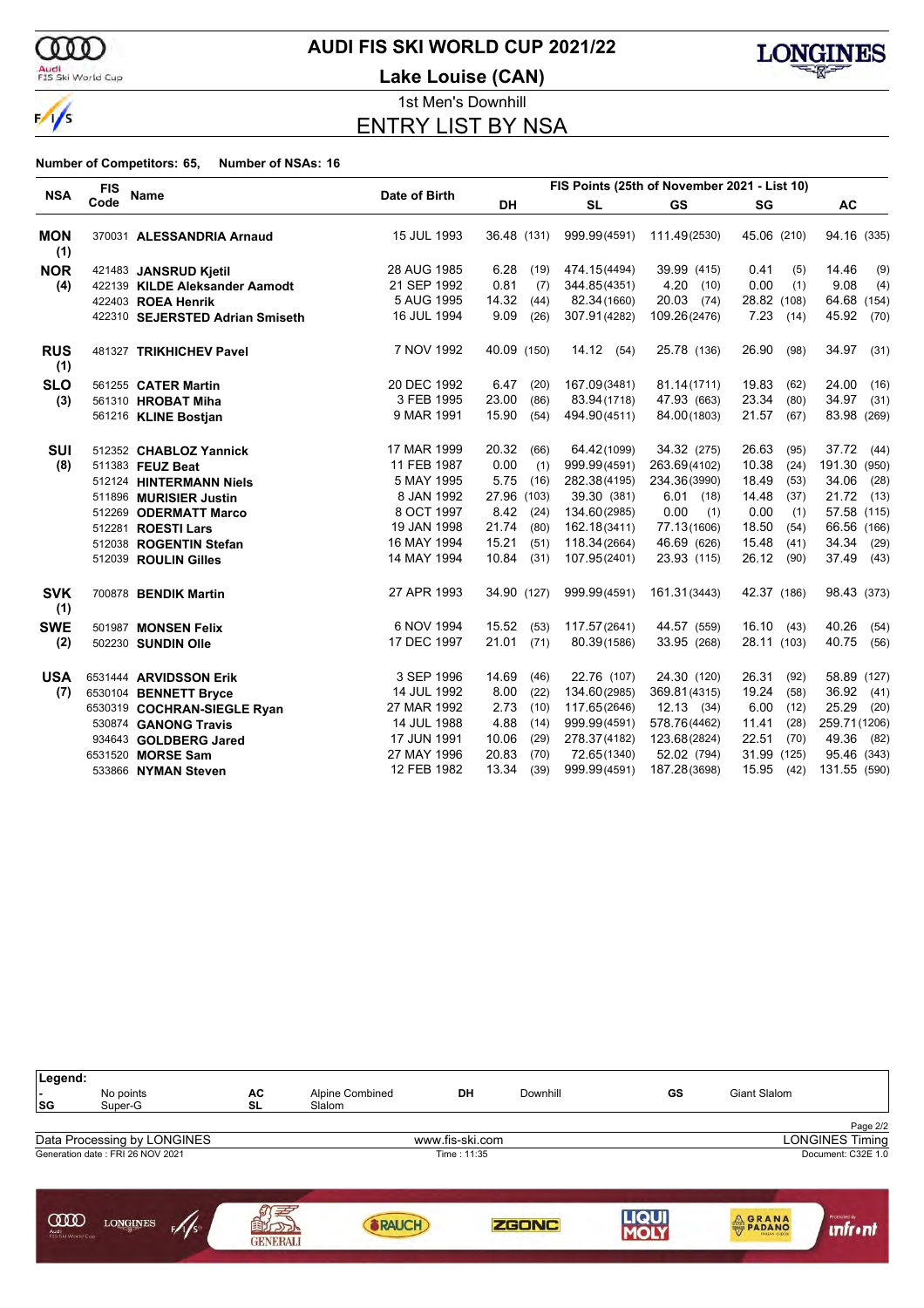# AUDI FIS SKI WORLD CUP 2021/22

## Lake Louise (CAN)

### 1st Men's Downhill

## ENTRY LIST BY NSA

**Number of Competitors: 65, Number of NSAs: 16**

| NSA | FIS Code | Name | Date of Birth | FIS Points (25th of November 2021 - List 10) | | | | |
|---|---|---|---|---|---|---|---|---|
| | | | | DH | SL | GS | SG | AC |
| **MON (1)** | 370031 | **ALESSANDRIA Arnaud** | 15 JUL 1993 | 36.48 (131) | 999.99 (4591) | 111.49 (2530) | 45.06 (210) | 94.16 (335) |
| **NOR (4)** | 421483 | **JANSRUD Kjetil** | 28 AUG 1985 | 6.28 (19) | 474.15 (4494) | 39.99 (415) | 0.41 (5) | 14.46 (9) |
| | 422139 | **KILDE Aleksander Aamodt** | 21 SEP 1992 | 0.81 (7) | 344.85 (4351) | 4.20 (10) | 0.00 (1) | 9.08 (4) |
| | 422403 | **ROEA Henrik** | 5 AUG 1995 | 14.32 (44) | 82.34 (1660) | 20.03 (74) | 28.82 (108) | 64.68 (154) |
| | 422310 | **SEJERSTED Adrian Smiseth** | 16 JUL 1994 | 9.09 (26) | 307.91 (4282) | 109.26 (2476) | 7.23 (14) | 45.92 (70) |
| **RUS (1)** | 481327 | **TRIKHICHEV Pavel** | 7 NOV 1992 | 40.09 (150) | 14.12 (54) | 25.78 (136) | 26.90 (98) | 34.97 (31) |
| **SLO (3)** | 561255 | **CATER Martin** | 20 DEC 1992 | 6.47 (20) | 167.09 (3481) | 81.14 (1711) | 19.83 (62) | 24.00 (16) |
| | 561310 | **HROBAT Miha** | 3 FEB 1995 | 23.00 (86) | 83.94 (1718) | 47.93 (663) | 23.34 (80) | 34.97 (31) |
| | 561216 | **KLINE Bostjan** | 9 MAR 1991 | 15.90 (54) | 494.90 (4511) | 84.00 (1803) | 21.57 (67) | 83.98 (269) |
| **SUI (8)** | 512352 | **CHABLOZ Yannick** | 17 MAR 1999 | 20.32 (66) | 64.42 (1099) | 34.32 (275) | 26.63 (95) | 37.72 (44) |
| | 511383 | **FEUZ Beat** | 11 FEB 1987 | 0.00 (1) | 999.99 (4591) | 263.69 (4102) | 10.38 (24) | 191.30 (950) |
| | 512124 | **HINTERMANN Niels** | 5 MAY 1995 | 5.75 (16) | 282.38 (4195) | 234.36 (3990) | 18.49 (53) | 34.06 (28) |
| | 511896 | **MURISIER Justin** | 8 JAN 1992 | 27.96 (103) | 39.30 (381) | 6.01 (18) | 14.48 (37) | 21.72 (13) |
| | 512269 | **ODERMATT Marco** | 8 OCT 1997 | 8.42 (24) | 134.60 (2985) | 0.00 (1) | 0.00 (1) | 57.58 (115) |
| | 512281 | **ROESTI Lars** | 19 JAN 1998 | 21.74 (80) | 162.18 (3411) | 77.13 (1606) | 18.50 (54) | 66.56 (166) |
| | 512038 | **ROGENTIN Stefan** | 16 MAY 1994 | 15.21 (51) | 118.34 (2664) | 46.69 (626) | 15.48 (41) | 34.34 (29) |
| | 512039 | **ROULIN Gilles** | 14 MAY 1994 | 10.84 (31) | 107.95 (2401) | 23.93 (115) | 26.12 (90) | 37.49 (43) |
| **SVK (1)** | 700878 | **BENDIK Martin** | 27 APR 1993 | 34.90 (127) | 999.99 (4591) | 161.31 (3443) | 42.37 (186) | 98.43 (373) |
| **SWE (2)** | 501987 | **MONSEN Felix** | 6 NOV 1994 | 15.52 (53) | 117.57 (2641) | 44.57 (559) | 16.10 (43) | 40.26 (54) |
| | 502230 | **SUNDIN Olle** | 17 DEC 1997 | 21.01 (71) | 80.39 (1586) | 33.95 (268) | 28.11 (103) | 40.75 (56) |
| **USA (7)** | 6531444 | **ARVIDSSON Erik** | 3 SEP 1996 | 14.69 (46) | 22.76 (107) | 24.30 (120) | 26.31 (92) | 58.89 (127) |
| | 6530104 | **BENNETT Bryce** | 14 JUL 1992 | 8.00 (22) | 134.60 (2985) | 369.81 (4315) | 19.24 (58) | 36.92 (41) |
| | 6530319 | **COCHRAN-SIEGLE Ryan** | 27 MAR 1992 | 2.73 (10) | 117.65 (2646) | 12.13 (34) | 6.00 (12) | 25.29 (20) |
| | 530874 | **GANONG Travis** | 14 JUL 1988 | 4.88 (14) | 999.99 (4591) | 578.76 (4462) | 11.41 (28) | 259.71 (1206) |
| | 934643 | **GOLDBERG Jared** | 17 JUN 1991 | 10.06 (29) | 278.37 (4182) | 123.68 (2824) | 22.51 (70) | 49.36 (82) |
| | 6531520 | **MORSE Sam** | 27 MAY 1996 | 20.83 (70) | 72.65 (1340) | 52.02 (794) | 31.99 (125) | 95.46 (343) |
| | 533866 | **NYMAN Steven** | 12 FEB 1982 | 13.34 (39) | 999.99 (4591) | 187.28 (3698) | 15.95 (42) | 131.55 (590) |

**Legend:**

| | | | | | | | |
|---|---|---|---|---|---|---|---|
| - | No points | AC | Alpine Combined | DH | Downhill | GS | Giant Slalom |
| SG | Super-G | SL | Slalom | | | | |

Data Processing by LONGINES — www.fis-ski.com — LONGINES Timing

Generation date : FRI 26 NOV 2021 — Time : 11:35 — Document: C32E 1.0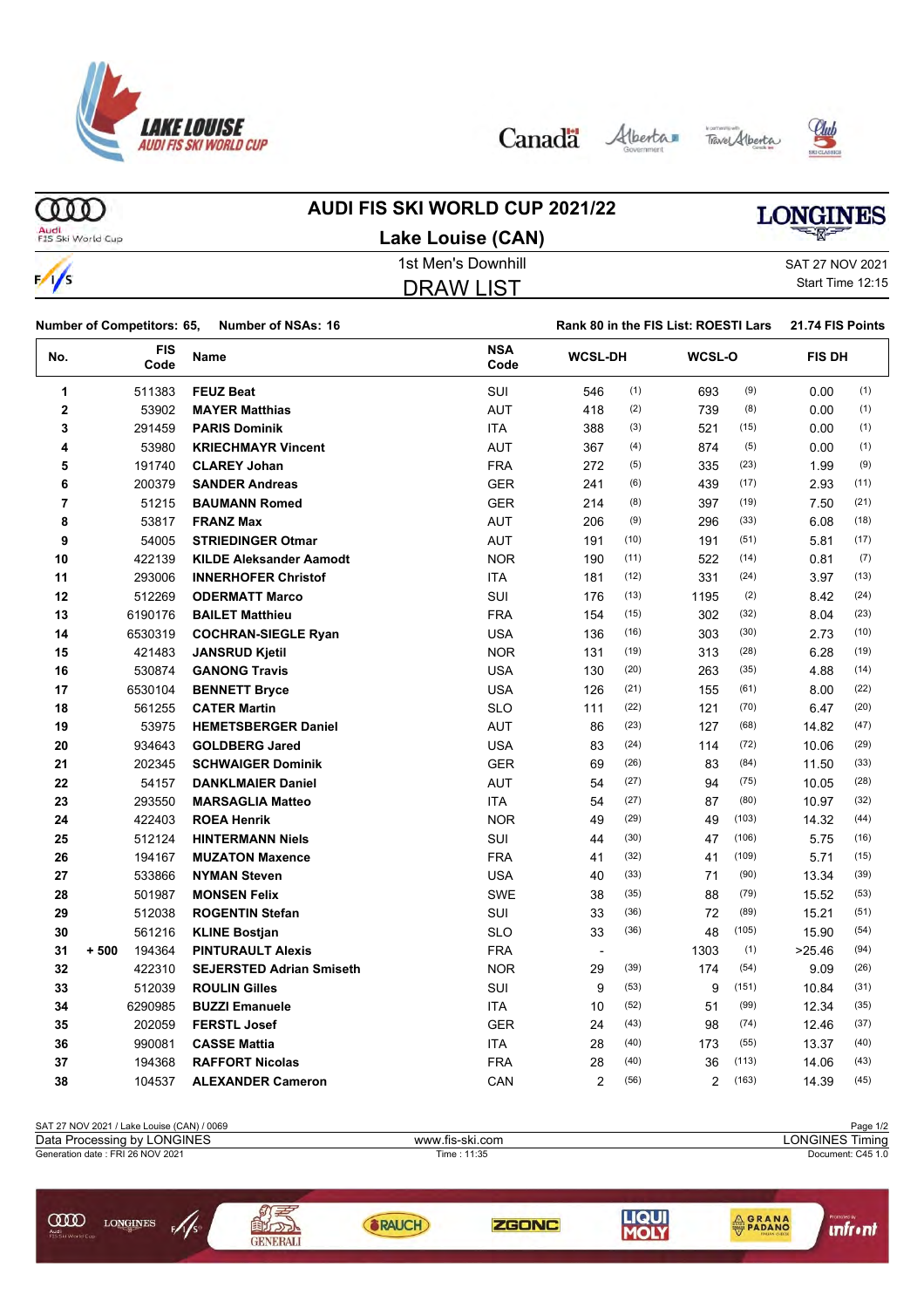# AUDI FIS SKI WORLD CUP 2021/22

## Lake Louise (CAN)

1st Men's Downhill

SAT 27 NOV 2021

## DRAW LIST

Start Time 12:15

**Number of Competitors: 65, Number of NSAs: 16**

**Rank 80 in the FIS List: ROESTI Lars 21.74 FIS Points**

| No. | | FIS Code | Name | NSA Code | WCSL-DH | | WCSL-O | | FIS DH | |
|---|---|---|---|---|---|---|---|---|---|---|
| 1 | | 511383 | **FEUZ Beat** | SUI | 546 | (1) | 693 | (9) | 0.00 | (1) |
| 2 | | 53902 | **MAYER Matthias** | AUT | 418 | (2) | 739 | (8) | 0.00 | (1) |
| 3 | | 291459 | **PARIS Dominik** | ITA | 388 | (3) | 521 | (15) | 0.00 | (1) |
| 4 | | 53980 | **KRIECHMAYR Vincent** | AUT | 367 | (4) | 874 | (5) | 0.00 | (1) |
| 5 | | 191740 | **CLAREY Johan** | FRA | 272 | (5) | 335 | (23) | 1.99 | (9) |
| 6 | | 200379 | **SANDER Andreas** | GER | 241 | (6) | 439 | (17) | 2.93 | (11) |
| 7 | | 51215 | **BAUMANN Romed** | GER | 214 | (8) | 397 | (19) | 7.50 | (21) |
| 8 | | 53817 | **FRANZ Max** | AUT | 206 | (9) | 296 | (33) | 6.08 | (18) |
| 9 | | 54005 | **STRIEDINGER Otmar** | AUT | 191 | (10) | 191 | (51) | 5.81 | (17) |
| 10 | | 422139 | **KILDE Aleksander Aamodt** | NOR | 190 | (11) | 522 | (14) | 0.81 | (7) |
| 11 | | 293006 | **INNERHOFER Christof** | ITA | 181 | (12) | 331 | (24) | 3.97 | (13) |
| 12 | | 512269 | **ODERMATT Marco** | SUI | 176 | (13) | 1195 | (2) | 8.42 | (24) |
| 13 | | 6190176 | **BAILET Matthieu** | FRA | 154 | (15) | 302 | (32) | 8.04 | (23) |
| 14 | | 6530319 | **COCHRAN-SIEGLE Ryan** | USA | 136 | (16) | 303 | (30) | 2.73 | (10) |
| 15 | | 421483 | **JANSRUD Kjetil** | NOR | 131 | (19) | 313 | (28) | 6.28 | (19) |
| 16 | | 530874 | **GANONG Travis** | USA | 130 | (20) | 263 | (35) | 4.88 | (14) |
| 17 | | 6530104 | **BENNETT Bryce** | USA | 126 | (21) | 155 | (61) | 8.00 | (22) |
| 18 | | 561255 | **CATER Martin** | SLO | 111 | (22) | 121 | (70) | 6.47 | (20) |
| 19 | | 53975 | **HEMETSBERGER Daniel** | AUT | 86 | (23) | 127 | (68) | 14.82 | (47) |
| 20 | | 934643 | **GOLDBERG Jared** | USA | 83 | (24) | 114 | (72) | 10.06 | (29) |
| 21 | | 202345 | **SCHWAIGER Dominik** | GER | 69 | (26) | 83 | (84) | 11.50 | (33) |
| 22 | | 54157 | **DANKLMAIER Daniel** | AUT | 54 | (27) | 94 | (75) | 10.05 | (28) |
| 23 | | 293550 | **MARSAGLIA Matteo** | ITA | 54 | (27) | 87 | (80) | 10.97 | (32) |
| 24 | | 422403 | **ROEA Henrik** | NOR | 49 | (29) | 49 | (103) | 14.32 | (44) |
| 25 | | 512124 | **HINTERMANN Niels** | SUI | 44 | (30) | 47 | (106) | 5.75 | (16) |
| 26 | | 194167 | **MUZATON Maxence** | FRA | 41 | (32) | 41 | (109) | 5.71 | (15) |
| 27 | | 533866 | **NYMAN Steven** | USA | 40 | (33) | 71 | (90) | 13.34 | (39) |
| 28 | | 501987 | **MONSEN Felix** | SWE | 38 | (35) | 88 | (79) | 15.52 | (53) |
| 29 | | 512038 | **ROGENTIN Stefan** | SUI | 33 | (36) | 72 | (89) | 15.21 | (51) |
| 30 | | 561216 | **KLINE Bostjan** | SLO | 33 | (36) | 48 | (105) | 15.90 | (54) |
| 31 | + 500 | 194364 | **PINTURAULT Alexis** | FRA | - | | 1303 | (1) | >25.46 | (94) |
| 32 | | 422310 | **SEJERSTED Adrian Smiseth** | NOR | 29 | (39) | 174 | (54) | 9.09 | (26) |
| 33 | | 512039 | **ROULIN Gilles** | SUI | 9 | (53) | 9 | (151) | 10.84 | (31) |
| 34 | | 6290985 | **BUZZI Emanuele** | ITA | 10 | (52) | 51 | (99) | 12.34 | (35) |
| 35 | | 202059 | **FERSTL Josef** | GER | 24 | (43) | 98 | (74) | 12.46 | (37) |
| 36 | | 990081 | **CASSE Mattia** | ITA | 28 | (40) | 173 | (55) | 13.37 | (40) |
| 37 | | 194368 | **RAFFORT Nicolas** | FRA | 28 | (40) | 36 | (113) | 14.06 | (43) |
| 38 | | 104537 | **ALEXANDER Cameron** | CAN | 2 | (56) | 2 | (163) | 14.39 | (45) |

SAT 27 NOV 2021 / Lake Louise (CAN) / 0069

Data Processing by LONGINES — www.fis-ski.com — LONGINES Timing

Generation date : FRI 26 NOV 2021 — Time : 11:35 — Document: C45 1.0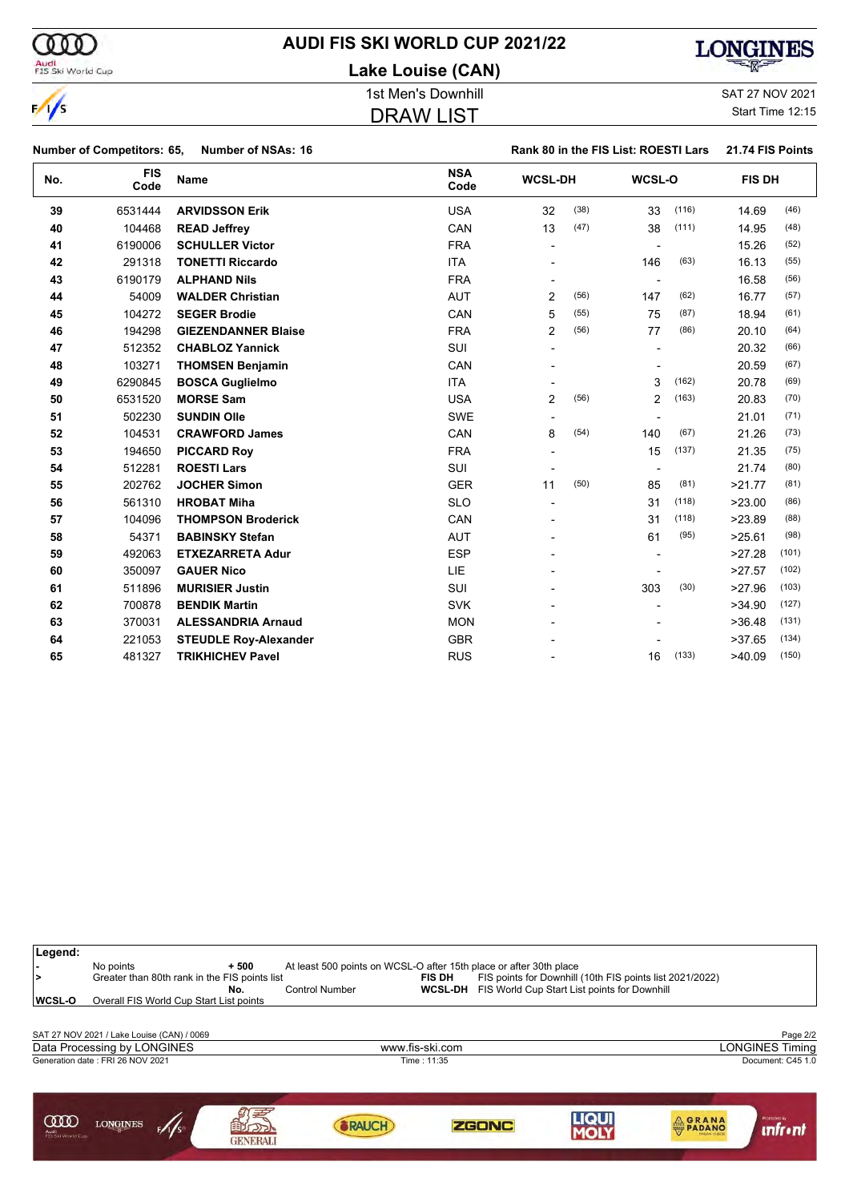# AUDI FIS SKI WORLD CUP 2021/22

## Lake Louise (CAN)

1st Men's Downhill

SAT 27 NOV 2021

Start Time 12:15

## DRAW LIST

**Number of Competitors: 65, Number of NSAs: 16** **Rank 80 in the FIS List: ROESTI Lars 21.74 FIS Points**

| No. | FIS Code | Name | NSA Code | WCSL-DH | | WCSL-O | | FIS DH | |
|---|---|---|---|---|---|---|---|---|---|
| 39 | 6531444 | **ARVIDSSON Erik** | USA | 32 | (38) | 33 | (116) | 14.69 | (46) |
| 40 | 104468 | **READ Jeffrey** | CAN | 13 | (47) | 38 | (111) | 14.95 | (48) |
| 41 | 6190006 | **SCHULLER Victor** | FRA | - | | - | | 15.26 | (52) |
| 42 | 291318 | **TONETTI Riccardo** | ITA | - | | 146 | (63) | 16.13 | (55) |
| 43 | 6190179 | **ALPHAND Nils** | FRA | - | | - | | 16.58 | (56) |
| 44 | 54009 | **WALDER Christian** | AUT | 2 | (56) | 147 | (62) | 16.77 | (57) |
| 45 | 104272 | **SEGER Brodie** | CAN | 5 | (55) | 75 | (87) | 18.94 | (61) |
| 46 | 194298 | **GIEZENDANNER Blaise** | FRA | 2 | (56) | 77 | (86) | 20.10 | (64) |
| 47 | 512352 | **CHABLOZ Yannick** | SUI | - | | - | | 20.32 | (66) |
| 48 | 103271 | **THOMSEN Benjamin** | CAN | - | | - | | 20.59 | (67) |
| 49 | 6290845 | **BOSCA Guglielmo** | ITA | - | | 3 | (162) | 20.78 | (69) |
| 50 | 6531520 | **MORSE Sam** | USA | 2 | (56) | 2 | (163) | 20.83 | (70) |
| 51 | 502230 | **SUNDIN Olle** | SWE | - | | - | | 21.01 | (71) |
| 52 | 104531 | **CRAWFORD James** | CAN | 8 | (54) | 140 | (67) | 21.26 | (73) |
| 53 | 194650 | **PICCARD Roy** | FRA | - | | 15 | (137) | 21.35 | (75) |
| 54 | 512281 | **ROESTI Lars** | SUI | - | | - | | 21.74 | (80) |
| 55 | 202762 | **JOCHER Simon** | GER | 11 | (50) | 85 | (81) | >21.77 | (81) |
| 56 | 561310 | **HROBAT Miha** | SLO | - | | 31 | (118) | >23.00 | (86) |
| 57 | 104096 | **THOMPSON Broderick** | CAN | - | | 31 | (118) | >23.89 | (88) |
| 58 | 54371 | **BABINSKY Stefan** | AUT | - | | 61 | (95) | >25.61 | (98) |
| 59 | 492063 | **ETXEZARRETA Adur** | ESP | - | | - | | >27.28 | (101) |
| 60 | 350097 | **GAUER Nico** | LIE | - | | - | | >27.57 | (102) |
| 61 | 511896 | **MURISIER Justin** | SUI | - | | 303 | (30) | >27.96 | (103) |
| 62 | 700878 | **BENDIK Martin** | SVK | - | | - | | >34.90 | (127) |
| 63 | 370031 | **ALESSANDRIA Arnaud** | MON | - | | - | | >36.48 | (131) |
| 64 | 221053 | **STEUDLE Roy-Alexander** | GBR | - | | - | | >37.65 | (134) |
| 65 | 481327 | **TRIKHICHEV Pavel** | RUS | - | | 16 | (133) | >40.09 | (150) |

**Legend:**

| | | | | | |
|---|---|---|---|---|---|
| - | No points | + 500 | At least 500 points on WCSL-O after 15th place or after 30th place | | |
| > | Greater than 80th rank in the FIS points list | | | FIS DH | FIS points for Downhill (10th FIS points list 2021/2022) |
| | | No. | Control Number | WCSL-DH | FIS World Cup Start List points for Downhill |
| WCSL-O | Overall FIS World Cup Start List points | | | | |

SAT 27 NOV 2021 / Lake Louise (CAN) / 0069

Data Processing by LONGINES — www.fis-ski.com — LONGINES Timing

Generation date : FRI 26 NOV 2021 — Time : 11:35 — Document: C45 1.0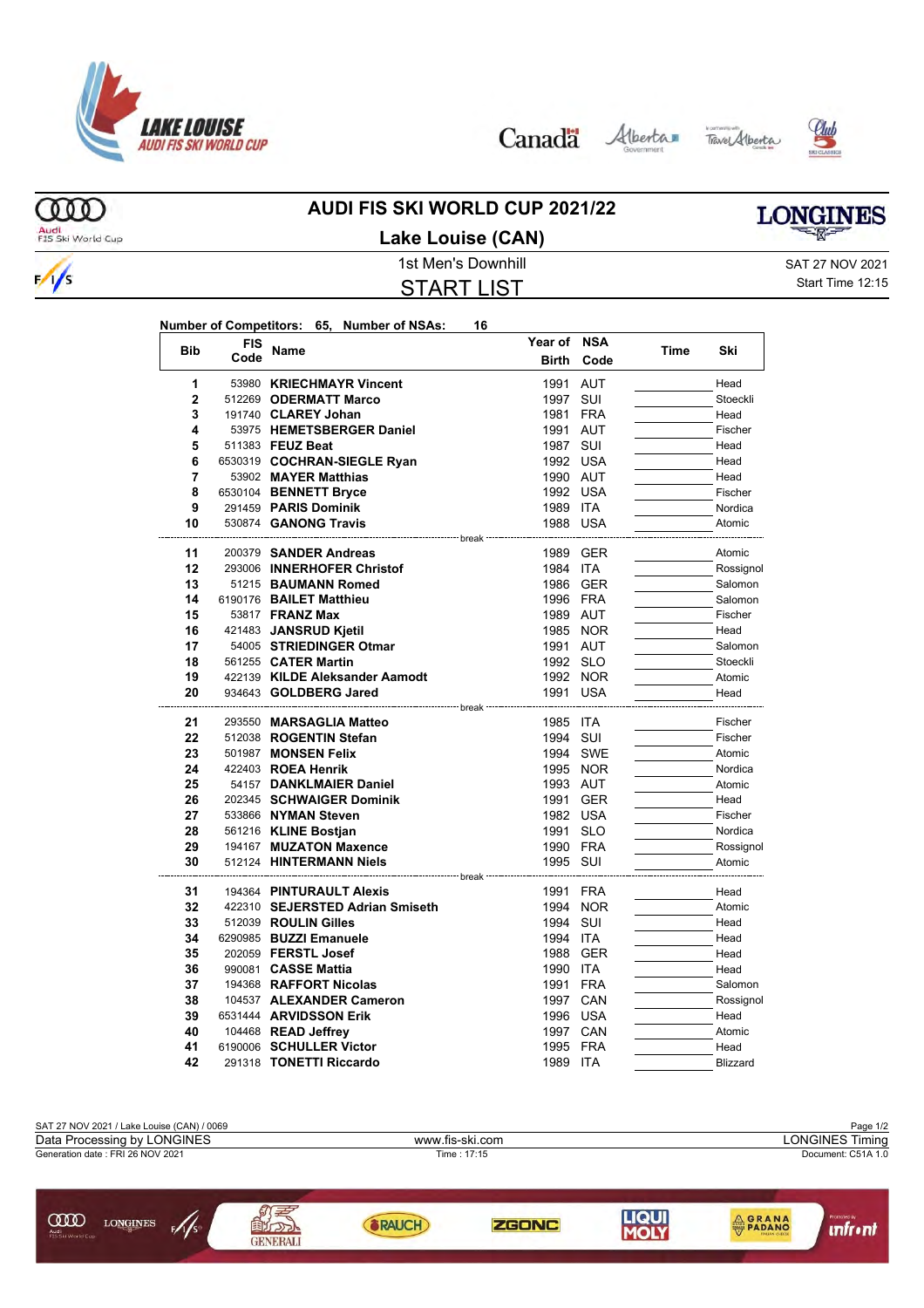# AUDI FIS SKI WORLD CUP 2021/22

## Lake Louise (CAN)

1st Men's Downhill

SAT 27 NOV 2021

Start Time 12:15

## START LIST

**Number of Competitors: 65, Number of NSAs: 16**

| Bib | FIS Code | Name | Year of Birth | NSA Code | Time | Ski |
|---|---|---|---|---|---|---|
| 1 | 53980 | **KRIECHMAYR Vincent** | 1991 | AUT | | Head |
| 2 | 512269 | **ODERMATT Marco** | 1997 | SUI | | Stoeckli |
| 3 | 191740 | **CLAREY Johan** | 1981 | FRA | | Head |
| 4 | 53975 | **HEMETSBERGER Daniel** | 1991 | AUT | | Fischer |
| 5 | 511383 | **FEUZ Beat** | 1987 | SUI | | Head |
| 6 | 6530319 | **COCHRAN-SIEGLE Ryan** | 1992 | USA | | Head |
| 7 | 53902 | **MAYER Matthias** | 1990 | AUT | | Head |
| 8 | 6530104 | **BENNETT Bryce** | 1992 | USA | | Fischer |
| 9 | 291459 | **PARIS Dominik** | 1989 | ITA | | Nordica |
| 10 | 530874 | **GANONG Travis** | 1988 | USA | | Atomic |
| | | break | | | | |
| 11 | 200379 | **SANDER Andreas** | 1989 | GER | | Atomic |
| 12 | 293006 | **INNERHOFER Christof** | 1984 | ITA | | Rossignol |
| 13 | 51215 | **BAUMANN Romed** | 1986 | GER | | Salomon |
| 14 | 6190176 | **BAILET Matthieu** | 1996 | FRA | | Salomon |
| 15 | 53817 | **FRANZ Max** | 1989 | AUT | | Fischer |
| 16 | 421483 | **JANSRUD Kjetil** | 1985 | NOR | | Head |
| 17 | 54005 | **STRIEDINGER Otmar** | 1991 | AUT | | Salomon |
| 18 | 561255 | **CATER Martin** | 1992 | SLO | | Stoeckli |
| 19 | 422139 | **KILDE Aleksander Aamodt** | 1992 | NOR | | Atomic |
| 20 | 934643 | **GOLDBERG Jared** | 1991 | USA | | Head |
| | | break | | | | |
| 21 | 293550 | **MARSAGLIA Matteo** | 1985 | ITA | | Fischer |
| 22 | 512038 | **ROGENTIN Stefan** | 1994 | SUI | | Fischer |
| 23 | 501987 | **MONSEN Felix** | 1994 | SWE | | Atomic |
| 24 | 422403 | **ROEA Henrik** | 1995 | NOR | | Nordica |
| 25 | 54157 | **DANKLMAIER Daniel** | 1993 | AUT | | Atomic |
| 26 | 202345 | **SCHWAIGER Dominik** | 1991 | GER | | Head |
| 27 | 533866 | **NYMAN Steven** | 1982 | USA | | Fischer |
| 28 | 561216 | **KLINE Bostjan** | 1991 | SLO | | Nordica |
| 29 | 194167 | **MUZATON Maxence** | 1990 | FRA | | Rossignol |
| 30 | 512124 | **HINTERMANN Niels** | 1995 | SUI | | Atomic |
| | | break | | | | |
| 31 | 194364 | **PINTURAULT Alexis** | 1991 | FRA | | Head |
| 32 | 422310 | **SEJERSTED Adrian Smiseth** | 1994 | NOR | | Atomic |
| 33 | 512039 | **ROULIN Gilles** | 1994 | SUI | | Head |
| 34 | 6290985 | **BUZZI Emanuele** | 1994 | ITA | | Head |
| 35 | 202059 | **FERSTL Josef** | 1988 | GER | | Head |
| 36 | 990081 | **CASSE Mattia** | 1990 | ITA | | Head |
| 37 | 194368 | **RAFFORT Nicolas** | 1991 | FRA | | Salomon |
| 38 | 104537 | **ALEXANDER Cameron** | 1997 | CAN | | Rossignol |
| 39 | 6531444 | **ARVIDSSON Erik** | 1996 | USA | | Head |
| 40 | 104468 | **READ Jeffrey** | 1997 | CAN | | Atomic |
| 41 | 6190006 | **SCHULLER Victor** | 1995 | FRA | | Head |
| 42 | 291318 | **TONETTI Riccardo** | 1989 | ITA | | Blizzard |

SAT 27 NOV 2021 / Lake Louise (CAN) / 0069

Data Processing by LONGINES — www.fis-ski.com — LONGINES Timing

Generation date : FRI 26 NOV 2021 — Time : 17:15 — Document: C51A 1.0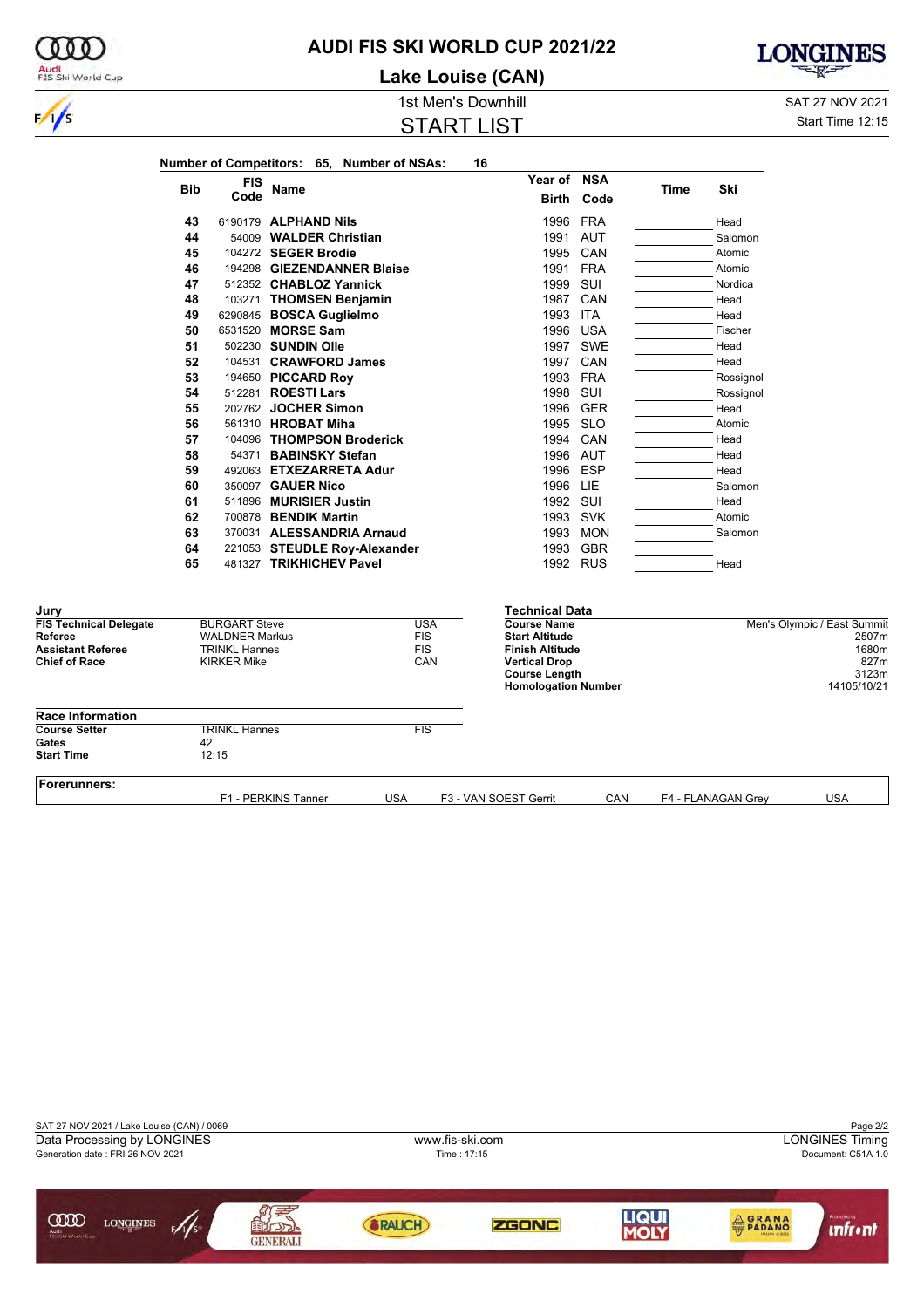# AUDI FIS SKI WORLD CUP 2021/22

## Lake Louise (CAN)

1st Men's Downhill

SAT 27 NOV 2021

# START LIST

Start Time 12:15

**Number of Competitors: 65, Number of NSAs: 16**

| Bib | FIS Code | Name | Year of Birth | NSA Code | Time | Ski |
|---|---|---|---|---|---|---|
| 43 | 6190179 | **ALPHAND Nils** | 1996 | FRA | | Head |
| 44 | 54009 | **WALDER Christian** | 1991 | AUT | | Salomon |
| 45 | 104272 | **SEGER Brodie** | 1995 | CAN | | Atomic |
| 46 | 194298 | **GIEZENDANNER Blaise** | 1991 | FRA | | Atomic |
| 47 | 512352 | **CHABLOZ Yannick** | 1999 | SUI | | Nordica |
| 48 | 103271 | **THOMSEN Benjamin** | 1987 | CAN | | Head |
| 49 | 6290845 | **BOSCA Guglielmo** | 1993 | ITA | | Head |
| 50 | 6531520 | **MORSE Sam** | 1996 | USA | | Fischer |
| 51 | 502230 | **SUNDIN Olle** | 1997 | SWE | | Head |
| 52 | 104531 | **CRAWFORD James** | 1997 | CAN | | Head |
| 53 | 194650 | **PICCARD Roy** | 1993 | FRA | | Rossignol |
| 54 | 512281 | **ROESTI Lars** | 1998 | SUI | | Rossignol |
| 55 | 202762 | **JOCHER Simon** | 1996 | GER | | Head |
| 56 | 561310 | **HROBAT Miha** | 1995 | SLO | | Atomic |
| 57 | 104096 | **THOMPSON Broderick** | 1994 | CAN | | Head |
| 58 | 54371 | **BABINSKY Stefan** | 1996 | AUT | | Head |
| 59 | 492063 | **ETXEZARRETA Adur** | 1996 | ESP | | Head |
| 60 | 350097 | **GAUER Nico** | 1996 | LIE | | Salomon |
| 61 | 511896 | **MURISIER Justin** | 1992 | SUI | | Head |
| 62 | 700878 | **BENDIK Martin** | 1993 | SVK | | Atomic |
| 63 | 370031 | **ALESSANDRIA Arnaud** | 1993 | MON | | Salomon |
| 64 | 221053 | **STEUDLE Roy-Alexander** | 1993 | GBR | | |
| 65 | 481327 | **TRIKHICHEV Pavel** | 1992 | RUS | | Head |

| Jury | | |
|---|---|---|
| **FIS Technical Delegate** | BURGART Steve | USA |
| **Referee** | WALDNER Markus | FIS |
| **Assistant Referee** | TRINKL Hannes | FIS |
| **Chief of Race** | KIRKER Mike | CAN |

| Technical Data | |
|---|---|
| **Course Name** | Men's Olympic / East Summit |
| **Start Altitude** | 2507m |
| **Finish Altitude** | 1680m |
| **Vertical Drop** | 827m |
| **Course Length** | 3123m |
| **Homologation Number** | 14105/10/21 |

| Race Information | | |
|---|---|---|
| **Course Setter** | TRINKL Hannes | FIS |
| **Gates** | 42 | |
| **Start Time** | 12:15 | |

**Forerunners:**

F1 - PERKINS Tanner USA | F3 - VAN SOEST Gerrit CAN | F4 - FLANAGAN Grey USA

SAT 27 NOV 2021 / Lake Louise (CAN) / 0069

Data Processing by LONGINES — www.fis-ski.com — LONGINES Timing

Generation date : FRI 26 NOV 2021 — Time : 17:15 — Document: C51A 1.0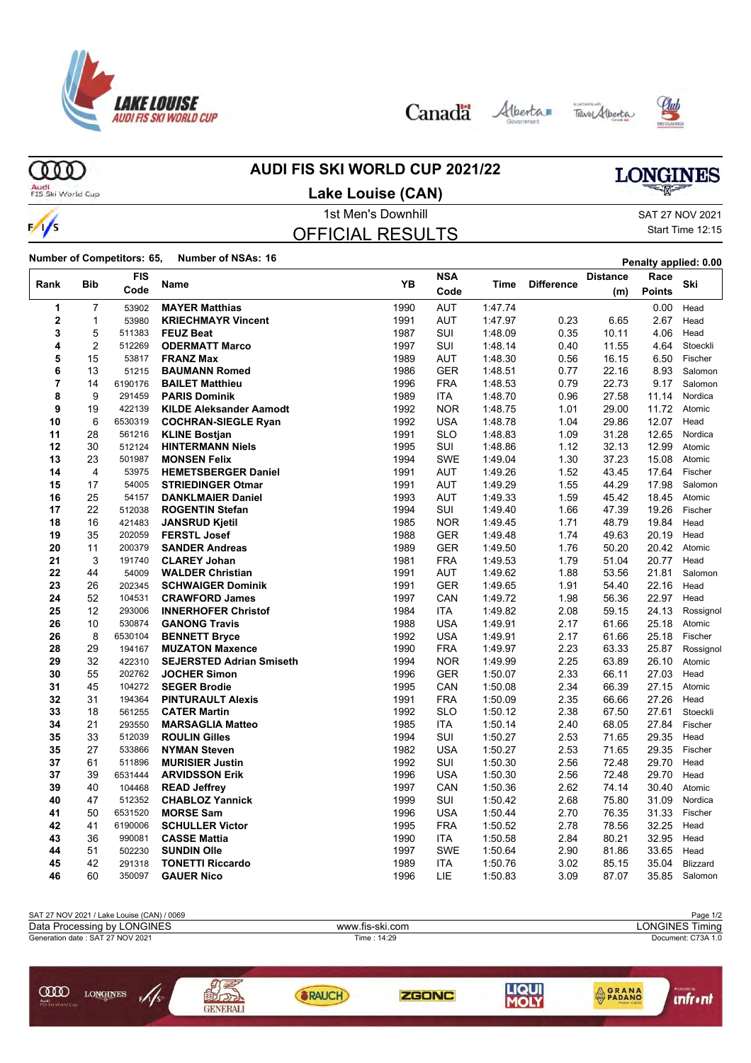# AUDI FIS SKI WORLD CUP 2021/22

## Lake Louise (CAN)

1st Men's Downhill

SAT 27 NOV 2021

Start Time 12:15

## OFFICIAL RESULTS

**Number of Competitors: 65, Number of NSAs: 16**

**Penalty applied: 0.00**

| Rank | Bib | FIS Code | Name | YB | NSA Code | Time | Difference | Distance (m) | Race Points | Ski |
|---|---|---|---|---|---|---|---|---|---|---|
| 1 | 7 | 53902 | **MAYER Matthias** | 1990 | AUT | 1:47.74 | | | 0.00 | Head |
| 2 | 1 | 53980 | **KRIECHMAYR Vincent** | 1991 | AUT | 1:47.97 | 0.23 | 6.65 | 2.67 | Head |
| 3 | 5 | 511383 | **FEUZ Beat** | 1987 | SUI | 1:48.09 | 0.35 | 10.11 | 4.06 | Head |
| 4 | 2 | 512269 | **ODERMATT Marco** | 1997 | SUI | 1:48.14 | 0.40 | 11.55 | 4.64 | Stoeckli |
| 5 | 15 | 53817 | **FRANZ Max** | 1989 | AUT | 1:48.30 | 0.56 | 16.15 | 6.50 | Fischer |
| 6 | 13 | 51215 | **BAUMANN Romed** | 1986 | GER | 1:48.51 | 0.77 | 22.16 | 8.93 | Salomon |
| 7 | 14 | 6190176 | **BAILET Matthieu** | 1996 | FRA | 1:48.53 | 0.79 | 22.73 | 9.17 | Salomon |
| 8 | 9 | 291459 | **PARIS Dominik** | 1989 | ITA | 1:48.70 | 0.96 | 27.58 | 11.14 | Nordica |
| 9 | 19 | 422139 | **KILDE Aleksander Aamodt** | 1992 | NOR | 1:48.75 | 1.01 | 29.00 | 11.72 | Atomic |
| 10 | 6 | 6530319 | **COCHRAN-SIEGLE Ryan** | 1992 | USA | 1:48.78 | 1.04 | 29.86 | 12.07 | Head |
| 11 | 28 | 561216 | **KLINE Bostjan** | 1991 | SLO | 1:48.83 | 1.09 | 31.28 | 12.65 | Nordica |
| 12 | 30 | 512124 | **HINTERMANN Niels** | 1995 | SUI | 1:48.86 | 1.12 | 32.13 | 12.99 | Atomic |
| 13 | 23 | 501987 | **MONSEN Felix** | 1994 | SWE | 1:49.04 | 1.30 | 37.23 | 15.08 | Atomic |
| 14 | 4 | 53975 | **HEMETSBERGER Daniel** | 1991 | AUT | 1:49.26 | 1.52 | 43.45 | 17.64 | Fischer |
| 15 | 17 | 54005 | **STRIEDINGER Otmar** | 1991 | AUT | 1:49.29 | 1.55 | 44.29 | 17.98 | Salomon |
| 16 | 25 | 54157 | **DANKLMAIER Daniel** | 1993 | AUT | 1:49.33 | 1.59 | 45.42 | 18.45 | Atomic |
| 17 | 22 | 512038 | **ROGENTIN Stefan** | 1994 | SUI | 1:49.40 | 1.66 | 47.39 | 19.26 | Fischer |
| 18 | 16 | 421483 | **JANSRUD Kjetil** | 1985 | NOR | 1:49.45 | 1.71 | 48.79 | 19.84 | Head |
| 19 | 35 | 202059 | **FERSTL Josef** | 1988 | GER | 1:49.48 | 1.74 | 49.63 | 20.19 | Head |
| 20 | 11 | 200379 | **SANDER Andreas** | 1989 | GER | 1:49.50 | 1.76 | 50.20 | 20.42 | Atomic |
| 21 | 3 | 191740 | **CLAREY Johan** | 1981 | FRA | 1:49.53 | 1.79 | 51.04 | 20.77 | Head |
| 22 | 44 | 54009 | **WALDER Christian** | 1991 | AUT | 1:49.62 | 1.88 | 53.56 | 21.81 | Salomon |
| 23 | 26 | 202345 | **SCHWAIGER Dominik** | 1991 | GER | 1:49.65 | 1.91 | 54.40 | 22.16 | Head |
| 24 | 52 | 104531 | **CRAWFORD James** | 1997 | CAN | 1:49.72 | 1.98 | 56.36 | 22.97 | Head |
| 25 | 12 | 293006 | **INNERHOFER Christof** | 1984 | ITA | 1:49.82 | 2.08 | 59.15 | 24.13 | Rossignol |
| 26 | 10 | 530874 | **GANONG Travis** | 1988 | USA | 1:49.91 | 2.17 | 61.66 | 25.18 | Atomic |
| 26 | 8 | 6530104 | **BENNETT Bryce** | 1992 | USA | 1:49.91 | 2.17 | 61.66 | 25.18 | Fischer |
| 28 | 29 | 194167 | **MUZATON Maxence** | 1990 | FRA | 1:49.97 | 2.23 | 63.33 | 25.87 | Rossignol |
| 29 | 32 | 422310 | **SEJERSTED Adrian Smiseth** | 1994 | NOR | 1:49.99 | 2.25 | 63.89 | 26.10 | Atomic |
| 30 | 55 | 202762 | **JOCHER Simon** | 1996 | GER | 1:50.07 | 2.33 | 66.11 | 27.03 | Head |
| 31 | 45 | 104272 | **SEGER Brodie** | 1995 | CAN | 1:50.08 | 2.34 | 66.39 | 27.15 | Atomic |
| 32 | 31 | 194364 | **PINTURAULT Alexis** | 1991 | FRA | 1:50.09 | 2.35 | 66.66 | 27.26 | Head |
| 33 | 18 | 561255 | **CATER Martin** | 1992 | SLO | 1:50.12 | 2.38 | 67.50 | 27.61 | Stoeckli |
| 34 | 21 | 293550 | **MARSAGLIA Matteo** | 1985 | ITA | 1:50.14 | 2.40 | 68.05 | 27.84 | Fischer |
| 35 | 33 | 512039 | **ROULIN Gilles** | 1994 | SUI | 1:50.27 | 2.53 | 71.65 | 29.35 | Head |
| 35 | 27 | 533866 | **NYMAN Steven** | 1982 | USA | 1:50.27 | 2.53 | 71.65 | 29.35 | Fischer |
| 37 | 61 | 511896 | **MURISIER Justin** | 1992 | SUI | 1:50.30 | 2.56 | 72.48 | 29.70 | Head |
| 37 | 39 | 6531444 | **ARVIDSSON Erik** | 1996 | USA | 1:50.30 | 2.56 | 72.48 | 29.70 | Head |
| 39 | 40 | 104468 | **READ Jeffrey** | 1997 | CAN | 1:50.36 | 2.62 | 74.14 | 30.40 | Atomic |
| 40 | 47 | 512352 | **CHABLOZ Yannick** | 1999 | SUI | 1:50.42 | 2.68 | 75.80 | 31.09 | Nordica |
| 41 | 50 | 6531520 | **MORSE Sam** | 1996 | USA | 1:50.44 | 2.70 | 76.35 | 31.33 | Fischer |
| 42 | 41 | 6190006 | **SCHULLER Victor** | 1995 | FRA | 1:50.52 | 2.78 | 78.56 | 32.25 | Head |
| 43 | 36 | 990081 | **CASSE Mattia** | 1990 | ITA | 1:50.58 | 2.84 | 80.21 | 32.95 | Head |
| 44 | 51 | 502230 | **SUNDIN Olle** | 1997 | SWE | 1:50.64 | 2.90 | 81.86 | 33.65 | Head |
| 45 | 42 | 291318 | **TONETTI Riccardo** | 1989 | ITA | 1:50.76 | 3.02 | 85.15 | 35.04 | Blizzard |
| 46 | 60 | 350097 | **GAUER Nico** | 1996 | LIE | 1:50.83 | 3.09 | 87.07 | 35.85 | Salomon |

SAT 27 NOV 2021 / Lake Louise (CAN) / 0069

Data Processing by LONGINES — www.fis-ski.com — LONGINES Timing

Generation date : SAT 27 NOV 2021 — Time : 14:29 — Document: C73A 1.0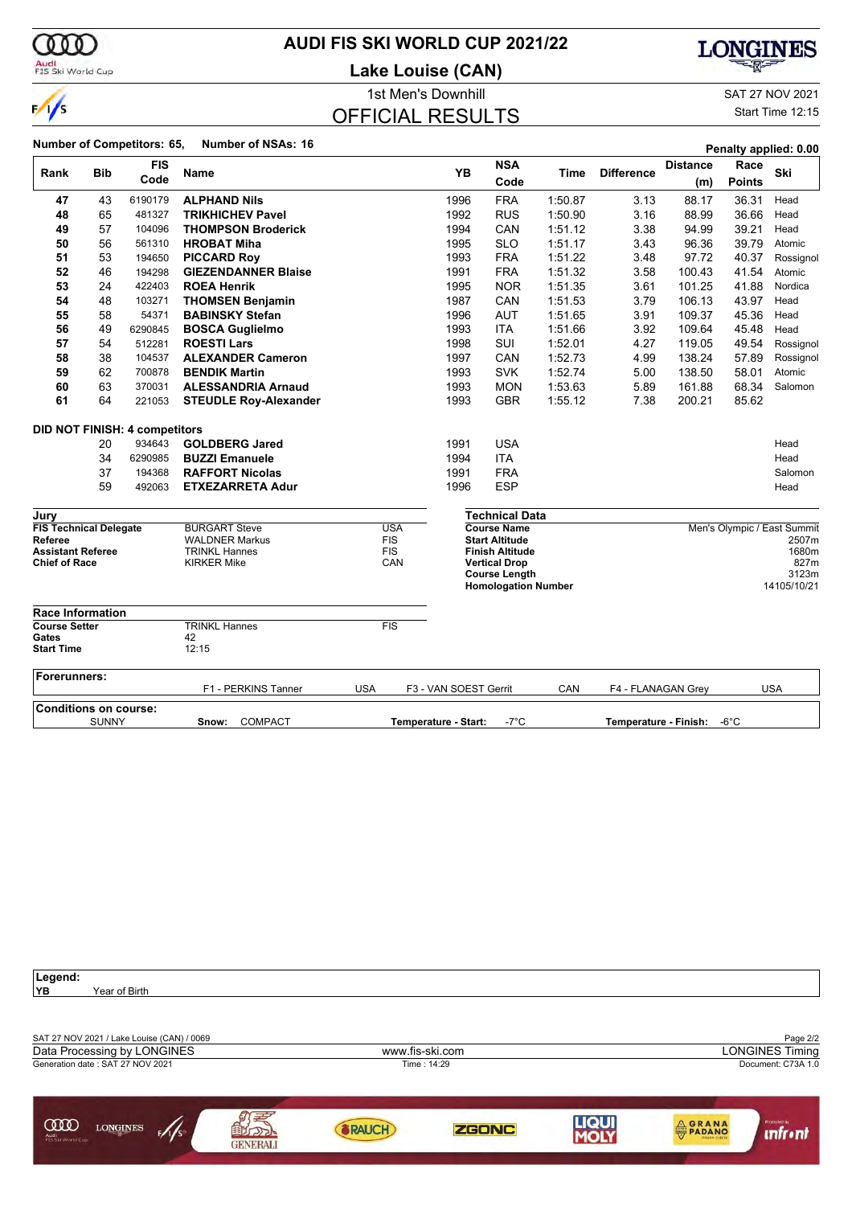# AUDI FIS SKI WORLD CUP 2021/22

## Lake Louise (CAN)

### 1st Men's Downhill

SAT 27 NOV 2021

Start Time 12:15

## OFFICIAL RESULTS

**Number of Competitors: 65, Number of NSAs: 16**

**Penalty applied: 0.00**

| Rank | Bib | FIS Code | Name | YB | NSA Code | Time | Difference | Distance (m) | Race Points | Ski |
|---|---|---|---|---|---|---|---|---|---|---|
| 47 | 43 | 6190179 | **ALPHAND Nils** | 1996 | FRA | 1:50.87 | 3.13 | 88.17 | 36.31 | Head |
| 48 | 65 | 481327 | **TRIKHICHEV Pavel** | 1992 | RUS | 1:50.90 | 3.16 | 88.99 | 36.66 | Head |
| 49 | 57 | 104096 | **THOMPSON Broderick** | 1994 | CAN | 1:51.12 | 3.38 | 94.99 | 39.21 | Head |
| 50 | 56 | 561310 | **HROBAT Miha** | 1995 | SLO | 1:51.17 | 3.43 | 96.36 | 39.79 | Atomic |
| 51 | 53 | 194650 | **PICCARD Roy** | 1993 | FRA | 1:51.22 | 3.48 | 97.72 | 40.37 | Rossignol |
| 52 | 46 | 194298 | **GIEZENDANNER Blaise** | 1991 | FRA | 1:51.32 | 3.58 | 100.43 | 41.54 | Atomic |
| 53 | 24 | 422403 | **ROEA Henrik** | 1995 | NOR | 1:51.35 | 3.61 | 101.25 | 41.88 | Nordica |
| 54 | 48 | 103271 | **THOMSEN Benjamin** | 1987 | CAN | 1:51.53 | 3.79 | 106.13 | 43.97 | Head |
| 55 | 58 | 54371 | **BABINSKY Stefan** | 1996 | AUT | 1:51.65 | 3.91 | 109.37 | 45.36 | Head |
| 56 | 49 | 6290845 | **BOSCA Guglielmo** | 1993 | ITA | 1:51.66 | 3.92 | 109.64 | 45.48 | Head |
| 57 | 54 | 512281 | **ROESTI Lars** | 1998 | SUI | 1:52.01 | 4.27 | 119.05 | 49.54 | Rossignol |
| 58 | 38 | 104537 | **ALEXANDER Cameron** | 1997 | CAN | 1:52.73 | 4.99 | 138.24 | 57.89 | Rossignol |
| 59 | 62 | 700878 | **BENDIK Martin** | 1993 | SVK | 1:52.74 | 5.00 | 138.50 | 58.01 | Atomic |
| 60 | 63 | 370031 | **ALESSANDRIA Arnaud** | 1993 | MON | 1:53.63 | 5.89 | 161.88 | 68.34 | Salomon |
| 61 | 64 | 221053 | **STEUDLE Roy-Alexander** | 1993 | GBR | 1:55.12 | 7.38 | 200.21 | 85.62 | |

**DID NOT FINISH: 4 competitors**

| Rank | Bib | FIS Code | Name | YB | NSA Code | Time | Difference | Distance (m) | Race Points | Ski |
|---|---|---|---|---|---|---|---|---|---|---|
| | 20 | 934643 | **GOLDBERG Jared** | 1991 | USA | | | | | Head |
| | 34 | 6290985 | **BUZZI Emanuele** | 1994 | ITA | | | | | Head |
| | 37 | 194368 | **RAFFORT Nicolas** | 1991 | FRA | | | | | Salomon |
| | 59 | 492063 | **ETXEZARRETA Adur** | 1996 | ESP | | | | | Head |

### Jury

| | | |
|---|---|---|
| **FIS Technical Delegate** | BURGART Steve | USA |
| **Referee** | WALDNER Markus | FIS |
| **Assistant Referee** | TRINKL Hannes | FIS |
| **Chief of Race** | KIRKER Mike | CAN |

### Technical Data

| | |
|---|---|
| **Course Name** | Men's Olympic / East Summit |
| **Start Altitude** | 2507m |
| **Finish Altitude** | 1680m |
| **Vertical Drop** | 827m |
| **Course Length** | 3123m |
| **Homologation Number** | 14105/10/21 |

### Race Information

| | | |
|---|---|---|
| **Course Setter** | TRINKL Hannes | FIS |
| **Gates** | 42 | |
| **Start Time** | 12:15 | |

**Forerunners:**

F1 - PERKINS Tanner USA | F3 - VAN SOEST Gerrit CAN | F4 - FLANAGAN Grey USA

**Conditions on course:**

SUNNY | **Snow:** COMPACT | **Temperature - Start:** -7°C | **Temperature - Finish:** -6°C

**Legend:**

**YB** Year of Birth

SAT 27 NOV 2021 / Lake Louise (CAN) / 0069

Data Processing by LONGINES | www.fis-ski.com | LONGINES Timing

Generation date : SAT 27 NOV 2021 | Time : 14:29 | Document: C73A 1.0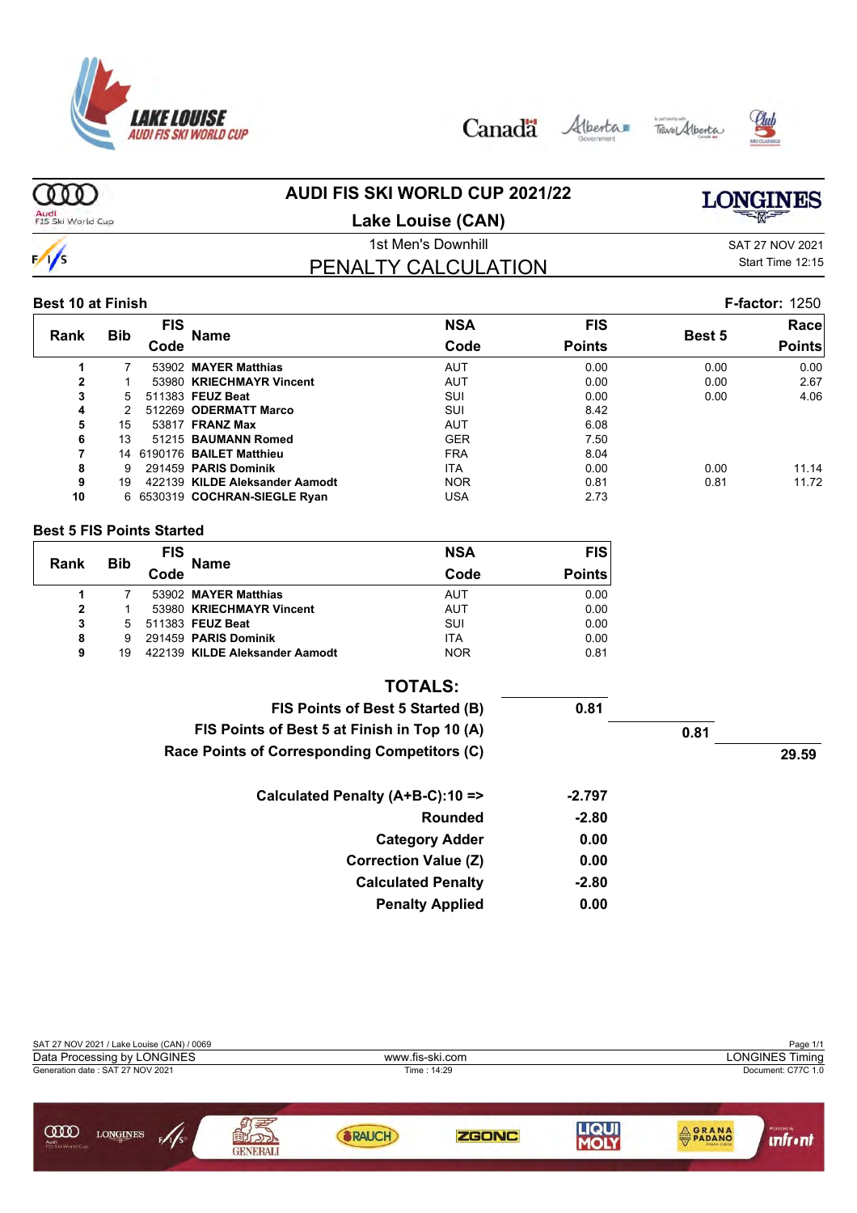# AUDI FIS SKI WORLD CUP 2021/22

## Lake Louise (CAN)

1st Men's Downhill

SAT 27 NOV 2021
Start Time 12:15

## PENALTY CALCULATION

**Best 10 at Finish** — **F-factor:** 1250

| Rank | Bib | FIS Code | Name | NSA Code | FIS Points | Best 5 | Race Points |
|---|---|---|---|---|---|---|---|
| 1 | 7 | 53902 | **MAYER Matthias** | AUT | 0.00 | 0.00 | 0.00 |
| 2 | 1 | 53980 | **KRIECHMAYR Vincent** | AUT | 0.00 | 0.00 | 2.67 |
| 3 | 5 | 511383 | **FEUZ Beat** | SUI | 0.00 | 0.00 | 4.06 |
| 4 | 2 | 512269 | **ODERMATT Marco** | SUI | 8.42 | | |
| 5 | 15 | 53817 | **FRANZ Max** | AUT | 6.08 | | |
| 6 | 13 | 51215 | **BAUMANN Romed** | GER | 7.50 | | |
| 7 | 14 | 6190176 | **BAILET Matthieu** | FRA | 8.04 | | |
| 8 | 9 | 291459 | **PARIS Dominik** | ITA | 0.00 | 0.00 | 11.14 |
| 9 | 19 | 422139 | **KILDE Aleksander Aamodt** | NOR | 0.81 | 0.81 | 11.72 |
| 10 | 6 | 6530319 | **COCHRAN-SIEGLE Ryan** | USA | 2.73 | | |

**Best 5 FIS Points Started**

| Rank | Bib | FIS Code | Name | NSA Code | FIS Points |
|---|---|---|---|---|---|
| 1 | 7 | 53902 | **MAYER Matthias** | AUT | 0.00 |
| 2 | 1 | 53980 | **KRIECHMAYR Vincent** | AUT | 0.00 |
| 3 | 5 | 511383 | **FEUZ Beat** | SUI | 0.00 |
| 8 | 9 | 291459 | **PARIS Dominik** | ITA | 0.00 |
| 9 | 19 | 422139 | **KILDE Aleksander Aamodt** | NOR | 0.81 |

**TOTALS:**

| | | | |
|---|---|---|---|
| **FIS Points of Best 5 Started (B)** | **0.81** | | |
| **FIS Points of Best 5 at Finish in Top 10 (A)** | | **0.81** | |
| **Race Points of Corresponding Competitors (C)** | | | **29.59** |
| **Calculated Penalty (A+B-C):10 =>** | **-2.797** | | |
| **Rounded** | **-2.80** | | |
| **Category Adder** | **0.00** | | |
| **Correction Value (Z)** | **0.00** | | |
| **Calculated Penalty** | **-2.80** | | |
| **Penalty Applied** | **0.00** | | |

SAT 27 NOV 2021 / Lake Louise (CAN) / 0069
Data Processing by LONGINES — www.fis-ski.com — LONGINES Timing
Generation date : SAT 27 NOV 2021 — Time : 14:29 — Document: C77C 1.0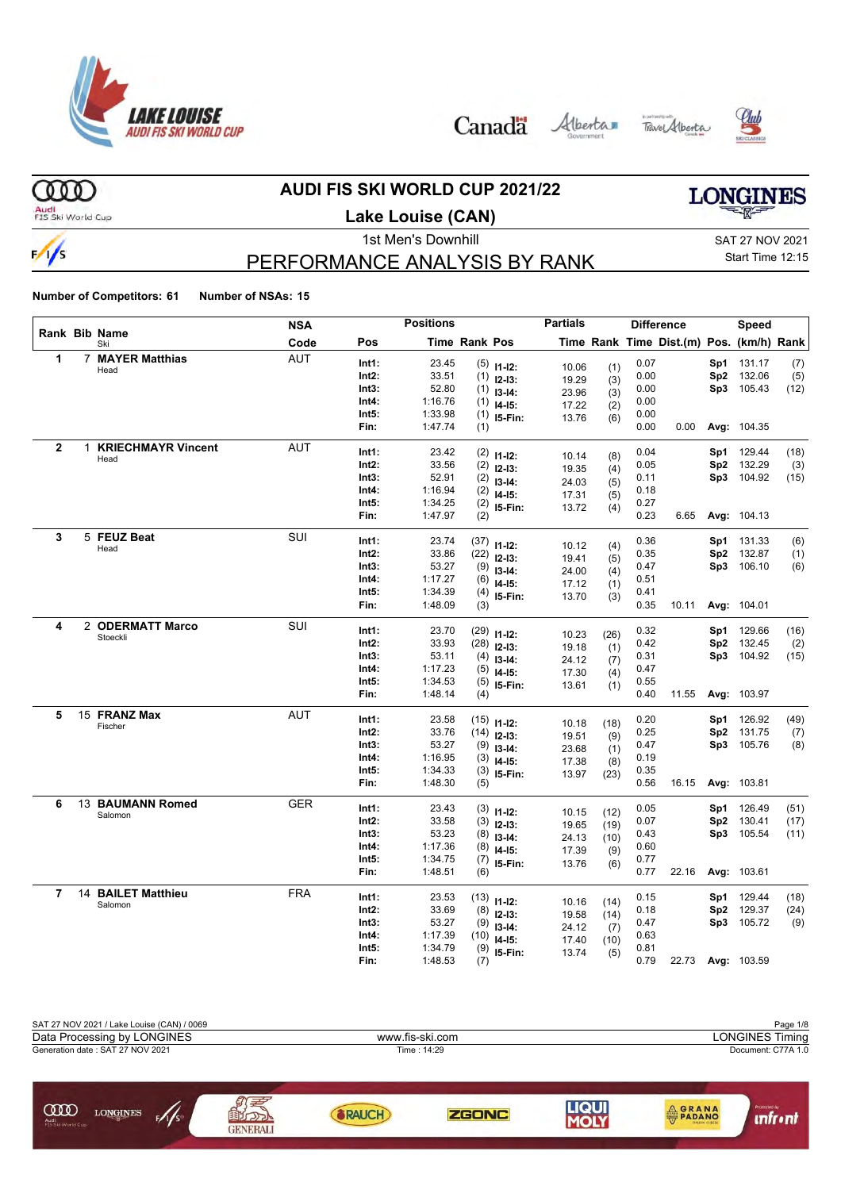# AUDI FIS SKI WORLD CUP 2021/22

## Lake Louise (CAN)

1st Men's Downhill

SAT 27 NOV 2021

Start Time 12:15

## PERFORMANCE ANALYSIS BY RANK

**Number of Competitors: 61** **Number of NSAs: 15**

| Rank | Bib | Name / Ski | NSA Code | Pos | Time | Rank | Pos | Partial Time | Partial Rank | Diff. Time | Dist.(m) | Speed Pos. | Speed (km/h) | Speed Rank |
|---|---|---|---|---|---|---|---|---|---|---|---|---|---|---|
| 1 | 7 | **MAYER Matthias** Head | AUT | Int1: | 23.45 | (5) | I1-I2: | 10.06 | (1) | 0.07 | | Sp1 | 131.17 | (7) |
| | | | | Int2: | 33.51 | (1) | I2-I3: | 19.29 | (3) | 0.00 | | Sp2 | 132.06 | (5) |
| | | | | Int3: | 52.80 | (1) | I3-I4: | 23.96 | (3) | 0.00 | | Sp3 | 105.43 | (12) |
| | | | | Int4: | 1:16.76 | (1) | I4-I5: | 17.22 | (2) | 0.00 | | | | |
| | | | | Int5: | 1:33.98 | (1) | I5-Fin: | 13.76 | (6) | 0.00 | | | | |
| | | | | Fin: | 1:47.74 | (1) | | | | 0.00 | 0.00 | Avg: | 104.35 | |
| 2 | 1 | **KRIECHMAYR Vincent** Head | AUT | Int1: | 23.42 | (2) | I1-I2: | 10.14 | (8) | 0.04 | | Sp1 | 129.44 | (18) |
| | | | | Int2: | 33.56 | (2) | I2-I3: | 19.35 | (4) | 0.05 | | Sp2 | 132.29 | (3) |
| | | | | Int3: | 52.91 | (2) | I3-I4: | 24.03 | (5) | 0.11 | | Sp3 | 104.92 | (15) |
| | | | | Int4: | 1:16.94 | (2) | I4-I5: | 17.31 | (5) | 0.18 | | | | |
| | | | | Int5: | 1:34.25 | (2) | I5-Fin: | 13.72 | (4) | 0.27 | | | | |
| | | | | Fin: | 1:47.97 | (2) | | | | 0.23 | 6.65 | Avg: | 104.13 | |
| 3 | 5 | **FEUZ Beat** Head | SUI | Int1: | 23.74 | (37) | I1-I2: | 10.12 | (4) | 0.36 | | Sp1 | 131.33 | (6) |
| | | | | Int2: | 33.86 | (22) | I2-I3: | 19.41 | (5) | 0.35 | | Sp2 | 132.87 | (1) |
| | | | | Int3: | 53.27 | (9) | I3-I4: | 24.00 | (4) | 0.47 | | Sp3 | 106.10 | (6) |
| | | | | Int4: | 1:17.27 | (6) | I4-I5: | 17.12 | (1) | 0.51 | | | | |
| | | | | Int5: | 1:34.39 | (4) | I5-Fin: | 13.70 | (3) | 0.41 | | | | |
| | | | | Fin: | 1:48.09 | (3) | | | | 0.35 | 10.11 | Avg: | 104.01 | |
| 4 | 2 | **ODERMATT Marco** Stoeckli | SUI | Int1: | 23.70 | (29) | I1-I2: | 10.23 | (26) | 0.32 | | Sp1 | 129.66 | (16) |
| | | | | Int2: | 33.93 | (28) | I2-I3: | 19.18 | (1) | 0.42 | | Sp2 | 132.45 | (2) |
| | | | | Int3: | 53.11 | (4) | I3-I4: | 24.12 | (7) | 0.31 | | Sp3 | 104.92 | (15) |
| | | | | Int4: | 1:17.23 | (5) | I4-I5: | 17.30 | (4) | 0.47 | | | | |
| | | | | Int5: | 1:34.53 | (5) | I5-Fin: | 13.61 | (1) | 0.55 | | | | |
| | | | | Fin: | 1:48.14 | (4) | | | | 0.40 | 11.55 | Avg: | 103.97 | |
| 5 | 15 | **FRANZ Max** Fischer | AUT | Int1: | 23.58 | (15) | I1-I2: | 10.18 | (18) | 0.20 | | Sp1 | 126.92 | (49) |
| | | | | Int2: | 33.76 | (14) | I2-I3: | 19.51 | (9) | 0.25 | | Sp2 | 131.75 | (7) |
| | | | | Int3: | 53.27 | (9) | I3-I4: | 23.68 | (1) | 0.47 | | Sp3 | 105.76 | (8) |
| | | | | Int4: | 1:16.95 | (3) | I4-I5: | 17.38 | (8) | 0.19 | | | | |
| | | | | Int5: | 1:34.33 | (3) | I5-Fin: | 13.97 | (23) | 0.35 | | | | |
| | | | | Fin: | 1:48.30 | (5) | | | | 0.56 | 16.15 | Avg: | 103.81 | |
| 6 | 13 | **BAUMANN Romed** Salomon | GER | Int1: | 23.43 | (3) | I1-I2: | 10.15 | (12) | 0.05 | | Sp1 | 126.49 | (51) |
| | | | | Int2: | 33.58 | (3) | I2-I3: | 19.65 | (19) | 0.07 | | Sp2 | 130.41 | (17) |
| | | | | Int3: | 53.23 | (8) | I3-I4: | 24.13 | (10) | 0.43 | | Sp3 | 105.54 | (11) |
| | | | | Int4: | 1:17.36 | (8) | I4-I5: | 17.39 | (9) | 0.60 | | | | |
| | | | | Int5: | 1:34.75 | (7) | I5-Fin: | 13.76 | (6) | 0.77 | | | | |
| | | | | Fin: | 1:48.51 | (6) | | | | 0.77 | 22.16 | Avg: | 103.61 | |
| 7 | 14 | **BAILET Matthieu** Salomon | FRA | Int1: | 23.53 | (13) | I1-I2: | 10.16 | (14) | 0.15 | | Sp1 | 129.44 | (18) |
| | | | | Int2: | 33.69 | (8) | I2-I3: | 19.58 | (14) | 0.18 | | Sp2 | 129.37 | (24) |
| | | | | Int3: | 53.27 | (9) | I3-I4: | 24.12 | (7) | 0.47 | | Sp3 | 105.72 | (9) |
| | | | | Int4: | 1:17.39 | (10) | I4-I5: | 17.40 | (10) | 0.63 | | | | |
| | | | | Int5: | 1:34.79 | (9) | I5-Fin: | 13.74 | (5) | 0.81 | | | | |
| | | | | Fin: | 1:48.53 | (7) | | | | 0.79 | 22.73 | Avg: | 103.59 | |

SAT 27 NOV 2021 / Lake Louise (CAN) / 0069

Data Processing by LONGINES — www.fis-ski.com — LONGINES Timing

Generation date : SAT 27 NOV 2021 — Time : 14:29 — Document: C77A 1.0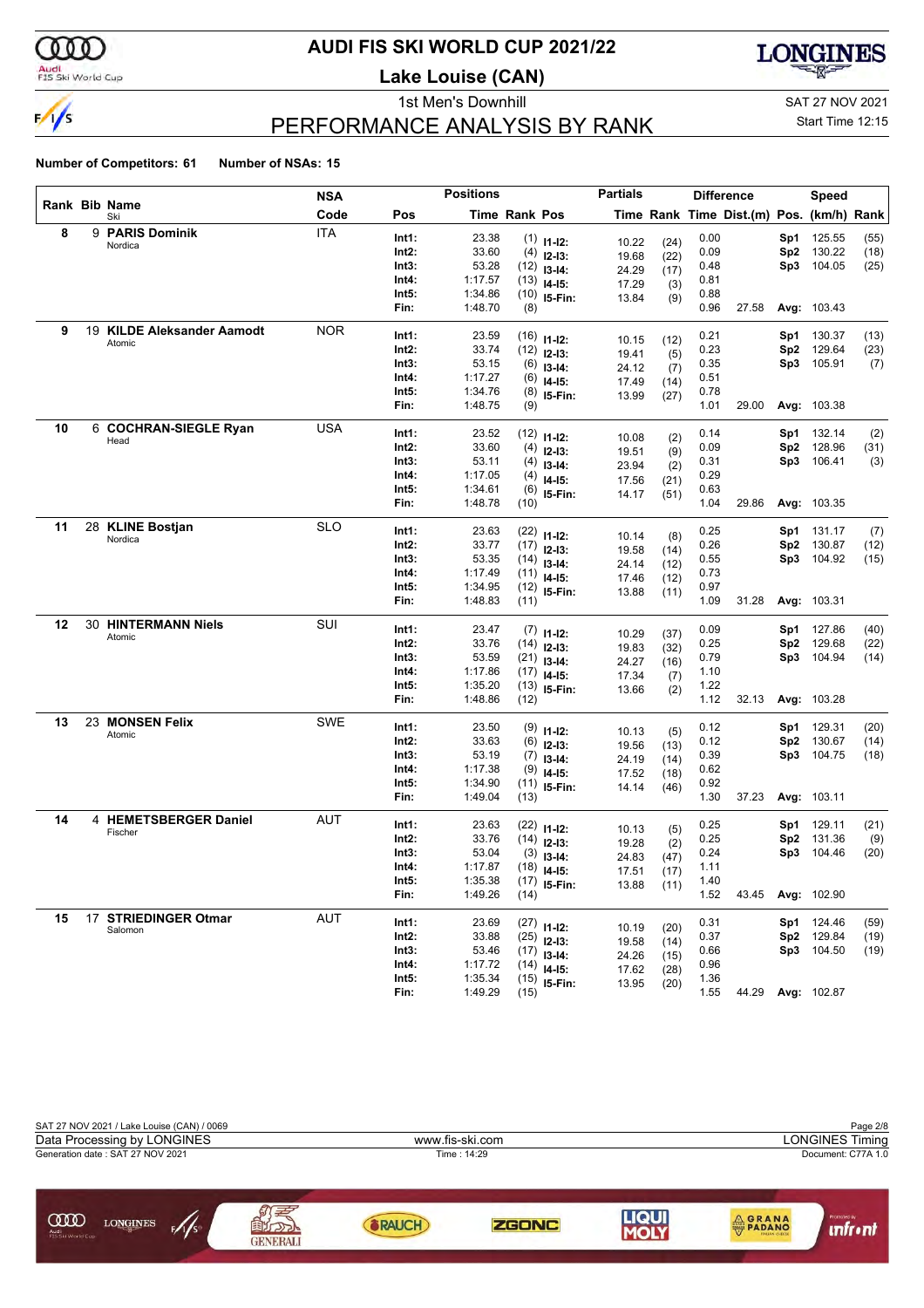# AUDI FIS SKI WORLD CUP 2021/22

**Lake Louise (CAN)**

1st Men's Downhill

SAT 27 NOV 2021

Start Time 12:15

## PERFORMANCE ANALYSIS BY RANK

**Number of Competitors: 61 Number of NSAs: 15**

| Rank | Bib | Name / Ski | NSA Code | Pos | Time | Rank | Pos | Partials Time | Rank | Difference Time | Dist.(m) | Speed Pos. | (km/h) | Rank |
|---|---|---|---|---|---|---|---|---|---|---|---|---|---|---|
| 8 | 9 | **PARIS Dominik** Nordica | ITA | Int1: | 23.38 | (1) | I1-I2: | 10.22 | (24) | 0.00 | | Sp1 | 125.55 | (55) |
| | | | | Int2: | 33.60 | (4) | I2-I3: | 19.68 | (22) | 0.09 | | Sp2 | 130.22 | (18) |
| | | | | Int3: | 53.28 | (12) | I3-I4: | 24.29 | (17) | 0.48 | | Sp3 | 104.05 | (25) |
| | | | | Int4: | 1:17.57 | (13) | I4-I5: | 17.29 | (3) | 0.81 | | | | |
| | | | | Int5: | 1:34.86 | (10) | I5-Fin: | 13.84 | (9) | 0.88 | | | | |
| | | | | Fin: | 1:48.70 | (8) | | | | 0.96 | 27.58 | Avg: | 103.43 | |
| 9 | 19 | **KILDE Aleksander Aamodt** Atomic | NOR | Int1: | 23.59 | (16) | I1-I2: | 10.15 | (12) | 0.21 | | Sp1 | 130.37 | (13) |
| | | | | Int2: | 33.74 | (12) | I2-I3: | 19.41 | (5) | 0.23 | | Sp2 | 129.64 | (23) |
| | | | | Int3: | 53.15 | (6) | I3-I4: | 24.12 | (7) | 0.35 | | Sp3 | 105.91 | (7) |
| | | | | Int4: | 1:17.27 | (6) | I4-I5: | 17.49 | (14) | 0.51 | | | | |
| | | | | Int5: | 1:34.76 | (8) | I5-Fin: | 13.99 | (27) | 0.78 | | | | |
| | | | | Fin: | 1:48.75 | (9) | | | | 1.01 | 29.00 | Avg: | 103.38 | |
| 10 | 6 | **COCHRAN-SIEGLE Ryan** Head | USA | Int1: | 23.52 | (12) | I1-I2: | 10.08 | (2) | 0.14 | | Sp1 | 132.14 | (2) |
| | | | | Int2: | 33.60 | (4) | I2-I3: | 19.51 | (9) | 0.09 | | Sp2 | 128.96 | (31) |
| | | | | Int3: | 53.11 | (4) | I3-I4: | 23.94 | (2) | 0.31 | | Sp3 | 106.41 | (3) |
| | | | | Int4: | 1:17.05 | (4) | I4-I5: | 17.56 | (21) | 0.29 | | | | |
| | | | | Int5: | 1:34.61 | (6) | I5-Fin: | 14.17 | (51) | 0.63 | | | | |
| | | | | Fin: | 1:48.78 | (10) | | | | 1.04 | 29.86 | Avg: | 103.35 | |
| 11 | 28 | **KLINE Bostjan** Nordica | SLO | Int1: | 23.63 | (22) | I1-I2: | 10.14 | (8) | 0.25 | | Sp1 | 131.17 | (7) |
| | | | | Int2: | 33.77 | (17) | I2-I3: | 19.58 | (14) | 0.26 | | Sp2 | 130.87 | (12) |
| | | | | Int3: | 53.35 | (14) | I3-I4: | 24.14 | (12) | 0.55 | | Sp3 | 104.92 | (15) |
| | | | | Int4: | 1:17.49 | (11) | I4-I5: | 17.46 | (12) | 0.73 | | | | |
| | | | | Int5: | 1:34.95 | (12) | I5-Fin: | 13.88 | (11) | 0.97 | | | | |
| | | | | Fin: | 1:48.83 | (11) | | | | 1.09 | 31.28 | Avg: | 103.31 | |
| 12 | 30 | **HINTERMANN Niels** Atomic | SUI | Int1: | 23.47 | (7) | I1-I2: | 10.29 | (37) | 0.09 | | Sp1 | 127.86 | (40) |
| | | | | Int2: | 33.76 | (14) | I2-I3: | 19.83 | (32) | 0.25 | | Sp2 | 129.68 | (22) |
| | | | | Int3: | 53.59 | (21) | I3-I4: | 24.27 | (16) | 0.79 | | Sp3 | 104.94 | (14) |
| | | | | Int4: | 1:17.86 | (17) | I4-I5: | 17.34 | (7) | 1.10 | | | | |
| | | | | Int5: | 1:35.20 | (13) | I5-Fin: | 13.66 | (2) | 1.22 | | | | |
| | | | | Fin: | 1:48.86 | (12) | | | | 1.12 | 32.13 | Avg: | 103.28 | |
| 13 | 23 | **MONSEN Felix** Atomic | SWE | Int1: | 23.50 | (9) | I1-I2: | 10.13 | (5) | 0.12 | | Sp1 | 129.31 | (20) |
| | | | | Int2: | 33.63 | (6) | I2-I3: | 19.56 | (13) | 0.12 | | Sp2 | 130.67 | (14) |
| | | | | Int3: | 53.19 | (7) | I3-I4: | 24.19 | (14) | 0.39 | | Sp3 | 104.75 | (18) |
| | | | | Int4: | 1:17.38 | (9) | I4-I5: | 17.52 | (18) | 0.62 | | | | |
| | | | | Int5: | 1:34.90 | (11) | I5-Fin: | 14.14 | (46) | 0.92 | | | | |
| | | | | Fin: | 1:49.04 | (13) | | | | 1.30 | 37.23 | Avg: | 103.11 | |
| 14 | 4 | **HEMETSBERGER Daniel** Fischer | AUT | Int1: | 23.63 | (22) | I1-I2: | 10.13 | (5) | 0.25 | | Sp1 | 129.11 | (21) |
| | | | | Int2: | 33.76 | (14) | I2-I3: | 19.28 | (2) | 0.25 | | Sp2 | 131.36 | (9) |
| | | | | Int3: | 53.04 | (3) | I3-I4: | 24.83 | (47) | 0.24 | | Sp3 | 104.46 | (20) |
| | | | | Int4: | 1:17.87 | (18) | I4-I5: | 17.51 | (17) | 1.11 | | | | |
| | | | | Int5: | 1:35.38 | (17) | I5-Fin: | 13.88 | (11) | 1.40 | | | | |
| | | | | Fin: | 1:49.26 | (14) | | | | 1.52 | 43.45 | Avg: | 102.90 | |
| 15 | 17 | **STRIEDINGER Otmar** Salomon | AUT | Int1: | 23.69 | (27) | I1-I2: | 10.19 | (20) | 0.31 | | Sp1 | 124.46 | (59) |
| | | | | Int2: | 33.88 | (25) | I2-I3: | 19.58 | (14) | 0.37 | | Sp2 | 129.84 | (19) |
| | | | | Int3: | 53.46 | (17) | I3-I4: | 24.26 | (15) | 0.66 | | Sp3 | 104.50 | (19) |
| | | | | Int4: | 1:17.72 | (14) | I4-I5: | 17.62 | (28) | 0.96 | | | | |
| | | | | Int5: | 1:35.34 | (15) | I5-Fin: | 13.95 | (20) | 1.36 | | | | |
| | | | | Fin: | 1:49.29 | (15) | | | | 1.55 | 44.29 | Avg: | 102.87 | |

SAT 27 NOV 2021 / Lake Louise (CAN) / 0069

Data Processing by LONGINES — www.fis-ski.com — LONGINES Timing

Generation date : SAT 27 NOV 2021 — Time : 14:29 — Document: C77A 1.0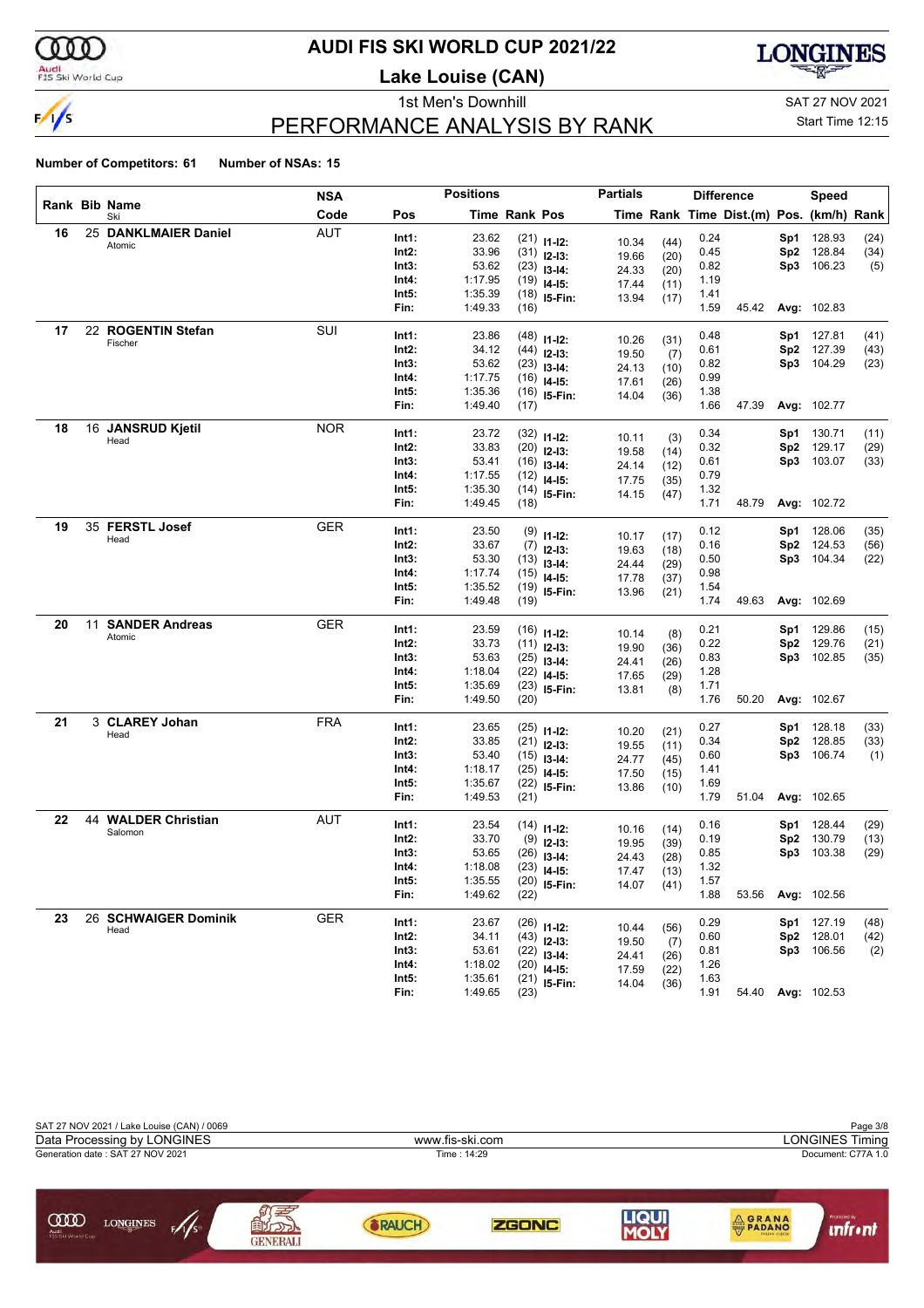# AUDI FIS SKI WORLD CUP 2021/22

**Lake Louise (CAN)**

1st Men's Downhill

SAT 27 NOV 2021

Start Time 12:15

## PERFORMANCE ANALYSIS BY RANK

**Number of Competitors: 61** **Number of NSAs: 15**

| Rank | Bib | Name / Ski | NSA Code | Pos | Time | Rank | Pos | Time | Rank | Difference Time | Dist.(m) | Pos. | Speed (km/h) | Rank |
|---|---|---|---|---|---|---|---|---|---|---|---|---|---|---|
| 16 | 25 | **DANKLMAIER Daniel** Atomic | AUT | Int1: | 23.62 | (21) | I1-I2: | 10.34 | (44) | 0.24 | | Sp1 | 128.93 | (24) |
| | | | | Int2: | 33.96 | (31) | I2-I3: | 19.66 | (20) | 0.45 | | Sp2 | 128.84 | (34) |
| | | | | Int3: | 53.62 | (23) | I3-I4: | 24.33 | (20) | 0.82 | | Sp3 | 106.23 | (5) |
| | | | | Int4: | 1:17.95 | (19) | I4-I5: | 17.44 | (11) | 1.19 | | | | |
| | | | | Int5: | 1:35.39 | (18) | I5-Fin: | 13.94 | (17) | 1.41 | | | | |
| | | | | Fin: | 1:49.33 | (16) | | | | 1.59 | 45.42 | Avg: | 102.83 | |
| 17 | 22 | **ROGENTIN Stefan** Fischer | SUI | Int1: | 23.86 | (48) | I1-I2: | 10.26 | (31) | 0.48 | | Sp1 | 127.81 | (41) |
| | | | | Int2: | 34.12 | (44) | I2-I3: | 19.50 | (7) | 0.61 | | Sp2 | 127.39 | (43) |
| | | | | Int3: | 53.62 | (23) | I3-I4: | 24.13 | (10) | 0.82 | | Sp3 | 104.29 | (23) |
| | | | | Int4: | 1:17.75 | (16) | I4-I5: | 17.61 | (26) | 0.99 | | | | |
| | | | | Int5: | 1:35.36 | (16) | I5-Fin: | 14.04 | (36) | 1.38 | | | | |
| | | | | Fin: | 1:49.40 | (17) | | | | 1.66 | 47.39 | Avg: | 102.77 | |
| 18 | 16 | **JANSRUD Kjetil** Head | NOR | Int1: | 23.72 | (32) | I1-I2: | 10.11 | (3) | 0.34 | | Sp1 | 130.71 | (11) |
| | | | | Int2: | 33.83 | (20) | I2-I3: | 19.58 | (14) | 0.32 | | Sp2 | 129.17 | (29) |
| | | | | Int3: | 53.41 | (16) | I3-I4: | 24.14 | (12) | 0.61 | | Sp3 | 103.07 | (33) |
| | | | | Int4: | 1:17.55 | (12) | I4-I5: | 17.75 | (35) | 0.79 | | | | |
| | | | | Int5: | 1:35.30 | (14) | I5-Fin: | 14.15 | (47) | 1.32 | | | | |
| | | | | Fin: | 1:49.45 | (18) | | | | 1.71 | 48.79 | Avg: | 102.72 | |
| 19 | 35 | **FERSTL Josef** Head | GER | Int1: | 23.50 | (9) | I1-I2: | 10.17 | (17) | 0.12 | | Sp1 | 128.06 | (35) |
| | | | | Int2: | 33.67 | (7) | I2-I3: | 19.63 | (18) | 0.16 | | Sp2 | 124.53 | (56) |
| | | | | Int3: | 53.30 | (13) | I3-I4: | 24.44 | (29) | 0.50 | | Sp3 | 104.34 | (22) |
| | | | | Int4: | 1:17.74 | (15) | I4-I5: | 17.78 | (37) | 0.98 | | | | |
| | | | | Int5: | 1:35.52 | (19) | I5-Fin: | 13.96 | (21) | 1.54 | | | | |
| | | | | Fin: | 1:49.48 | (19) | | | | 1.74 | 49.63 | Avg: | 102.69 | |
| 20 | 11 | **SANDER Andreas** Atomic | GER | Int1: | 23.59 | (16) | I1-I2: | 10.14 | (8) | 0.21 | | Sp1 | 129.86 | (15) |
| | | | | Int2: | 33.73 | (11) | I2-I3: | 19.90 | (36) | 0.22 | | Sp2 | 129.76 | (21) |
| | | | | Int3: | 53.63 | (25) | I3-I4: | 24.41 | (26) | 0.83 | | Sp3 | 102.85 | (35) |
| | | | | Int4: | 1:18.04 | (22) | I4-I5: | 17.65 | (29) | 1.28 | | | | |
| | | | | Int5: | 1:35.69 | (23) | I5-Fin: | 13.81 | (8) | 1.71 | | | | |
| | | | | Fin: | 1:49.50 | (20) | | | | 1.76 | 50.20 | Avg: | 102.67 | |
| 21 | 3 | **CLAREY Johan** Head | FRA | Int1: | 23.65 | (25) | I1-I2: | 10.20 | (21) | 0.27 | | Sp1 | 128.18 | (33) |
| | | | | Int2: | 33.85 | (21) | I2-I3: | 19.55 | (11) | 0.34 | | Sp2 | 128.85 | (33) |
| | | | | Int3: | 53.40 | (15) | I3-I4: | 24.77 | (45) | 0.60 | | Sp3 | 106.74 | (1) |
| | | | | Int4: | 1:18.17 | (25) | I4-I5: | 17.50 | (15) | 1.41 | | | | |
| | | | | Int5: | 1:35.67 | (22) | I5-Fin: | 13.86 | (10) | 1.69 | | | | |
| | | | | Fin: | 1:49.53 | (21) | | | | 1.79 | 51.04 | Avg: | 102.65 | |
| 22 | 44 | **WALDER Christian** Salomon | AUT | Int1: | 23.54 | (14) | I1-I2: | 10.16 | (14) | 0.16 | | Sp1 | 128.44 | (29) |
| | | | | Int2: | 33.70 | (9) | I2-I3: | 19.95 | (39) | 0.19 | | Sp2 | 130.79 | (13) |
| | | | | Int3: | 53.65 | (26) | I3-I4: | 24.43 | (28) | 0.85 | | Sp3 | 103.38 | (29) |
| | | | | Int4: | 1:18.08 | (23) | I4-I5: | 17.47 | (13) | 1.32 | | | | |
| | | | | Int5: | 1:35.55 | (20) | I5-Fin: | 14.07 | (41) | 1.57 | | | | |
| | | | | Fin: | 1:49.62 | (22) | | | | 1.88 | 53.56 | Avg: | 102.56 | |
| 23 | 26 | **SCHWAIGER Dominik** Head | GER | Int1: | 23.67 | (26) | I1-I2: | 10.44 | (56) | 0.29 | | Sp1 | 127.19 | (48) |
| | | | | Int2: | 34.11 | (43) | I2-I3: | 19.50 | (7) | 0.60 | | Sp2 | 128.01 | (42) |
| | | | | Int3: | 53.61 | (22) | I3-I4: | 24.41 | (26) | 0.81 | | Sp3 | 106.56 | (2) |
| | | | | Int4: | 1:18.02 | (20) | I4-I5: | 17.59 | (22) | 1.26 | | | | |
| | | | | Int5: | 1:35.61 | (21) | I5-Fin: | 14.04 | (36) | 1.63 | | | | |
| | | | | Fin: | 1:49.65 | (23) | | | | 1.91 | 54.40 | Avg: | 102.53 | |

SAT 27 NOV 2021 / Lake Louise (CAN) / 0069

Data Processing by LONGINES — www.fis-ski.com — LONGINES Timing

Generation date : SAT 27 NOV 2021 — Time : 14:29 — Document: C77A 1.0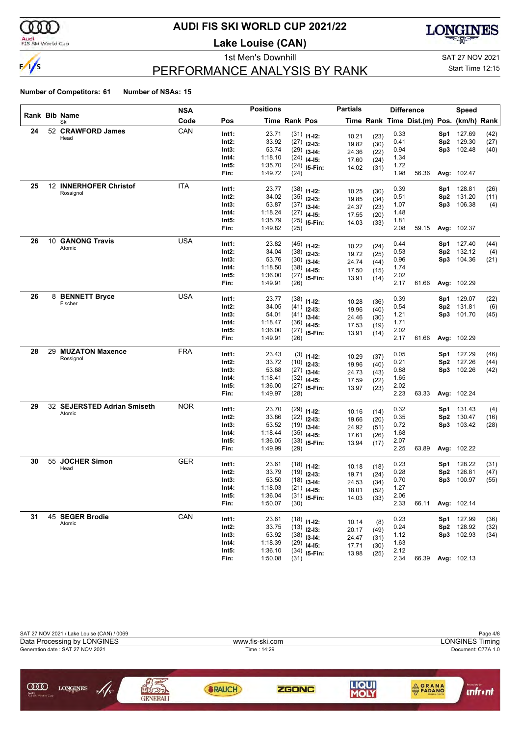# AUDI FIS SKI WORLD CUP 2021/22

## Lake Louise (CAN)

1st Men's Downhill

SAT 27 NOV 2021

Start Time 12:15

## PERFORMANCE ANALYSIS BY RANK

**Number of Competitors: 61** **Number of NSAs: 15**

| Rank | Bib | Name / Ski | NSA Code | Pos | Time | Rank | Pos | Partials Time | Rank | Difference Time | Dist.(m) | Pos. | Speed (km/h) | Rank |
|---|---|---|---|---|---|---|---|---|---|---|---|---|---|---|
| 24 | 52 | **CRAWFORD James** Head | CAN | Int1: | 23.71 | (31) | I1-I2: | 10.21 | (23) | 0.33 | | Sp1 | 127.69 | (42) |
| | | | | Int2: | 33.92 | (27) | I2-I3: | 19.82 | (30) | 0.41 | | Sp2 | 129.30 | (27) |
| | | | | Int3: | 53.74 | (29) | I3-I4: | 24.36 | (22) | 0.94 | | Sp3 | 102.48 | (40) |
| | | | | Int4: | 1:18.10 | (24) | I4-I5: | 17.60 | (24) | 1.34 | | | | |
| | | | | Int5: | 1:35.70 | (24) | I5-Fin: | 14.02 | (31) | 1.72 | | | | |
| | | | | Fin: | 1:49.72 | (24) | | | | 1.98 | 56.36 | Avg: | 102.47 | |
| 25 | 12 | **INNERHOFER Christof** Rossignol | ITA | Int1: | 23.77 | (38) | I1-I2: | 10.25 | (30) | 0.39 | | Sp1 | 128.81 | (26) |
| | | | | Int2: | 34.02 | (35) | I2-I3: | 19.85 | (34) | 0.51 | | Sp2 | 131.20 | (11) |
| | | | | Int3: | 53.87 | (37) | I3-I4: | 24.37 | (23) | 1.07 | | Sp3 | 106.38 | (4) |
| | | | | Int4: | 1:18.24 | (27) | I4-I5: | 17.55 | (20) | 1.48 | | | | |
| | | | | Int5: | 1:35.79 | (25) | I5-Fin: | 14.03 | (33) | 1.81 | | | | |
| | | | | Fin: | 1:49.82 | (25) | | | | 2.08 | 59.15 | Avg: | 102.37 | |
| 26 | 10 | **GANONG Travis** Atomic | USA | Int1: | 23.82 | (45) | I1-I2: | 10.22 | (24) | 0.44 | | Sp1 | 127.40 | (44) |
| | | | | Int2: | 34.04 | (38) | I2-I3: | 19.72 | (25) | 0.53 | | Sp2 | 132.12 | (4) |
| | | | | Int3: | 53.76 | (30) | I3-I4: | 24.74 | (44) | 0.96 | | Sp3 | 104.36 | (21) |
| | | | | Int4: | 1:18.50 | (38) | I4-I5: | 17.50 | (15) | 1.74 | | | | |
| | | | | Int5: | 1:36.00 | (27) | I5-Fin: | 13.91 | (14) | 2.02 | | | | |
| | | | | Fin: | 1:49.91 | (26) | | | | 2.17 | 61.66 | Avg: | 102.29 | |
| 26 | 8 | **BENNETT Bryce** Fischer | USA | Int1: | 23.77 | (38) | I1-I2: | 10.28 | (36) | 0.39 | | Sp1 | 129.07 | (22) |
| | | | | Int2: | 34.05 | (41) | I2-I3: | 19.96 | (40) | 0.54 | | Sp2 | 131.81 | (6) |
| | | | | Int3: | 54.01 | (41) | I3-I4: | 24.46 | (30) | 1.21 | | Sp3 | 101.70 | (45) |
| | | | | Int4: | 1:18.47 | (36) | I4-I5: | 17.53 | (19) | 1.71 | | | | |
| | | | | Int5: | 1:36.00 | (27) | I5-Fin: | 13.91 | (14) | 2.02 | | | | |
| | | | | Fin: | 1:49.91 | (26) | | | | 2.17 | 61.66 | Avg: | 102.29 | |
| 28 | 29 | **MUZATON Maxence** Rossignol | FRA | Int1: | 23.43 | (3) | I1-I2: | 10.29 | (37) | 0.05 | | Sp1 | 127.29 | (46) |
| | | | | Int2: | 33.72 | (10) | I2-I3: | 19.96 | (40) | 0.21 | | Sp2 | 127.26 | (44) |
| | | | | Int3: | 53.68 | (27) | I3-I4: | 24.73 | (43) | 0.88 | | Sp3 | 102.26 | (42) |
| | | | | Int4: | 1:18.41 | (32) | I4-I5: | 17.59 | (22) | 1.65 | | | | |
| | | | | Int5: | 1:36.00 | (27) | I5-Fin: | 13.97 | (23) | 2.02 | | | | |
| | | | | Fin: | 1:49.97 | (28) | | | | 2.23 | 63.33 | Avg: | 102.24 | |
| 29 | 32 | **SEJERSTED Adrian Smiseth** Atomic | NOR | Int1: | 23.70 | (29) | I1-I2: | 10.16 | (14) | 0.32 | | Sp1 | 131.43 | (4) |
| | | | | Int2: | 33.86 | (22) | I2-I3: | 19.66 | (20) | 0.35 | | Sp2 | 130.47 | (16) |
| | | | | Int3: | 53.52 | (19) | I3-I4: | 24.92 | (51) | 0.72 | | Sp3 | 103.42 | (28) |
| | | | | Int4: | 1:18.44 | (35) | I4-I5: | 17.61 | (26) | 1.68 | | | | |
| | | | | Int5: | 1:36.05 | (33) | I5-Fin: | 13.94 | (17) | 2.07 | | | | |
| | | | | Fin: | 1:49.99 | (29) | | | | 2.25 | 63.89 | Avg: | 102.22 | |
| 30 | 55 | **JOCHER Simon** Head | GER | Int1: | 23.61 | (18) | I1-I2: | 10.18 | (18) | 0.23 | | Sp1 | 128.22 | (31) |
| | | | | Int2: | 33.79 | (19) | I2-I3: | 19.71 | (24) | 0.28 | | Sp2 | 126.81 | (47) |
| | | | | Int3: | 53.50 | (18) | I3-I4: | 24.53 | (34) | 0.70 | | Sp3 | 100.97 | (55) |
| | | | | Int4: | 1:18.03 | (21) | I4-I5: | 18.01 | (52) | 1.27 | | | | |
| | | | | Int5: | 1:36.04 | (31) | I5-Fin: | 14.03 | (33) | 2.06 | | | | |
| | | | | Fin: | 1:50.07 | (30) | | | | 2.33 | 66.11 | Avg: | 102.14 | |
| 31 | 45 | **SEGER Brodie** Atomic | CAN | Int1: | 23.61 | (18) | I1-I2: | 10.14 | (8) | 0.23 | | Sp1 | 127.99 | (36) |
| | | | | Int2: | 33.75 | (13) | I2-I3: | 20.17 | (49) | 0.24 | | Sp2 | 128.92 | (32) |
| | | | | Int3: | 53.92 | (38) | I3-I4: | 24.47 | (31) | 1.12 | | Sp3 | 102.93 | (34) |
| | | | | Int4: | 1:18.39 | (29) | I4-I5: | 17.71 | (30) | 1.63 | | | | |
| | | | | Int5: | 1:36.10 | (34) | I5-Fin: | 13.98 | (25) | 2.12 | | | | |
| | | | | Fin: | 1:50.08 | (31) | | | | 2.34 | 66.39 | Avg: | 102.13 | |

SAT 27 NOV 2021 / Lake Louise (CAN) / 0069

Data Processing by LONGINES | www.fis-ski.com | LONGINES Timing

Generation date : SAT 27 NOV 2021 | Time : 14:29 | Document: C77A 1.0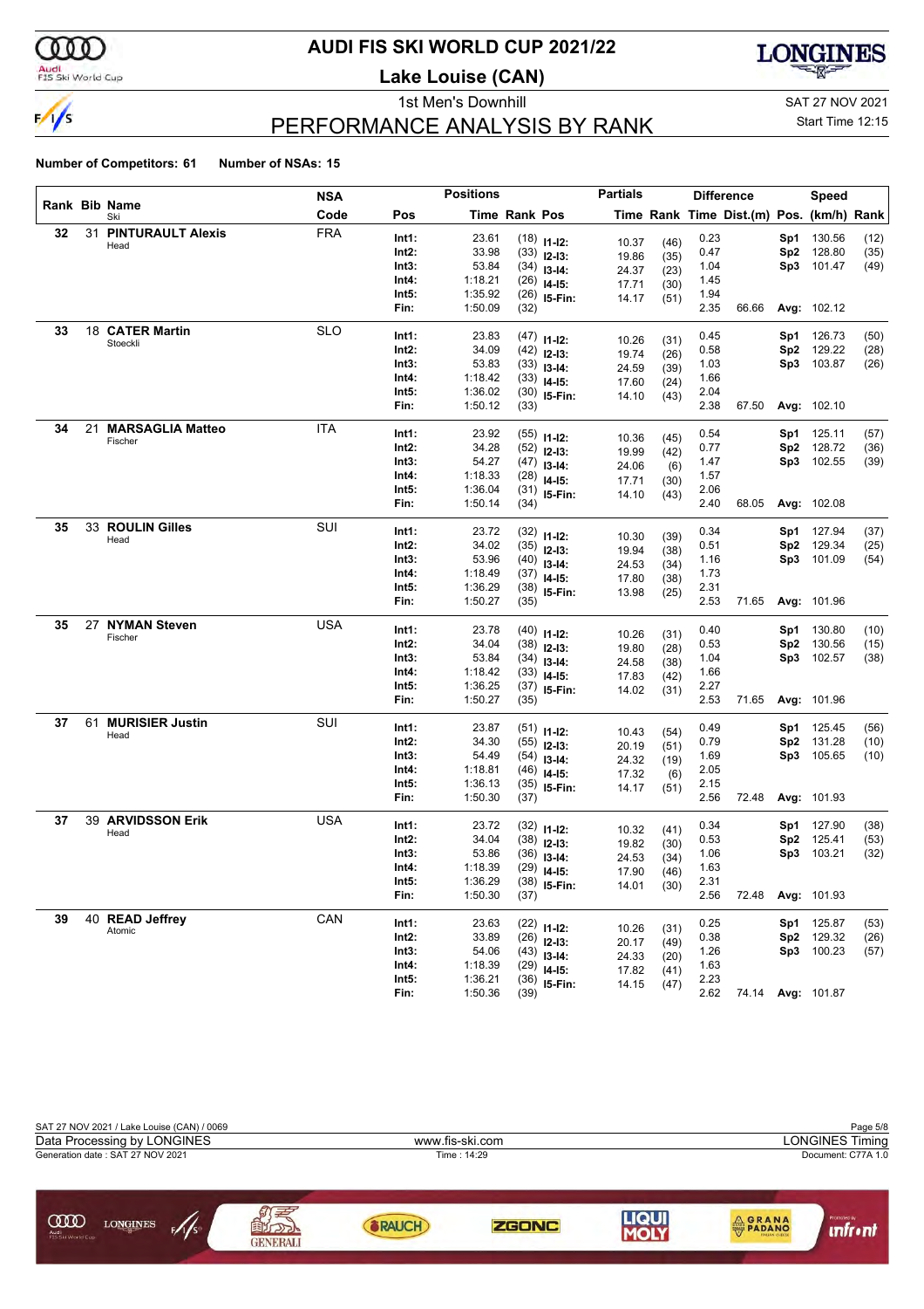# AUDI FIS SKI WORLD CUP 2021/22

**Lake Louise (CAN)**

1st Men's Downhill

SAT 27 NOV 2021

Start Time 12:15

## PERFORMANCE ANALYSIS BY RANK

**Number of Competitors: 61** **Number of NSAs: 15**

| Rank | Bib | Name / Ski | NSA Code | Pos | Time | Rank | Pos | Partials Time | Rank | Diff. Time | Dist.(m) | Speed Pos. | (km/h) | Rank |
|---|---|---|---|---|---|---|---|---|---|---|---|---|---|---|
| 32 | 31 | **PINTURAULT Alexis** | FRA | Int1: | 23.61 | (18) | I1-I2: | 10.37 | (46) | 0.23 | | Sp1 | 130.56 | (12) |
| | | Head | | Int2: | 33.98 | (33) | I2-I3: | 19.86 | (35) | 0.47 | | Sp2 | 128.80 | (35) |
| | | | | Int3: | 53.84 | (34) | I3-I4: | 24.37 | (23) | 1.04 | | Sp3 | 101.47 | (49) |
| | | | | Int4: | 1:18.21 | (26) | I4-I5: | 17.71 | (30) | 1.45 | | | | |
| | | | | Int5: | 1:35.92 | (26) | I5-Fin: | 14.17 | (51) | 1.94 | | | | |
| | | | | Fin: | 1:50.09 | (32) | | | | 2.35 | 66.66 | Avg: | 102.12 | |
| 33 | 18 | **CATER Martin** | SLO | Int1: | 23.83 | (47) | I1-I2: | 10.26 | (31) | 0.45 | | Sp1 | 126.73 | (50) |
| | | Stoeckli | | Int2: | 34.09 | (42) | I2-I3: | 19.74 | (26) | 0.58 | | Sp2 | 129.22 | (28) |
| | | | | Int3: | 53.83 | (33) | I3-I4: | 24.59 | (39) | 1.03 | | Sp3 | 103.87 | (26) |
| | | | | Int4: | 1:18.42 | (33) | I4-I5: | 17.60 | (24) | 1.66 | | | | |
| | | | | Int5: | 1:36.02 | (30) | I5-Fin: | 14.10 | (43) | 2.04 | | | | |
| | | | | Fin: | 1:50.12 | (33) | | | | 2.38 | 67.50 | Avg: | 102.10 | |
| 34 | 21 | **MARSAGLIA Matteo** | ITA | Int1: | 23.92 | (55) | I1-I2: | 10.36 | (45) | 0.54 | | Sp1 | 125.11 | (57) |
| | | Fischer | | Int2: | 34.28 | (52) | I2-I3: | 19.99 | (42) | 0.77 | | Sp2 | 128.72 | (36) |
| | | | | Int3: | 54.27 | (47) | I3-I4: | 24.06 | (6) | 1.47 | | Sp3 | 102.55 | (39) |
| | | | | Int4: | 1:18.33 | (28) | I4-I5: | 17.71 | (30) | 1.57 | | | | |
| | | | | Int5: | 1:36.04 | (31) | I5-Fin: | 14.10 | (43) | 2.06 | | | | |
| | | | | Fin: | 1:50.14 | (34) | | | | 2.40 | 68.05 | Avg: | 102.08 | |
| 35 | 33 | **ROULIN Gilles** | SUI | Int1: | 23.72 | (32) | I1-I2: | 10.30 | (39) | 0.34 | | Sp1 | 127.94 | (37) |
| | | Head | | Int2: | 34.02 | (35) | I2-I3: | 19.94 | (38) | 0.51 | | Sp2 | 129.34 | (25) |
| | | | | Int3: | 53.96 | (40) | I3-I4: | 24.53 | (34) | 1.16 | | Sp3 | 101.09 | (54) |
| | | | | Int4: | 1:18.49 | (37) | I4-I5: | 17.80 | (38) | 1.73 | | | | |
| | | | | Int5: | 1:36.29 | (38) | I5-Fin: | 13.98 | (25) | 2.31 | | | | |
| | | | | Fin: | 1:50.27 | (35) | | | | 2.53 | 71.65 | Avg: | 101.96 | |
| 35 | 27 | **NYMAN Steven** | USA | Int1: | 23.78 | (40) | I1-I2: | 10.26 | (31) | 0.40 | | Sp1 | 130.80 | (10) |
| | | Fischer | | Int2: | 34.04 | (38) | I2-I3: | 19.80 | (28) | 0.53 | | Sp2 | 130.56 | (15) |
| | | | | Int3: | 53.84 | (34) | I3-I4: | 24.58 | (38) | 1.04 | | Sp3 | 102.57 | (38) |
| | | | | Int4: | 1:18.42 | (33) | I4-I5: | 17.83 | (42) | 1.66 | | | | |
| | | | | Int5: | 1:36.25 | (37) | I5-Fin: | 14.02 | (31) | 2.27 | | | | |
| | | | | Fin: | 1:50.27 | (35) | | | | 2.53 | 71.65 | Avg: | 101.96 | |
| 37 | 61 | **MURISIER Justin** | SUI | Int1: | 23.87 | (51) | I1-I2: | 10.43 | (54) | 0.49 | | Sp1 | 125.45 | (56) |
| | | Head | | Int2: | 34.30 | (55) | I2-I3: | 20.19 | (51) | 0.79 | | Sp2 | 131.28 | (10) |
| | | | | Int3: | 54.49 | (54) | I3-I4: | 24.32 | (19) | 1.69 | | Sp3 | 105.65 | (10) |
| | | | | Int4: | 1:18.81 | (46) | I4-I5: | 17.32 | (6) | 2.05 | | | | |
| | | | | Int5: | 1:36.13 | (35) | I5-Fin: | 14.17 | (51) | 2.15 | | | | |
| | | | | Fin: | 1:50.30 | (37) | | | | 2.56 | 72.48 | Avg: | 101.93 | |
| 37 | 39 | **ARVIDSSON Erik** | USA | Int1: | 23.72 | (32) | I1-I2: | 10.32 | (41) | 0.34 | | Sp1 | 127.90 | (38) |
| | | Head | | Int2: | 34.04 | (38) | I2-I3: | 19.82 | (30) | 0.53 | | Sp2 | 125.41 | (53) |
| | | | | Int3: | 53.86 | (36) | I3-I4: | 24.53 | (34) | 1.06 | | Sp3 | 103.21 | (32) |
| | | | | Int4: | 1:18.39 | (29) | I4-I5: | 17.90 | (46) | 1.63 | | | | |
| | | | | Int5: | 1:36.29 | (38) | I5-Fin: | 14.01 | (30) | 2.31 | | | | |
| | | | | Fin: | 1:50.30 | (37) | | | | 2.56 | 72.48 | Avg: | 101.93 | |
| 39 | 40 | **READ Jeffrey** | CAN | Int1: | 23.63 | (22) | I1-I2: | 10.26 | (31) | 0.25 | | Sp1 | 125.87 | (53) |
| | | Atomic | | Int2: | 33.89 | (26) | I2-I3: | 20.17 | (49) | 0.38 | | Sp2 | 129.32 | (26) |
| | | | | Int3: | 54.06 | (43) | I3-I4: | 24.33 | (20) | 1.26 | | Sp3 | 100.23 | (57) |
| | | | | Int4: | 1:18.39 | (29) | I4-I5: | 17.82 | (41) | 1.63 | | | | |
| | | | | Int5: | 1:36.21 | (36) | I5-Fin: | 14.15 | (47) | 2.23 | | | | |
| | | | | Fin: | 1:50.36 | (39) | | | | 2.62 | 74.14 | Avg: | 101.87 | |

SAT 27 NOV 2021 / Lake Louise (CAN) / 0069

Data Processing by LONGINES — www.fis-ski.com — LONGINES Timing

Generation date : SAT 27 NOV 2021 — Time : 14:29 — Document: C77A 1.0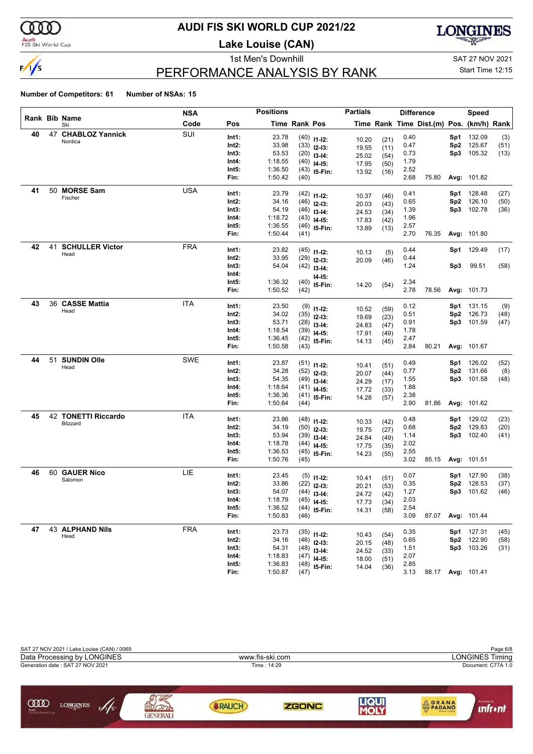# AUDI FIS SKI WORLD CUP 2021/22

## Lake Louise (CAN)

### 1st Men's Downhill

SAT 27 NOV 2021

Start Time 12:15

## PERFORMANCE ANALYSIS BY RANK

**Number of Competitors: 61** **Number of NSAs: 15**

| Rank | Bib | Name / Ski | NSA Code | Pos | Time | Rank | Pos | Time | Rank | Difference Time | Dist.(m) | Speed Pos. | (km/h) | Rank |
|---|---|---|---|---|---|---|---|---|---|---|---|---|---|---|
| 40 | 47 | **CHABLOZ Yannick** Nordica | SUI | Int1: | 23.78 | (40) | I1-I2: | 10.20 | (21) | 0.40 | | Sp1 | 132.09 | (3) |
| | | | | Int2: | 33.98 | (33) | I2-I3: | 19.55 | (11) | 0.47 | | Sp2 | 125.67 | (51) |
| | | | | Int3: | 53.53 | (20) | I3-I4: | 25.02 | (54) | 0.73 | | Sp3 | 105.32 | (13) |
| | | | | Int4: | 1:18.55 | (40) | I4-I5: | 17.95 | (50) | 1.79 | | | | |
| | | | | Int5: | 1:36.50 | (43) | I5-Fin: | 13.92 | (16) | 2.52 | | | | |
| | | | | Fin: | 1:50.42 | (40) | | | | 2.68 | 75.80 | Avg: | 101.82 | |
| 41 | 50 | **MORSE Sam** Fischer | USA | Int1: | 23.79 | (42) | I1-I2: | 10.37 | (46) | 0.41 | | Sp1 | 128.48 | (27) |
| | | | | Int2: | 34.16 | (46) | I2-I3: | 20.03 | (43) | 0.65 | | Sp2 | 126.10 | (50) |
| | | | | Int3: | 54.19 | (46) | I3-I4: | 24.53 | (34) | 1.39 | | Sp3 | 102.78 | (36) |
| | | | | Int4: | 1:18.72 | (43) | I4-I5: | 17.83 | (42) | 1.96 | | | | |
| | | | | Int5: | 1:36.55 | (46) | I5-Fin: | 13.89 | (13) | 2.57 | | | | |
| | | | | Fin: | 1:50.44 | (41) | | | | 2.70 | 76.35 | Avg: | 101.80 | |
| 42 | 41 | **SCHULLER Victor** Head | FRA | Int1: | 23.82 | (45) | I1-I2: | 10.13 | (5) | 0.44 | | Sp1 | 129.49 | (17) |
| | | | | Int2: | 33.95 | (29) | I2-I3: | 20.09 | (46) | 0.44 | | | | |
| | | | | Int3: | 54.04 | (42) | I3-I4: | | | 1.24 | | Sp3 | 99.51 | (58) |
| | | | | Int4: | | | I4-I5: | | | | | | | |
| | | | | Int5: | 1:36.32 | (40) | I5-Fin: | 14.20 | (54) | 2.34 | | | | |
| | | | | Fin: | 1:50.52 | (42) | | | | 2.78 | 78.56 | Avg: | 101.73 | |
| 43 | 36 | **CASSE Mattia** Head | ITA | Int1: | 23.50 | (9) | I1-I2: | 10.52 | (59) | 0.12 | | Sp1 | 131.15 | (9) |
| | | | | Int2: | 34.02 | (35) | I2-I3: | 19.69 | (23) | 0.51 | | Sp2 | 126.73 | (48) |
| | | | | Int3: | 53.71 | (28) | I3-I4: | 24.83 | (47) | 0.91 | | Sp3 | 101.59 | (47) |
| | | | | Int4: | 1:18.54 | (39) | I4-I5: | 17.91 | (49) | 1.78 | | | | |
| | | | | Int5: | 1:36.45 | (42) | I5-Fin: | 14.13 | (45) | 2.47 | | | | |
| | | | | Fin: | 1:50.58 | (43) | | | | 2.84 | 80.21 | Avg: | 101.67 | |
| 44 | 51 | **SUNDIN Olle** Head | SWE | Int1: | 23.87 | (51) | I1-I2: | 10.41 | (51) | 0.49 | | Sp1 | 126.02 | (52) |
| | | | | Int2: | 34.28 | (52) | I2-I3: | 20.07 | (44) | 0.77 | | Sp2 | 131.66 | (8) |
| | | | | Int3: | 54.35 | (49) | I3-I4: | 24.29 | (17) | 1.55 | | Sp3 | 101.58 | (48) |
| | | | | Int4: | 1:18.64 | (41) | I4-I5: | 17.72 | (33) | 1.88 | | | | |
| | | | | Int5: | 1:36.36 | (41) | I5-Fin: | 14.28 | (57) | 2.38 | | | | |
| | | | | Fin: | 1:50.64 | (44) | | | | 2.90 | 81.86 | Avg: | 101.62 | |
| 45 | 42 | **TONETTI Riccardo** Blizzard | ITA | Int1: | 23.86 | (48) | I1-I2: | 10.33 | (42) | 0.48 | | Sp1 | 129.02 | (23) |
| | | | | Int2: | 34.19 | (50) | I2-I3: | 19.75 | (27) | 0.68 | | Sp2 | 129.83 | (20) |
| | | | | Int3: | 53.94 | (39) | I3-I4: | 24.84 | (49) | 1.14 | | Sp3 | 102.40 | (41) |
| | | | | Int4: | 1:18.78 | (44) | I4-I5: | 17.75 | (35) | 2.02 | | | | |
| | | | | Int5: | 1:36.53 | (45) | I5-Fin: | 14.23 | (55) | 2.55 | | | | |
| | | | | Fin: | 1:50.76 | (45) | | | | 3.02 | 85.15 | Avg: | 101.51 | |
| 46 | 60 | **GAUER Nico** Salomon | LIE | Int1: | 23.45 | (5) | I1-I2: | 10.41 | (51) | 0.07 | | Sp1 | 127.90 | (38) |
| | | | | Int2: | 33.86 | (22) | I2-I3: | 20.21 | (53) | 0.35 | | Sp2 | 128.53 | (37) |
| | | | | Int3: | 54.07 | (44) | I3-I4: | 24.72 | (42) | 1.27 | | Sp3 | 101.62 | (46) |
| | | | | Int4: | 1:18.79 | (45) | I4-I5: | 17.73 | (34) | 2.03 | | | | |
| | | | | Int5: | 1:36.52 | (44) | I5-Fin: | 14.31 | (58) | 2.54 | | | | |
| | | | | Fin: | 1:50.83 | (46) | | | | 3.09 | 87.07 | Avg: | 101.44 | |
| 47 | 43 | **ALPHAND Nils** Head | FRA | Int1: | 23.73 | (35) | I1-I2: | 10.43 | (54) | 0.35 | | Sp1 | 127.31 | (45) |
| | | | | Int2: | 34.16 | (46) | I2-I3: | 20.15 | (48) | 0.65 | | Sp2 | 122.90 | (58) |
| | | | | Int3: | 54.31 | (48) | I3-I4: | 24.52 | (33) | 1.51 | | Sp3 | 103.26 | (31) |
| | | | | Int4: | 1:18.83 | (47) | I4-I5: | 18.00 | (51) | 2.07 | | | | |
| | | | | Int5: | 1:36.83 | (48) | I5-Fin: | 14.04 | (36) | 2.85 | | | | |
| | | | | Fin: | 1:50.87 | (47) | | | | 3.13 | 88.17 | Avg: | 101.41 | |

SAT 27 NOV 2021 / Lake Louise (CAN) / 0069

Data Processing by LONGINES — www.fis-ski.com — LONGINES Timing

Generation date : SAT 27 NOV 2021 — Time : 14:29 — Document: C77A 1.0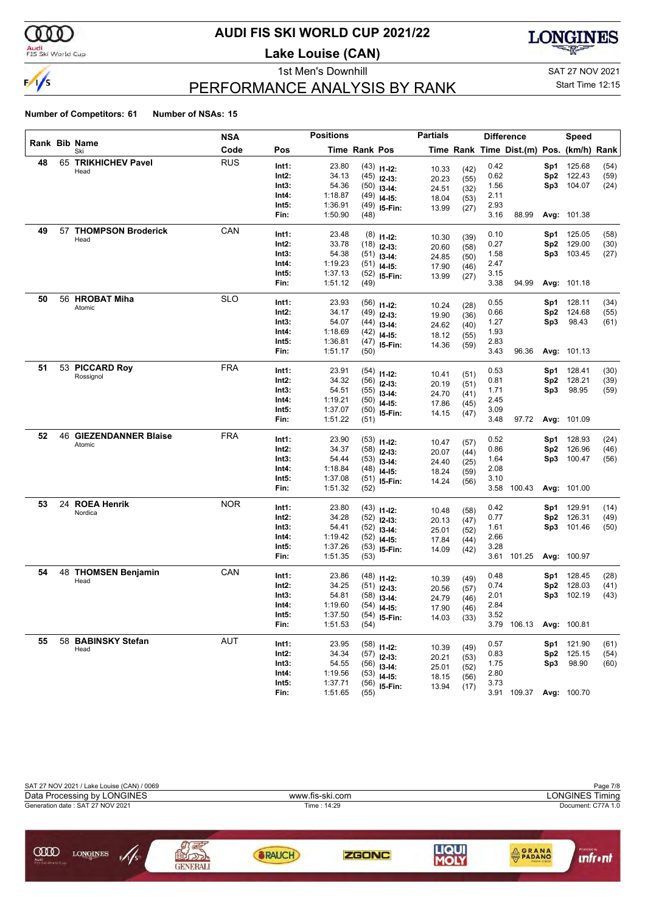# AUDI FIS SKI WORLD CUP 2021/22

## Lake Louise (CAN)

1st Men's Downhill

SAT 27 NOV 2021

Start Time 12:15

## PERFORMANCE ANALYSIS BY RANK

**Number of Competitors: 61** **Number of NSAs: 15**

| Rank | Bib | Name / Ski | NSA Code | Pos | Time | Rank | Pos | Partials Time | Partials Rank | Diff. Time | Dist.(m) | Speed Pos. | (km/h) | Rank |
|---|---|---|---|---|---|---|---|---|---|---|---|---|---|---|
| 48 | 65 | **TRIKHICHEV Pavel** | RUS | Int1: | 23.80 | (43) | I1-I2: | 10.33 | (42) | 0.42 | | Sp1 | 125.68 | (54) |
| | | Head | | Int2: | 34.13 | (45) | I2-I3: | 20.23 | (55) | 0.62 | | Sp2 | 122.43 | (59) |
| | | | | Int3: | 54.36 | (50) | I3-I4: | 24.51 | (32) | 1.56 | | Sp3 | 104.07 | (24) |
| | | | | Int4: | 1:18.87 | (49) | I4-I5: | 18.04 | (53) | 2.11 | | | | |
| | | | | Int5: | 1:36.91 | (49) | I5-Fin: | 13.99 | (27) | 2.93 | | | | |
| | | | | Fin: | 1:50.90 | (48) | | | | 3.16 | 88.99 | Avg: | 101.38 | |
| 49 | 57 | **THOMPSON Broderick** | CAN | Int1: | 23.48 | (8) | I1-I2: | 10.30 | (39) | 0.10 | | Sp1 | 125.05 | (58) |
| | | Head | | Int2: | 33.78 | (18) | I2-I3: | 20.60 | (58) | 0.27 | | Sp2 | 129.00 | (30) |
| | | | | Int3: | 54.38 | (51) | I3-I4: | 24.85 | (50) | 1.58 | | Sp3 | 103.45 | (27) |
| | | | | Int4: | 1:19.23 | (51) | I4-I5: | 17.90 | (46) | 2.47 | | | | |
| | | | | Int5: | 1:37.13 | (52) | I5-Fin: | 13.99 | (27) | 3.15 | | | | |
| | | | | Fin: | 1:51.12 | (49) | | | | 3.38 | 94.99 | Avg: | 101.18 | |
| 50 | 56 | **HROBAT Miha** | SLO | Int1: | 23.93 | (56) | I1-I2: | 10.24 | (28) | 0.55 | | Sp1 | 128.11 | (34) |
| | | Atomic | | Int2: | 34.17 | (49) | I2-I3: | 19.90 | (36) | 0.66 | | Sp2 | 124.68 | (55) |
| | | | | Int3: | 54.07 | (44) | I3-I4: | 24.62 | (40) | 1.27 | | Sp3 | 98.43 | (61) |
| | | | | Int4: | 1:18.69 | (42) | I4-I5: | 18.12 | (55) | 1.93 | | | | |
| | | | | Int5: | 1:36.81 | (47) | I5-Fin: | 14.36 | (59) | 2.83 | | | | |
| | | | | Fin: | 1:51.17 | (50) | | | | 3.43 | 96.36 | Avg: | 101.13 | |
| 51 | 53 | **PICCARD Roy** | FRA | Int1: | 23.91 | (54) | I1-I2: | 10.41 | (51) | 0.53 | | Sp1 | 128.41 | (30) |
| | | Rossignol | | Int2: | 34.32 | (56) | I2-I3: | 20.19 | (51) | 0.81 | | Sp2 | 128.21 | (39) |
| | | | | Int3: | 54.51 | (55) | I3-I4: | 24.70 | (41) | 1.71 | | Sp3 | 98.95 | (59) |
| | | | | Int4: | 1:19.21 | (50) | I4-I5: | 17.86 | (45) | 2.45 | | | | |
| | | | | Int5: | 1:37.07 | (50) | I5-Fin: | 14.15 | (47) | 3.09 | | | | |
| | | | | Fin: | 1:51.22 | (51) | | | | 3.48 | 97.72 | Avg: | 101.09 | |
| 52 | 46 | **GIEZENDANNER Blaise** | FRA | Int1: | 23.90 | (53) | I1-I2: | 10.47 | (57) | 0.52 | | Sp1 | 128.93 | (24) |
| | | Atomic | | Int2: | 34.37 | (58) | I2-I3: | 20.07 | (44) | 0.86 | | Sp2 | 126.96 | (46) |
| | | | | Int3: | 54.44 | (53) | I3-I4: | 24.40 | (25) | 1.64 | | Sp3 | 100.47 | (56) |
| | | | | Int4: | 1:18.84 | (48) | I4-I5: | 18.24 | (59) | 2.08 | | | | |
| | | | | Int5: | 1:37.08 | (51) | I5-Fin: | 14.24 | (56) | 3.10 | | | | |
| | | | | Fin: | 1:51.32 | (52) | | | | 3.58 | 100.43 | Avg: | 101.00 | |
| 53 | 24 | **ROEA Henrik** | NOR | Int1: | 23.80 | (43) | I1-I2: | 10.48 | (58) | 0.42 | | Sp1 | 129.91 | (14) |
| | | Nordica | | Int2: | 34.28 | (52) | I2-I3: | 20.13 | (47) | 0.77 | | Sp2 | 126.31 | (49) |
| | | | | Int3: | 54.41 | (52) | I3-I4: | 25.01 | (52) | 1.61 | | Sp3 | 101.46 | (50) |
| | | | | Int4: | 1:19.42 | (52) | I4-I5: | 17.84 | (44) | 2.66 | | | | |
| | | | | Int5: | 1:37.26 | (53) | I5-Fin: | 14.09 | (42) | 3.28 | | | | |
| | | | | Fin: | 1:51.35 | (53) | | | | 3.61 | 101.25 | Avg: | 100.97 | |
| 54 | 48 | **THOMSEN Benjamin** | CAN | Int1: | 23.86 | (48) | I1-I2: | 10.39 | (49) | 0.48 | | Sp1 | 128.45 | (28) |
| | | Head | | Int2: | 34.25 | (51) | I2-I3: | 20.56 | (57) | 0.74 | | Sp2 | 128.03 | (41) |
| | | | | Int3: | 54.81 | (58) | I3-I4: | 24.79 | (46) | 2.01 | | Sp3 | 102.19 | (43) |
| | | | | Int4: | 1:19.60 | (54) | I4-I5: | 17.90 | (46) | 2.84 | | | | |
| | | | | Int5: | 1:37.50 | (54) | I5-Fin: | 14.03 | (33) | 3.52 | | | | |
| | | | | Fin: | 1:51.53 | (54) | | | | 3.79 | 106.13 | Avg: | 100.81 | |
| 55 | 58 | **BABINSKY Stefan** | AUT | Int1: | 23.95 | (58) | I1-I2: | 10.39 | (49) | 0.57 | | Sp1 | 121.90 | (61) |
| | | Head | | Int2: | 34.34 | (57) | I2-I3: | 20.21 | (53) | 0.83 | | Sp2 | 125.15 | (54) |
| | | | | Int3: | 54.55 | (56) | I3-I4: | 25.01 | (52) | 1.75 | | Sp3 | 98.90 | (60) |
| | | | | Int4: | 1:19.56 | (53) | I4-I5: | 18.15 | (56) | 2.80 | | | | |
| | | | | Int5: | 1:37.71 | (56) | I5-Fin: | 13.94 | (17) | 3.73 | | | | |
| | | | | Fin: | 1:51.65 | (55) | | | | 3.91 | 109.37 | Avg: | 100.70 | |

SAT 27 NOV 2021 / Lake Louise (CAN) / 0069

Data Processing by LONGINES — www.fis-ski.com — LONGINES Timing

Generation date : SAT 27 NOV 2021 — Time : 14:29 — Document: C77A 1.0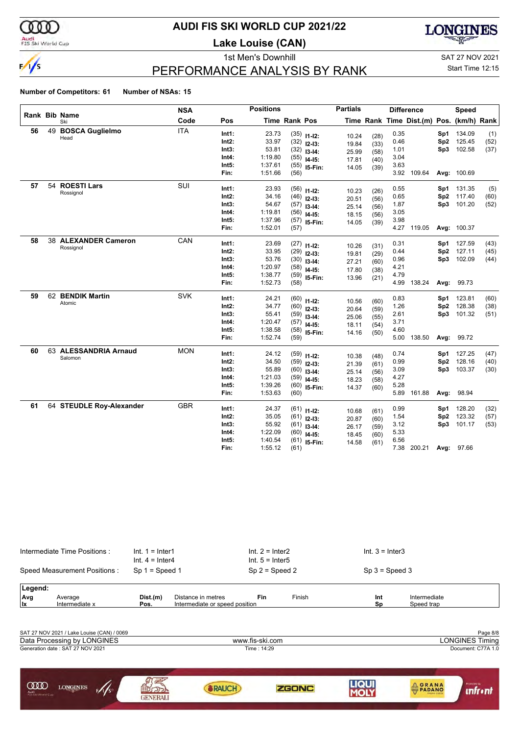# AUDI FIS SKI WORLD CUP 2021/22

## Lake Louise (CAN)

1st Men's Downhill

SAT 27 NOV 2021

Start Time 12:15

## PERFORMANCE ANALYSIS BY RANK

**Number of Competitors: 61** **Number of NSAs: 15**

| Rank | Bib | Name / Ski | NSA Code | Pos | Time | Rank | Pos | Partial Time | Partial Rank | Diff. Time | Dist.(m) | Speed Pos. | Speed (km/h) | Speed Rank |
|---|---|---|---|---|---|---|---|---|---|---|---|---|---|---|
| 56 | 49 | **BOSCA Guglielmo** Head | ITA | Int1: | 23.73 | (35) | I1-I2: | 10.24 | (28) | 0.35 | | Sp1 | 134.09 | (1) |
| | | | | Int2: | 33.97 | (32) | I2-I3: | 19.84 | (33) | 0.46 | | Sp2 | 125.45 | (52) |
| | | | | Int3: | 53.81 | (32) | I3-I4: | 25.99 | (58) | 1.01 | | Sp3 | 102.58 | (37) |
| | | | | Int4: | 1:19.80 | (55) | I4-I5: | 17.81 | (40) | 3.04 | | | | |
| | | | | Int5: | 1:37.61 | (55) | I5-Fin: | 14.05 | (39) | 3.63 | | | | |
| | | | | Fin: | 1:51.66 | (56) | | | | 3.92 | 109.64 | Avg: | 100.69 | |
| 57 | 54 | **ROESTI Lars** Rossignol | SUI | Int1: | 23.93 | (56) | I1-I2: | 10.23 | (26) | 0.55 | | Sp1 | 131.35 | (5) |
| | | | | Int2: | 34.16 | (46) | I2-I3: | 20.51 | (56) | 0.65 | | Sp2 | 117.40 | (60) |
| | | | | Int3: | 54.67 | (57) | I3-I4: | 25.14 | (56) | 1.87 | | Sp3 | 101.20 | (52) |
| | | | | Int4: | 1:19.81 | (56) | I4-I5: | 18.15 | (56) | 3.05 | | | | |
| | | | | Int5: | 1:37.96 | (57) | I5-Fin: | 14.05 | (39) | 3.98 | | | | |
| | | | | Fin: | 1:52.01 | (57) | | | | 4.27 | 119.05 | Avg: | 100.37 | |
| 58 | 38 | **ALEXANDER Cameron** Rossignol | CAN | Int1: | 23.69 | (27) | I1-I2: | 10.26 | (31) | 0.31 | | Sp1 | 127.59 | (43) |
| | | | | Int2: | 33.95 | (29) | I2-I3: | 19.81 | (29) | 0.44 | | Sp2 | 127.11 | (45) |
| | | | | Int3: | 53.76 | (30) | I3-I4: | 27.21 | (60) | 0.96 | | Sp3 | 102.09 | (44) |
| | | | | Int4: | 1:20.97 | (58) | I4-I5: | 17.80 | (38) | 4.21 | | | | |
| | | | | Int5: | 1:38.77 | (59) | I5-Fin: | 13.96 | (21) | 4.79 | | | | |
| | | | | Fin: | 1:52.73 | (58) | | | | 4.99 | 138.24 | Avg: | 99.73 | |
| 59 | 62 | **BENDIK Martin** Atomic | SVK | Int1: | 24.21 | (60) | I1-I2: | 10.56 | (60) | 0.83 | | Sp1 | 123.81 | (60) |
| | | | | Int2: | 34.77 | (60) | I2-I3: | 20.64 | (59) | 1.26 | | Sp2 | 128.38 | (38) |
| | | | | Int3: | 55.41 | (59) | I3-I4: | 25.06 | (55) | 2.61 | | Sp3 | 101.32 | (51) |
| | | | | Int4: | 1:20.47 | (57) | I4-I5: | 18.11 | (54) | 3.71 | | | | |
| | | | | Int5: | 1:38.58 | (58) | I5-Fin: | 14.16 | (50) | 4.60 | | | | |
| | | | | Fin: | 1:52.74 | (59) | | | | 5.00 | 138.50 | Avg: | 99.72 | |
| 60 | 63 | **ALESSANDRIA Arnaud** Salomon | MON | Int1: | 24.12 | (59) | I1-I2: | 10.38 | (48) | 0.74 | | Sp1 | 127.25 | (47) |
| | | | | Int2: | 34.50 | (59) | I2-I3: | 21.39 | (61) | 0.99 | | Sp2 | 128.16 | (40) |
| | | | | Int3: | 55.89 | (60) | I3-I4: | 25.14 | (56) | 3.09 | | Sp3 | 103.37 | (30) |
| | | | | Int4: | 1:21.03 | (59) | I4-I5: | 18.23 | (58) | 4.27 | | | | |
| | | | | Int5: | 1:39.26 | (60) | I5-Fin: | 14.37 | (60) | 5.28 | | | | |
| | | | | Fin: | 1:53.63 | (60) | | | | 5.89 | 161.88 | Avg: | 98.94 | |
| 61 | 64 | **STEUDLE Roy-Alexander** | GBR | Int1: | 24.37 | (61) | I1-I2: | 10.68 | (61) | 0.99 | | Sp1 | 128.20 | (32) |
| | | | | Int2: | 35.05 | (61) | I2-I3: | 20.87 | (60) | 1.54 | | Sp2 | 123.32 | (57) |
| | | | | Int3: | 55.92 | (61) | I3-I4: | 26.17 | (59) | 3.12 | | Sp3 | 101.17 | (53) |
| | | | | Int4: | 1:22.09 | (60) | I4-I5: | 18.45 | (60) | 5.33 | | | | |
| | | | | Int5: | 1:40.54 | (61) | I5-Fin: | 14.58 | (61) | 6.56 | | | | |
| | | | | Fin: | 1:55.12 | (61) | | | | 7.38 | 200.21 | Avg: | 97.66 | |

| | | | |
|---|---|---|---|
| Intermediate Time Positions : | Int. 1 = Inter1 | Int. 2 = Inter2 | Int. 3 = Inter3 |
| | Int. 4 = Inter4 | Int. 5 = Inter5 | |
| Speed Measurement Positions : | Sp 1 = Speed 1 | Sp 2 = Speed 2 | Sp 3 = Speed 3 |

**Legend:**

| | | | | | | | |
|---|---|---|---|---|---|---|---|
| Avg | Average | Dist.(m) | Distance in metres | Fin | Finish | Int | Intermediate |
| Ix | Intermediate x | Pos. | Intermediate or speed position | | | Sp | Speed trap |

SAT 27 NOV 2021 / Lake Louise (CAN) / 0069

Data Processing by LONGINES — www.fis-ski.com — LONGINES Timing

Generation date : SAT 27 NOV 2021 — Time : 14:29 — Document: C77A 1.0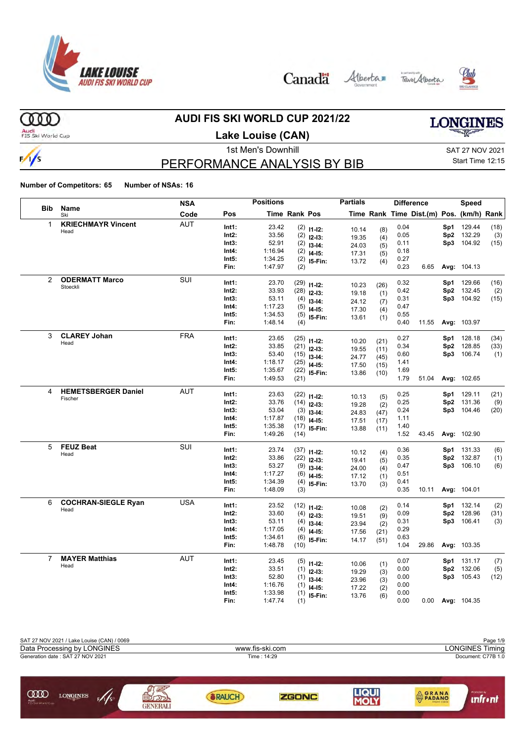# AUDI FIS SKI WORLD CUP 2021/22

## Lake Louise (CAN)

1st Men's Downhill

SAT 27 NOV 2021
Start Time 12:15

## PERFORMANCE ANALYSIS BY BIB

**Number of Competitors: 65** **Number of NSAs: 16**

| Bib | Name / Ski | NSA Code | Pos | Time | Rank | Pos | Partials Time | Partials Rank | Diff. Time | Dist.(m) | Pos. | Speed (km/h) | Rank |
|---|---|---|---|---|---|---|---|---|---|---|---|---|---|
| 1 | **KRIECHMAYR Vincent** Head | AUT | Int1: | 23.42 | (2) | I1-I2: | 10.14 | (8) | 0.04 | | Sp1 | 129.44 | (18) |
| | | | Int2: | 33.56 | (2) | I2-I3: | 19.35 | (4) | 0.05 | | Sp2 | 132.29 | (3) |
| | | | Int3: | 52.91 | (2) | I3-I4: | 24.03 | (5) | 0.11 | | Sp3 | 104.92 | (15) |
| | | | Int4: | 1:16.94 | (2) | I4-I5: | 17.31 | (5) | 0.18 | | | | |
| | | | Int5: | 1:34.25 | (2) | I5-Fin: | 13.72 | (4) | 0.27 | | | | |
| | | | Fin: | 1:47.97 | (2) | | | | 0.23 | 6.65 | Avg: | 104.13 | |
| 2 | **ODERMATT Marco** Stoeckli | SUI | Int1: | 23.70 | (29) | I1-I2: | 10.23 | (26) | 0.32 | | Sp1 | 129.66 | (16) |
| | | | Int2: | 33.93 | (28) | I2-I3: | 19.18 | (1) | 0.42 | | Sp2 | 132.45 | (2) |
| | | | Int3: | 53.11 | (4) | I3-I4: | 24.12 | (7) | 0.31 | | Sp3 | 104.92 | (15) |
| | | | Int4: | 1:17.23 | (5) | I4-I5: | 17.30 | (4) | 0.47 | | | | |
| | | | Int5: | 1:34.53 | (5) | I5-Fin: | 13.61 | (1) | 0.55 | | | | |
| | | | Fin: | 1:48.14 | (4) | | | | 0.40 | 11.55 | Avg: | 103.97 | |
| 3 | **CLAREY Johan** Head | FRA | Int1: | 23.65 | (25) | I1-I2: | 10.20 | (21) | 0.27 | | Sp1 | 128.18 | (34) |
| | | | Int2: | 33.85 | (21) | I2-I3: | 19.55 | (11) | 0.34 | | Sp2 | 128.85 | (33) |
| | | | Int3: | 53.40 | (15) | I3-I4: | 24.77 | (45) | 0.60 | | Sp3 | 106.74 | (1) |
| | | | Int4: | 1:18.17 | (25) | I4-I5: | 17.50 | (15) | 1.41 | | | | |
| | | | Int5: | 1:35.67 | (22) | I5-Fin: | 13.86 | (10) | 1.69 | | | | |
| | | | Fin: | 1:49.53 | (21) | | | | 1.79 | 51.04 | Avg: | 102.65 | |
| 4 | **HEMETSBERGER Daniel** Fischer | AUT | Int1: | 23.63 | (22) | I1-I2: | 10.13 | (5) | 0.25 | | Sp1 | 129.11 | (21) |
| | | | Int2: | 33.76 | (14) | I2-I3: | 19.28 | (2) | 0.25 | | Sp2 | 131.36 | (9) |
| | | | Int3: | 53.04 | (3) | I3-I4: | 24.83 | (47) | 0.24 | | Sp3 | 104.46 | (20) |
| | | | Int4: | 1:17.87 | (18) | I4-I5: | 17.51 | (17) | 1.11 | | | | |
| | | | Int5: | 1:35.38 | (17) | I5-Fin: | 13.88 | (11) | 1.40 | | | | |
| | | | Fin: | 1:49.26 | (14) | | | | 1.52 | 43.45 | Avg: | 102.90 | |
| 5 | **FEUZ Beat** Head | SUI | Int1: | 23.74 | (37) | I1-I2: | 10.12 | (4) | 0.36 | | Sp1 | 131.33 | (6) |
| | | | Int2: | 33.86 | (22) | I2-I3: | 19.41 | (5) | 0.35 | | Sp2 | 132.87 | (1) |
| | | | Int3: | 53.27 | (9) | I3-I4: | 24.00 | (4) | 0.47 | | Sp3 | 106.10 | (6) |
| | | | Int4: | 1:17.27 | (6) | I4-I5: | 17.12 | (1) | 0.51 | | | | |
| | | | Int5: | 1:34.39 | (4) | I5-Fin: | 13.70 | (3) | 0.41 | | | | |
| | | | Fin: | 1:48.09 | (3) | | | | 0.35 | 10.11 | Avg: | 104.01 | |
| 6 | **COCHRAN-SIEGLE Ryan** Head | USA | Int1: | 23.52 | (12) | I1-I2: | 10.08 | (2) | 0.14 | | Sp1 | 132.14 | (2) |
| | | | Int2: | 33.60 | (4) | I2-I3: | 19.51 | (9) | 0.09 | | Sp2 | 128.96 | (31) |
| | | | Int3: | 53.11 | (4) | I3-I4: | 23.94 | (2) | 0.31 | | Sp3 | 106.41 | (3) |
| | | | Int4: | 1:17.05 | (4) | I4-I5: | 17.56 | (21) | 0.29 | | | | |
| | | | Int5: | 1:34.61 | (6) | I5-Fin: | 14.17 | (51) | 0.63 | | | | |
| | | | Fin: | 1:48.78 | (10) | | | | 1.04 | 29.86 | Avg: | 103.35 | |
| 7 | **MAYER Matthias** Head | AUT | Int1: | 23.45 | (5) | I1-I2: | 10.06 | (1) | 0.07 | | Sp1 | 131.17 | (7) |
| | | | Int2: | 33.51 | (1) | I2-I3: | 19.29 | (3) | 0.00 | | Sp2 | 132.06 | (5) |
| | | | Int3: | 52.80 | (1) | I3-I4: | 23.96 | (3) | 0.00 | | Sp3 | 105.43 | (12) |
| | | | Int4: | 1:16.76 | (1) | I4-I5: | 17.22 | (2) | 0.00 | | | | |
| | | | Int5: | 1:33.98 | (1) | I5-Fin: | 13.76 | (6) | 0.00 | | | | |
| | | | Fin: | 1:47.74 | (1) | | | | 0.00 | 0.00 | Avg: | 104.35 | |

SAT 27 NOV 2021 / Lake Louise (CAN) / 0069
Data Processing by LONGINES — www.fis-ski.com — LONGINES Timing
Generation date : SAT 27 NOV 2021 — Time : 14:29 — Document: C77B 1.0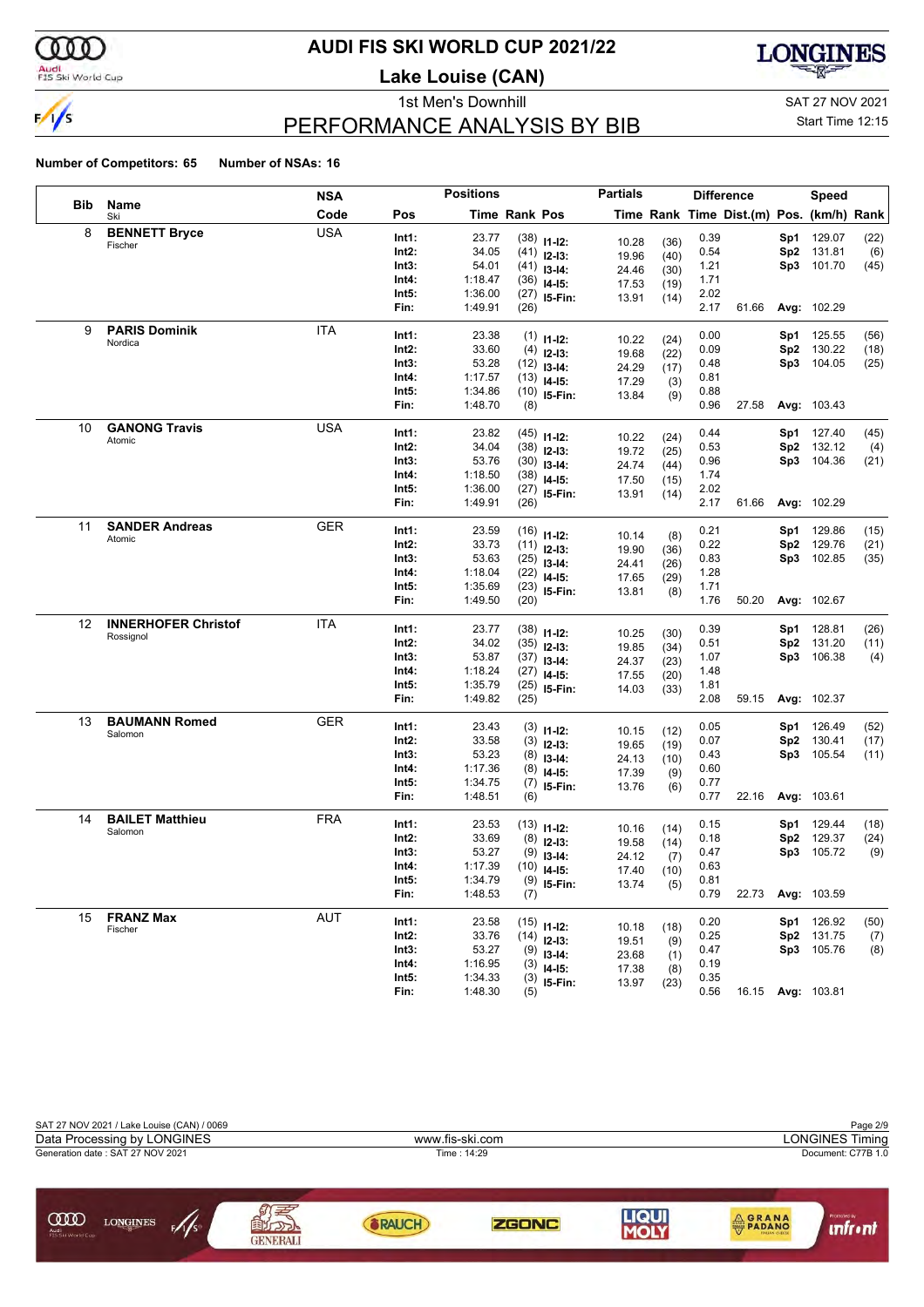# AUDI FIS SKI WORLD CUP 2021/22

## Lake Louise (CAN)

1st Men's Downhill

SAT 27 NOV 2021

Start Time 12:15

## PERFORMANCE ANALYSIS BY BIB

**Number of Competitors: 65** **Number of NSAs: 16**

| Bib | Name / Ski | NSA Code | Pos | Time | Rank | Pos | Partials Time | Rank | Difference Time | Dist.(m) | Pos. | Speed (km/h) | Rank |
|---|---|---|---|---|---|---|---|---|---|---|---|---|---|
| 8 | **BENNETT Bryce** Fischer | USA | Int1: | 23.77 | (38) | I1-I2: | 10.28 | (36) | 0.39 | | Sp1 | 129.07 | (22) |
| | | | Int2: | 34.05 | (41) | I2-I3: | 19.96 | (40) | 0.54 | | Sp2 | 131.81 | (6) |
| | | | Int3: | 54.01 | (41) | I3-I4: | 24.46 | (30) | 1.21 | | Sp3 | 101.70 | (45) |
| | | | Int4: | 1:18.47 | (36) | I4-I5: | 17.53 | (19) | 1.71 | | | | |
| | | | Int5: | 1:36.00 | (27) | I5-Fin: | 13.91 | (14) | 2.02 | | | | |
| | | | Fin: | 1:49.91 | (26) | | | | 2.17 | 61.66 | Avg: | 102.29 | |
| 9 | **PARIS Dominik** Nordica | ITA | Int1: | 23.38 | (1) | I1-I2: | 10.22 | (24) | 0.00 | | Sp1 | 125.55 | (56) |
| | | | Int2: | 33.60 | (4) | I2-I3: | 19.68 | (22) | 0.09 | | Sp2 | 130.22 | (18) |
| | | | Int3: | 53.28 | (12) | I3-I4: | 24.29 | (17) | 0.48 | | Sp3 | 104.05 | (25) |
| | | | Int4: | 1:17.57 | (13) | I4-I5: | 17.29 | (3) | 0.81 | | | | |
| | | | Int5: | 1:34.86 | (10) | I5-Fin: | 13.84 | (9) | 0.88 | | | | |
| | | | Fin: | 1:48.70 | (8) | | | | 0.96 | 27.58 | Avg: | 103.43 | |
| 10 | **GANONG Travis** Atomic | USA | Int1: | 23.82 | (45) | I1-I2: | 10.22 | (24) | 0.44 | | Sp1 | 127.40 | (45) |
| | | | Int2: | 34.04 | (38) | I2-I3: | 19.72 | (25) | 0.53 | | Sp2 | 132.12 | (4) |
| | | | Int3: | 53.76 | (30) | I3-I4: | 24.74 | (44) | 0.96 | | Sp3 | 104.36 | (21) |
| | | | Int4: | 1:18.50 | (38) | I4-I5: | 17.50 | (15) | 1.74 | | | | |
| | | | Int5: | 1:36.00 | (27) | I5-Fin: | 13.91 | (14) | 2.02 | | | | |
| | | | Fin: | 1:49.91 | (26) | | | | 2.17 | 61.66 | Avg: | 102.29 | |
| 11 | **SANDER Andreas** Atomic | GER | Int1: | 23.59 | (16) | I1-I2: | 10.14 | (8) | 0.21 | | Sp1 | 129.86 | (15) |
| | | | Int2: | 33.73 | (11) | I2-I3: | 19.90 | (36) | 0.22 | | Sp2 | 129.76 | (21) |
| | | | Int3: | 53.63 | (25) | I3-I4: | 24.41 | (26) | 0.83 | | Sp3 | 102.85 | (35) |
| | | | Int4: | 1:18.04 | (22) | I4-I5: | 17.65 | (29) | 1.28 | | | | |
| | | | Int5: | 1:35.69 | (23) | I5-Fin: | 13.81 | (8) | 1.71 | | | | |
| | | | Fin: | 1:49.50 | (20) | | | | 1.76 | 50.20 | Avg: | 102.67 | |
| 12 | **INNERHOFER Christof** Rossignol | ITA | Int1: | 23.77 | (38) | I1-I2: | 10.25 | (30) | 0.39 | | Sp1 | 128.81 | (26) |
| | | | Int2: | 34.02 | (35) | I2-I3: | 19.85 | (34) | 0.51 | | Sp2 | 131.20 | (11) |
| | | | Int3: | 53.87 | (37) | I3-I4: | 24.37 | (23) | 1.07 | | Sp3 | 106.38 | (4) |
| | | | Int4: | 1:18.24 | (27) | I4-I5: | 17.55 | (20) | 1.48 | | | | |
| | | | Int5: | 1:35.79 | (25) | I5-Fin: | 14.03 | (33) | 1.81 | | | | |
| | | | Fin: | 1:49.82 | (25) | | | | 2.08 | 59.15 | Avg: | 102.37 | |
| 13 | **BAUMANN Romed** Salomon | GER | Int1: | 23.43 | (3) | I1-I2: | 10.15 | (12) | 0.05 | | Sp1 | 126.49 | (52) |
| | | | Int2: | 33.58 | (3) | I2-I3: | 19.65 | (19) | 0.07 | | Sp2 | 130.41 | (17) |
| | | | Int3: | 53.23 | (8) | I3-I4: | 24.13 | (10) | 0.43 | | Sp3 | 105.54 | (11) |
| | | | Int4: | 1:17.36 | (8) | I4-I5: | 17.39 | (9) | 0.60 | | | | |
| | | | Int5: | 1:34.75 | (7) | I5-Fin: | 13.76 | (6) | 0.77 | | | | |
| | | | Fin: | 1:48.51 | (6) | | | | 0.77 | 22.16 | Avg: | 103.61 | |
| 14 | **BAILET Matthieu** Salomon | FRA | Int1: | 23.53 | (13) | I1-I2: | 10.16 | (14) | 0.15 | | Sp1 | 129.44 | (18) |
| | | | Int2: | 33.69 | (8) | I2-I3: | 19.58 | (14) | 0.18 | | Sp2 | 129.37 | (24) |
| | | | Int3: | 53.27 | (9) | I3-I4: | 24.12 | (7) | 0.47 | | Sp3 | 105.72 | (9) |
| | | | Int4: | 1:17.39 | (10) | I4-I5: | 17.40 | (10) | 0.63 | | | | |
| | | | Int5: | 1:34.79 | (9) | I5-Fin: | 13.74 | (5) | 0.81 | | | | |
| | | | Fin: | 1:48.53 | (7) | | | | 0.79 | 22.73 | Avg: | 103.59 | |
| 15 | **FRANZ Max** Fischer | AUT | Int1: | 23.58 | (15) | I1-I2: | 10.18 | (18) | 0.20 | | Sp1 | 126.92 | (50) |
| | | | Int2: | 33.76 | (14) | I2-I3: | 19.51 | (9) | 0.25 | | Sp2 | 131.75 | (7) |
| | | | Int3: | 53.27 | (9) | I3-I4: | 23.68 | (1) | 0.47 | | Sp3 | 105.76 | (8) |
| | | | Int4: | 1:16.95 | (3) | I4-I5: | 17.38 | (8) | 0.19 | | | | |
| | | | Int5: | 1:34.33 | (3) | I5-Fin: | 13.97 | (23) | 0.35 | | | | |
| | | | Fin: | 1:48.30 | (5) | | | | 0.56 | 16.15 | Avg: | 103.81 | |

SAT 27 NOV 2021 / Lake Louise (CAN) / 0069

Data Processing by LONGINES — www.fis-ski.com — LONGINES Timing

Generation date : SAT 27 NOV 2021 — Time : 14:29 — Document: C77B 1.0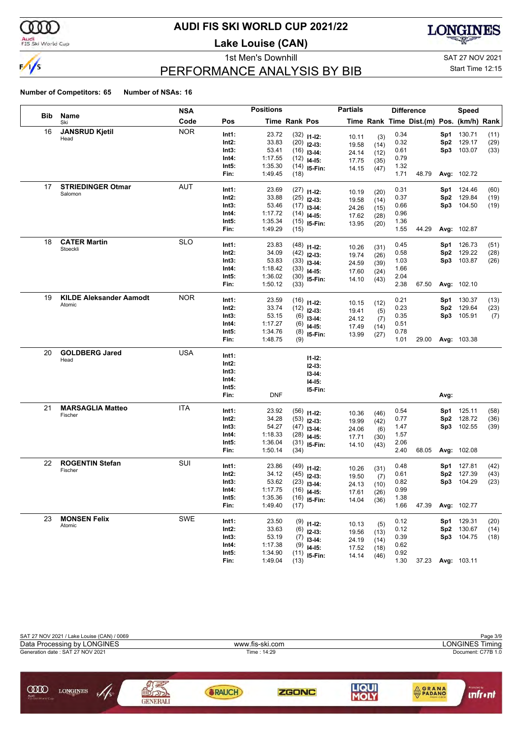# AUDI FIS SKI WORLD CUP 2021/22

**Lake Louise (CAN)**

1st Men's Downhill

SAT 27 NOV 2021

Start Time 12:15

## PERFORMANCE ANALYSIS BY BIB

**Number of Competitors: 65** **Number of NSAs: 16**

| Bib | Name / Ski | NSA Code | Pos | Time | Rank | Pos | Partials Time | Rank | Difference Time | Dist.(m) | Speed Pos. | (km/h) | Rank |
|---|---|---|---|---|---|---|---|---|---|---|---|---|---|
| 16 | **JANSRUD Kjetil** Head | NOR | Int1: | 23.72 | (32) | I1-I2: | 10.11 | (3) | 0.34 | | Sp1 | 130.71 | (11) |
| | | | Int2: | 33.83 | (20) | I2-I3: | 19.58 | (14) | 0.32 | | Sp2 | 129.17 | (29) |
| | | | Int3: | 53.41 | (16) | I3-I4: | 24.14 | (12) | 0.61 | | Sp3 | 103.07 | (33) |
| | | | Int4: | 1:17.55 | (12) | I4-I5: | 17.75 | (35) | 0.79 | | | | |
| | | | Int5: | 1:35.30 | (14) | I5-Fin: | 14.15 | (47) | 1.32 | | | | |
| | | | Fin: | 1:49.45 | (18) | | | | 1.71 | 48.79 | Avg: | 102.72 | |
| 17 | **STRIEDINGER Otmar** Salomon | AUT | Int1: | 23.69 | (27) | I1-I2: | 10.19 | (20) | 0.31 | | Sp1 | 124.46 | (60) |
| | | | Int2: | 33.88 | (25) | I2-I3: | 19.58 | (14) | 0.37 | | Sp2 | 129.84 | (19) |
| | | | Int3: | 53.46 | (17) | I3-I4: | 24.26 | (15) | 0.66 | | Sp3 | 104.50 | (19) |
| | | | Int4: | 1:17.72 | (14) | I4-I5: | 17.62 | (28) | 0.96 | | | | |
| | | | Int5: | 1:35.34 | (15) | I5-Fin: | 13.95 | (20) | 1.36 | | | | |
| | | | Fin: | 1:49.29 | (15) | | | | 1.55 | 44.29 | Avg: | 102.87 | |
| 18 | **CATER Martin** Stoeckli | SLO | Int1: | 23.83 | (48) | I1-I2: | 10.26 | (31) | 0.45 | | Sp1 | 126.73 | (51) |
| | | | Int2: | 34.09 | (42) | I2-I3: | 19.74 | (26) | 0.58 | | Sp2 | 129.22 | (28) |
| | | | Int3: | 53.83 | (33) | I3-I4: | 24.59 | (39) | 1.03 | | Sp3 | 103.87 | (26) |
| | | | Int4: | 1:18.42 | (33) | I4-I5: | 17.60 | (24) | 1.66 | | | | |
| | | | Int5: | 1:36.02 | (30) | I5-Fin: | 14.10 | (43) | 2.04 | | | | |
| | | | Fin: | 1:50.12 | (33) | | | | 2.38 | 67.50 | Avg: | 102.10 | |
| 19 | **KILDE Aleksander Aamodt** Atomic | NOR | Int1: | 23.59 | (16) | I1-I2: | 10.15 | (12) | 0.21 | | Sp1 | 130.37 | (13) |
| | | | Int2: | 33.74 | (12) | I2-I3: | 19.41 | (5) | 0.23 | | Sp2 | 129.64 | (23) |
| | | | Int3: | 53.15 | (6) | I3-I4: | 24.12 | (7) | 0.35 | | Sp3 | 105.91 | (7) |
| | | | Int4: | 1:17.27 | (6) | I4-I5: | 17.49 | (14) | 0.51 | | | | |
| | | | Int5: | 1:34.76 | (8) | I5-Fin: | 13.99 | (27) | 0.78 | | | | |
| | | | Fin: | 1:48.75 | (9) | | | | 1.01 | 29.00 | Avg: | 103.38 | |
| 20 | **GOLDBERG Jared** Head | USA | Int1: | | | I1-I2: | | | | | | | |
| | | | Int2: | | | I2-I3: | | | | | | | |
| | | | Int3: | | | I3-I4: | | | | | | | |
| | | | Int4: | | | I4-I5: | | | | | | | |
| | | | Int5: | | | I5-Fin: | | | | | | | |
| | | | Fin: | DNF | | | | | | | Avg: | | |
| 21 | **MARSAGLIA Matteo** Fischer | ITA | Int1: | 23.92 | (56) | I1-I2: | 10.36 | (46) | 0.54 | | Sp1 | 125.11 | (58) |
| | | | Int2: | 34.28 | (53) | I2-I3: | 19.99 | (42) | 0.77 | | Sp2 | 128.72 | (36) |
| | | | Int3: | 54.27 | (47) | I3-I4: | 24.06 | (6) | 1.47 | | Sp3 | 102.55 | (39) |
| | | | Int4: | 1:18.33 | (28) | I4-I5: | 17.71 | (30) | 1.57 | | | | |
| | | | Int5: | 1:36.04 | (31) | I5-Fin: | 14.10 | (43) | 2.06 | | | | |
| | | | Fin: | 1:50.14 | (34) | | | | 2.40 | 68.05 | Avg: | 102.08 | |
| 22 | **ROGENTIN Stefan** Fischer | SUI | Int1: | 23.86 | (49) | I1-I2: | 10.26 | (31) | 0.48 | | Sp1 | 127.81 | (42) |
| | | | Int2: | 34.12 | (45) | I2-I3: | 19.50 | (7) | 0.61 | | Sp2 | 127.39 | (43) |
| | | | Int3: | 53.62 | (23) | I3-I4: | 24.13 | (10) | 0.82 | | Sp3 | 104.29 | (23) |
| | | | Int4: | 1:17.75 | (16) | I4-I5: | 17.61 | (26) | 0.99 | | | | |
| | | | Int5: | 1:35.36 | (16) | I5-Fin: | 14.04 | (36) | 1.38 | | | | |
| | | | Fin: | 1:49.40 | (17) | | | | 1.66 | 47.39 | Avg: | 102.77 | |
| 23 | **MONSEN Felix** Atomic | SWE | Int1: | 23.50 | (9) | I1-I2: | 10.13 | (5) | 0.12 | | Sp1 | 129.31 | (20) |
| | | | Int2: | 33.63 | (6) | I2-I3: | 19.56 | (13) | 0.12 | | Sp2 | 130.67 | (14) |
| | | | Int3: | 53.19 | (7) | I3-I4: | 24.19 | (14) | 0.39 | | Sp3 | 104.75 | (18) |
| | | | Int4: | 1:17.38 | (9) | I4-I5: | 17.52 | (18) | 0.62 | | | | |
| | | | Int5: | 1:34.90 | (11) | I5-Fin: | 14.14 | (46) | 0.92 | | | | |
| | | | Fin: | 1:49.04 | (13) | | | | 1.30 | 37.23 | Avg: | 103.11 | |

SAT 27 NOV 2021 / Lake Louise (CAN) / 0069

Data Processing by LONGINES — www.fis-ski.com — LONGINES Timing

Generation date : SAT 27 NOV 2021 — Time : 14:29 — Document: C77B 1.0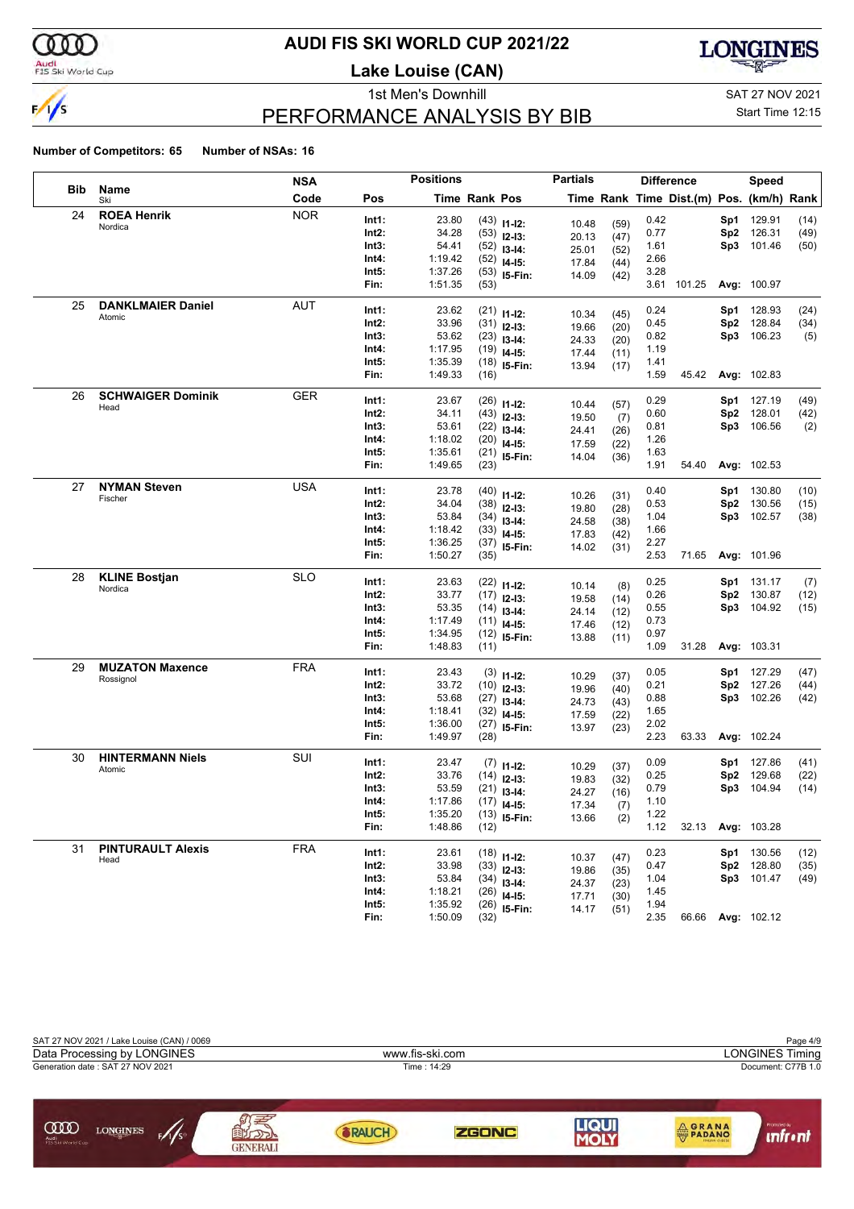# AUDI FIS SKI WORLD CUP 2021/22

## Lake Louise (CAN)

### 1st Men's Downhill

SAT 27 NOV 2021

Start Time 12:15

## PERFORMANCE ANALYSIS BY BIB

**Number of Competitors: 65** **Number of NSAs: 16**

| Bib | Name / Ski | NSA Code | Pos | Time | Rank | Partials Pos | Partials Time | Partials Rank | Difference Time | Dist.(m) | Speed Pos. | Speed (km/h) | Speed Rank |
|---|---|---|---|---|---|---|---|---|---|---|---|---|---|
| 24 | **ROEA Henrik** Nordica | NOR | Int1: | 23.80 | (43) | I1-I2: | 10.48 | (59) | 0.42 | | Sp1 | 129.91 | (14) |
| | | | Int2: | 34.28 | (53) | I2-I3: | 20.13 | (47) | 0.77 | | Sp2 | 126.31 | (49) |
| | | | Int3: | 54.41 | (52) | I3-I4: | 25.01 | (52) | 1.61 | | Sp3 | 101.46 | (50) |
| | | | Int4: | 1:19.42 | (52) | I4-I5: | 17.84 | (44) | 2.66 | | | | |
| | | | Int5: | 1:37.26 | (53) | I5-Fin: | 14.09 | (42) | 3.28 | | | | |
| | | | Fin: | 1:51.35 | (53) | | | | 3.61 | 101.25 | Avg: | 100.97 | |
| 25 | **DANKLMAIER Daniel** Atomic | AUT | Int1: | 23.62 | (21) | I1-I2: | 10.34 | (45) | 0.24 | | Sp1 | 128.93 | (24) |
| | | | Int2: | 33.96 | (31) | I2-I3: | 19.66 | (20) | 0.45 | | Sp2 | 128.84 | (34) |
| | | | Int3: | 53.62 | (23) | I3-I4: | 24.33 | (20) | 0.82 | | Sp3 | 106.23 | (5) |
| | | | Int4: | 1:17.95 | (19) | I4-I5: | 17.44 | (11) | 1.19 | | | | |
| | | | Int5: | 1:35.39 | (18) | I5-Fin: | 13.94 | (17) | 1.41 | | | | |
| | | | Fin: | 1:49.33 | (16) | | | | 1.59 | 45.42 | Avg: | 102.83 | |
| 26 | **SCHWAIGER Dominik** Head | GER | Int1: | 23.67 | (26) | I1-I2: | 10.44 | (57) | 0.29 | | Sp1 | 127.19 | (49) |
| | | | Int2: | 34.11 | (43) | I2-I3: | 19.50 | (7) | 0.60 | | Sp2 | 128.01 | (42) |
| | | | Int3: | 53.61 | (22) | I3-I4: | 24.41 | (26) | 0.81 | | Sp3 | 106.56 | (2) |
| | | | Int4: | 1:18.02 | (20) | I4-I5: | 17.59 | (22) | 1.26 | | | | |
| | | | Int5: | 1:35.61 | (21) | I5-Fin: | 14.04 | (36) | 1.63 | | | | |
| | | | Fin: | 1:49.65 | (23) | | | | 1.91 | 54.40 | Avg: | 102.53 | |
| 27 | **NYMAN Steven** Fischer | USA | Int1: | 23.78 | (40) | I1-I2: | 10.26 | (31) | 0.40 | | Sp1 | 130.80 | (10) |
| | | | Int2: | 34.04 | (38) | I2-I3: | 19.80 | (28) | 0.53 | | Sp2 | 130.56 | (15) |
| | | | Int3: | 53.84 | (34) | I3-I4: | 24.58 | (38) | 1.04 | | Sp3 | 102.57 | (38) |
| | | | Int4: | 1:18.42 | (33) | I4-I5: | 17.83 | (42) | 1.66 | | | | |
| | | | Int5: | 1:36.25 | (37) | I5-Fin: | 14.02 | (31) | 2.27 | | | | |
| | | | Fin: | 1:50.27 | (35) | | | | 2.53 | 71.65 | Avg: | 101.96 | |
| 28 | **KLINE Bostjan** Nordica | SLO | Int1: | 23.63 | (22) | I1-I2: | 10.14 | (8) | 0.25 | | Sp1 | 131.17 | (7) |
| | | | Int2: | 33.77 | (17) | I2-I3: | 19.58 | (14) | 0.26 | | Sp2 | 130.87 | (12) |
| | | | Int3: | 53.35 | (14) | I3-I4: | 24.14 | (12) | 0.55 | | Sp3 | 104.92 | (15) |
| | | | Int4: | 1:17.49 | (11) | I4-I5: | 17.46 | (12) | 0.73 | | | | |
| | | | Int5: | 1:34.95 | (12) | I5-Fin: | 13.88 | (11) | 0.97 | | | | |
| | | | Fin: | 1:48.83 | (11) | | | | 1.09 | 31.28 | Avg: | 103.31 | |
| 29 | **MUZATON Maxence** Rossignol | FRA | Int1: | 23.43 | (3) | I1-I2: | 10.29 | (37) | 0.05 | | Sp1 | 127.29 | (47) |
| | | | Int2: | 33.72 | (10) | I2-I3: | 19.96 | (40) | 0.21 | | Sp2 | 127.26 | (44) |
| | | | Int3: | 53.68 | (27) | I3-I4: | 24.73 | (43) | 0.88 | | Sp3 | 102.26 | (42) |
| | | | Int4: | 1:18.41 | (32) | I4-I5: | 17.59 | (22) | 1.65 | | | | |
| | | | Int5: | 1:36.00 | (27) | I5-Fin: | 13.97 | (23) | 2.02 | | | | |
| | | | Fin: | 1:49.97 | (28) | | | | 2.23 | 63.33 | Avg: | 102.24 | |
| 30 | **HINTERMANN Niels** Atomic | SUI | Int1: | 23.47 | (7) | I1-I2: | 10.29 | (37) | 0.09 | | Sp1 | 127.86 | (41) |
| | | | Int2: | 33.76 | (14) | I2-I3: | 19.83 | (32) | 0.25 | | Sp2 | 129.68 | (22) |
| | | | Int3: | 53.59 | (21) | I3-I4: | 24.27 | (16) | 0.79 | | Sp3 | 104.94 | (14) |
| | | | Int4: | 1:17.86 | (17) | I4-I5: | 17.34 | (7) | 1.10 | | | | |
| | | | Int5: | 1:35.20 | (13) | I5-Fin: | 13.66 | (2) | 1.22 | | | | |
| | | | Fin: | 1:48.86 | (12) | | | | 1.12 | 32.13 | Avg: | 103.28 | |
| 31 | **PINTURAULT Alexis** Head | FRA | Int1: | 23.61 | (18) | I1-I2: | 10.37 | (47) | 0.23 | | Sp1 | 130.56 | (12) |
| | | | Int2: | 33.98 | (33) | I2-I3: | 19.86 | (35) | 0.47 | | Sp2 | 128.80 | (35) |
| | | | Int3: | 53.84 | (34) | I3-I4: | 24.37 | (23) | 1.04 | | Sp3 | 101.47 | (49) |
| | | | Int4: | 1:18.21 | (26) | I4-I5: | 17.71 | (30) | 1.45 | | | | |
| | | | Int5: | 1:35.92 | (26) | I5-Fin: | 14.17 | (51) | 1.94 | | | | |
| | | | Fin: | 1:50.09 | (32) | | | | 2.35 | 66.66 | Avg: | 102.12 | |

SAT 27 NOV 2021 / Lake Louise (CAN) / 0069

Data Processing by LONGINES — www.fis-ski.com — LONGINES Timing

Generation date : SAT 27 NOV 2021 — Time : 14:29 — Document: C77B 1.0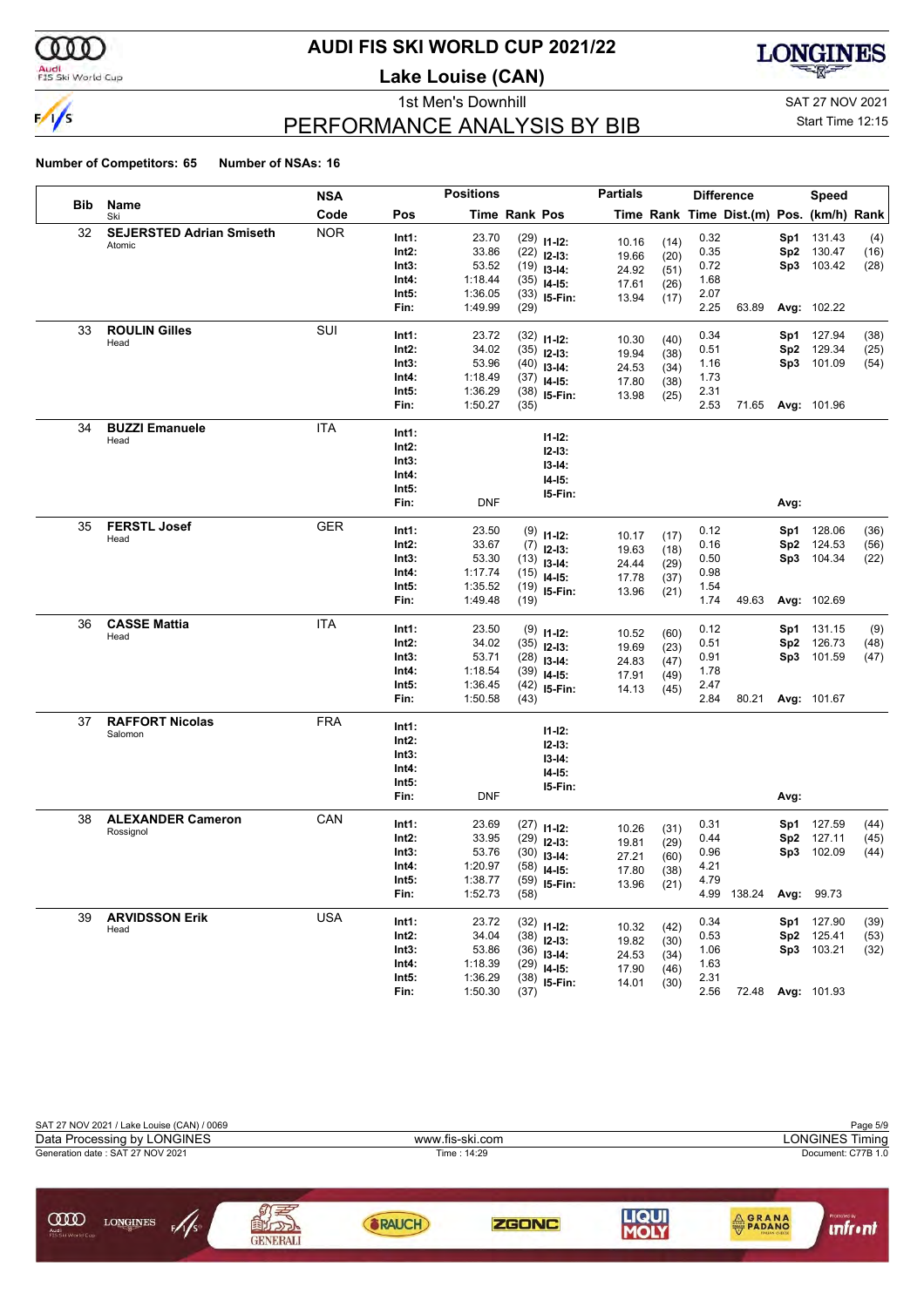# AUDI FIS SKI WORLD CUP 2021/22

## Lake Louise (CAN)

1st Men's Downhill

SAT 27 NOV 2021

Start Time 12:15

## PERFORMANCE ANALYSIS BY BIB

**Number of Competitors: 65** **Number of NSAs: 16**

| Bib | Name / Ski | NSA Code | Pos | Time | Rank | Pos | Partials Time | Rank | Difference Time | Dist.(m) | Pos. | Speed (km/h) | Rank |
|---|---|---|---|---|---|---|---|---|---|---|---|---|---|
| 32 | **SEJERSTED Adrian Smiseth** | NOR | Int1: | 23.70 | (29) | I1-I2: | 10.16 | (14) | 0.32 | | Sp1 | 131.43 | (4) |
| | Atomic | | Int2: | 33.86 | (22) | I2-I3: | 19.66 | (20) | 0.35 | | Sp2 | 130.47 | (16) |
| | | | Int3: | 53.52 | (19) | I3-I4: | 24.92 | (51) | 0.72 | | Sp3 | 103.42 | (28) |
| | | | Int4: | 1:18.44 | (35) | I4-I5: | 17.61 | (26) | 1.68 | | | | |
| | | | Int5: | 1:36.05 | (33) | I5-Fin: | 13.94 | (17) | 2.07 | | | | |
| | | | Fin: | 1:49.99 | (29) | | | | 2.25 | 63.89 | Avg: | 102.22 | |
| 33 | **ROULIN Gilles** | SUI | Int1: | 23.72 | (32) | I1-I2: | 10.30 | (40) | 0.34 | | Sp1 | 127.94 | (38) |
| | Head | | Int2: | 34.02 | (35) | I2-I3: | 19.94 | (38) | 0.51 | | Sp2 | 129.34 | (25) |
| | | | Int3: | 53.96 | (40) | I3-I4: | 24.53 | (34) | 1.16 | | Sp3 | 101.09 | (54) |
| | | | Int4: | 1:18.49 | (37) | I4-I5: | 17.80 | (38) | 1.73 | | | | |
| | | | Int5: | 1:36.29 | (38) | I5-Fin: | 13.98 | (25) | 2.31 | | | | |
| | | | Fin: | 1:50.27 | (35) | | | | 2.53 | 71.65 | Avg: | 101.96 | |
| 34 | **BUZZI Emanuele** | ITA | Int1: | | | I1-I2: | | | | | | | |
| | Head | | Int2: | | | I2-I3: | | | | | | | |
| | | | Int3: | | | I3-I4: | | | | | | | |
| | | | Int4: | | | I4-I5: | | | | | | | |
| | | | Int5: | | | I5-Fin: | | | | | | | |
| | | | Fin: | DNF | | | | | | | Avg: | | |
| 35 | **FERSTL Josef** | GER | Int1: | 23.50 | (9) | I1-I2: | 10.17 | (17) | 0.12 | | Sp1 | 128.06 | (36) |
| | Head | | Int2: | 33.67 | (7) | I2-I3: | 19.63 | (18) | 0.16 | | Sp2 | 124.53 | (56) |
| | | | Int3: | 53.30 | (13) | I3-I4: | 24.44 | (29) | 0.50 | | Sp3 | 104.34 | (22) |
| | | | Int4: | 1:17.74 | (15) | I4-I5: | 17.78 | (37) | 0.98 | | | | |
| | | | Int5: | 1:35.52 | (19) | I5-Fin: | 13.96 | (21) | 1.54 | | | | |
| | | | Fin: | 1:49.48 | (19) | | | | 1.74 | 49.63 | Avg: | 102.69 | |
| 36 | **CASSE Mattia** | ITA | Int1: | 23.50 | (9) | I1-I2: | 10.52 | (60) | 0.12 | | Sp1 | 131.15 | (9) |
| | Head | | Int2: | 34.02 | (35) | I2-I3: | 19.69 | (23) | 0.51 | | Sp2 | 126.73 | (48) |
| | | | Int3: | 53.71 | (28) | I3-I4: | 24.83 | (47) | 0.91 | | Sp3 | 101.59 | (47) |
| | | | Int4: | 1:18.54 | (39) | I4-I5: | 17.91 | (49) | 1.78 | | | | |
| | | | Int5: | 1:36.45 | (42) | I5-Fin: | 14.13 | (45) | 2.47 | | | | |
| | | | Fin: | 1:50.58 | (43) | | | | 2.84 | 80.21 | Avg: | 101.67 | |
| 37 | **RAFFORT Nicolas** | FRA | Int1: | | | I1-I2: | | | | | | | |
| | Salomon | | Int2: | | | I2-I3: | | | | | | | |
| | | | Int3: | | | I3-I4: | | | | | | | |
| | | | Int4: | | | I4-I5: | | | | | | | |
| | | | Int5: | | | I5-Fin: | | | | | | | |
| | | | Fin: | DNF | | | | | | | Avg: | | |
| 38 | **ALEXANDER Cameron** | CAN | Int1: | 23.69 | (27) | I1-I2: | 10.26 | (31) | 0.31 | | Sp1 | 127.59 | (44) |
| | Rossignol | | Int2: | 33.95 | (29) | I2-I3: | 19.81 | (29) | 0.44 | | Sp2 | 127.11 | (45) |
| | | | Int3: | 53.76 | (30) | I3-I4: | 27.21 | (60) | 0.96 | | Sp3 | 102.09 | (44) |
| | | | Int4: | 1:20.97 | (58) | I4-I5: | 17.80 | (38) | 4.21 | | | | |
| | | | Int5: | 1:38.77 | (59) | I5-Fin: | 13.96 | (21) | 4.79 | | | | |
| | | | Fin: | 1:52.73 | (58) | | | | 4.99 | 138.24 | Avg: | 99.73 | |
| 39 | **ARVIDSSON Erik** | USA | Int1: | 23.72 | (32) | I1-I2: | 10.32 | (42) | 0.34 | | Sp1 | 127.90 | (39) |
| | Head | | Int2: | 34.04 | (38) | I2-I3: | 19.82 | (30) | 0.53 | | Sp2 | 125.41 | (53) |
| | | | Int3: | 53.86 | (36) | I3-I4: | 24.53 | (34) | 1.06 | | Sp3 | 103.21 | (32) |
| | | | Int4: | 1:18.39 | (29) | I4-I5: | 17.90 | (46) | 1.63 | | | | |
| | | | Int5: | 1:36.29 | (38) | I5-Fin: | 14.01 | (30) | 2.31 | | | | |
| | | | Fin: | 1:50.30 | (37) | | | | 2.56 | 72.48 | Avg: | 101.93 | |

SAT 27 NOV 2021 / Lake Louise (CAN) / 0069

Data Processing by LONGINES — www.fis-ski.com — LONGINES Timing

Generation date : SAT 27 NOV 2021 — Time : 14:29 — Document: C77B 1.0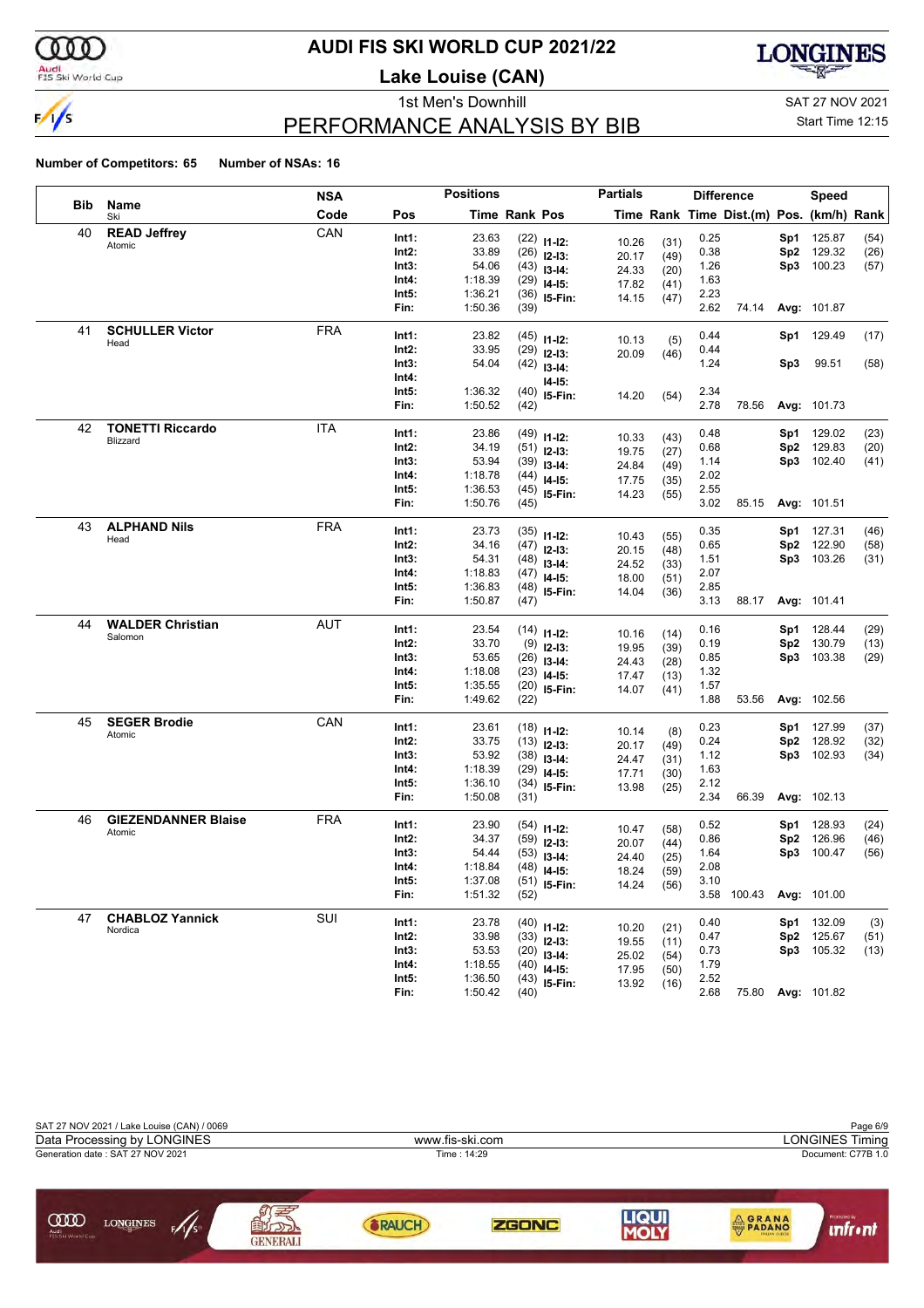# AUDI FIS SKI WORLD CUP 2021/22

**Lake Louise (CAN)**

1st Men's Downhill

SAT 27 NOV 2021

Start Time 12:15

## PERFORMANCE ANALYSIS BY BIB

**Number of Competitors: 65  Number of NSAs: 16**

| Bib | Name / Ski | NSA Code | Pos | Time | Rank | Pos | Time | Rank | Difference Time | Dist.(m) | Speed Pos. | (km/h) | Rank |
|---|---|---|---|---|---|---|---|---|---|---|---|---|---|
| 40 | **READ Jeffrey** Atomic | CAN | Int1: | 23.63 | (22) | I1-I2: | 10.26 | (31) | 0.25 | | Sp1 | 125.87 | (54) |
| | | | Int2: | 33.89 | (26) | I2-I3: | 20.17 | (49) | 0.38 | | Sp2 | 129.32 | (26) |
| | | | Int3: | 54.06 | (43) | I3-I4: | 24.33 | (20) | 1.26 | | Sp3 | 100.23 | (57) |
| | | | Int4: | 1:18.39 | (29) | I4-I5: | 17.82 | (41) | 1.63 | | | | |
| | | | Int5: | 1:36.21 | (36) | I5-Fin: | 14.15 | (47) | 2.23 | | | | |
| | | | Fin: | 1:50.36 | (39) | | | | 2.62 | 74.14 | Avg: | 101.87 | |
| 41 | **SCHULLER Victor** Head | FRA | Int1: | 23.82 | (45) | I1-I2: | 10.13 | (5) | 0.44 | | Sp1 | 129.49 | (17) |
| | | | Int2: | 33.95 | (29) | I2-I3: | 20.09 | (46) | 0.44 | | | | |
| | | | Int3: | 54.04 | (42) | I3-I4: | | | 1.24 | | Sp3 | 99.51 | (58) |
| | | | Int4: | | | I4-I5: | | | | | | | |
| | | | Int5: | 1:36.32 | (40) | I5-Fin: | 14.20 | (54) | 2.34 | | | | |
| | | | Fin: | 1:50.52 | (42) | | | | 2.78 | 78.56 | Avg: | 101.73 | |
| 42 | **TONETTI Riccardo** Blizzard | ITA | Int1: | 23.86 | (49) | I1-I2: | 10.33 | (43) | 0.48 | | Sp1 | 129.02 | (23) |
| | | | Int2: | 34.19 | (51) | I2-I3: | 19.75 | (27) | 0.68 | | Sp2 | 129.83 | (20) |
| | | | Int3: | 53.94 | (39) | I3-I4: | 24.84 | (49) | 1.14 | | Sp3 | 102.40 | (41) |
| | | | Int4: | 1:18.78 | (44) | I4-I5: | 17.75 | (35) | 2.02 | | | | |
| | | | Int5: | 1:36.53 | (45) | I5-Fin: | 14.23 | (55) | 2.55 | | | | |
| | | | Fin: | 1:50.76 | (45) | | | | 3.02 | 85.15 | Avg: | 101.51 | |
| 43 | **ALPHAND Nils** Head | FRA | Int1: | 23.73 | (35) | I1-I2: | 10.43 | (55) | 0.35 | | Sp1 | 127.31 | (46) |
| | | | Int2: | 34.16 | (47) | I2-I3: | 20.15 | (48) | 0.65 | | Sp2 | 122.90 | (58) |
| | | | Int3: | 54.31 | (48) | I3-I4: | 24.52 | (33) | 1.51 | | Sp3 | 103.26 | (31) |
| | | | Int4: | 1:18.83 | (47) | I4-I5: | 18.00 | (51) | 2.07 | | | | |
| | | | Int5: | 1:36.83 | (48) | I5-Fin: | 14.04 | (36) | 2.85 | | | | |
| | | | Fin: | 1:50.87 | (47) | | | | 3.13 | 88.17 | Avg: | 101.41 | |
| 44 | **WALDER Christian** Salomon | AUT | Int1: | 23.54 | (14) | I1-I2: | 10.16 | (14) | 0.16 | | Sp1 | 128.44 | (29) |
| | | | Int2: | 33.70 | (9) | I2-I3: | 19.95 | (39) | 0.19 | | Sp2 | 130.79 | (13) |
| | | | Int3: | 53.65 | (26) | I3-I4: | 24.43 | (28) | 0.85 | | Sp3 | 103.38 | (29) |
| | | | Int4: | 1:18.08 | (23) | I4-I5: | 17.47 | (13) | 1.32 | | | | |
| | | | Int5: | 1:35.55 | (20) | I5-Fin: | 14.07 | (41) | 1.57 | | | | |
| | | | Fin: | 1:49.62 | (22) | | | | 1.88 | 53.56 | Avg: | 102.56 | |
| 45 | **SEGER Brodie** Atomic | CAN | Int1: | 23.61 | (18) | I1-I2: | 10.14 | (8) | 0.23 | | Sp1 | 127.99 | (37) |
| | | | Int2: | 33.75 | (13) | I2-I3: | 20.17 | (49) | 0.24 | | Sp2 | 128.92 | (32) |
| | | | Int3: | 53.92 | (38) | I3-I4: | 24.47 | (31) | 1.12 | | Sp3 | 102.93 | (34) |
| | | | Int4: | 1:18.39 | (29) | I4-I5: | 17.71 | (30) | 1.63 | | | | |
| | | | Int5: | 1:36.10 | (34) | I5-Fin: | 13.98 | (25) | 2.12 | | | | |
| | | | Fin: | 1:50.08 | (31) | | | | 2.34 | 66.39 | Avg: | 102.13 | |
| 46 | **GIEZENDANNER Blaise** Atomic | FRA | Int1: | 23.90 | (54) | I1-I2: | 10.47 | (58) | 0.52 | | Sp1 | 128.93 | (24) |
| | | | Int2: | 34.37 | (59) | I2-I3: | 20.07 | (44) | 0.86 | | Sp2 | 126.96 | (46) |
| | | | Int3: | 54.44 | (53) | I3-I4: | 24.40 | (25) | 1.64 | | Sp3 | 100.47 | (56) |
| | | | Int4: | 1:18.84 | (48) | I4-I5: | 18.24 | (59) | 2.08 | | | | |
| | | | Int5: | 1:37.08 | (51) | I5-Fin: | 14.24 | (56) | 3.10 | | | | |
| | | | Fin: | 1:51.32 | (52) | | | | 3.58 | 100.43 | Avg: | 101.00 | |
| 47 | **CHABLOZ Yannick** Nordica | SUI | Int1: | 23.78 | (40) | I1-I2: | 10.20 | (21) | 0.40 | | Sp1 | 132.09 | (3) |
| | | | Int2: | 33.98 | (33) | I2-I3: | 19.55 | (11) | 0.47 | | Sp2 | 125.67 | (51) |
| | | | Int3: | 53.53 | (20) | I3-I4: | 25.02 | (54) | 0.73 | | Sp3 | 105.32 | (13) |
| | | | Int4: | 1:18.55 | (40) | I4-I5: | 17.95 | (50) | 1.79 | | | | |
| | | | Int5: | 1:36.50 | (43) | I5-Fin: | 13.92 | (16) | 2.52 | | | | |
| | | | Fin: | 1:50.42 | (40) | | | | 2.68 | 75.80 | Avg: | 101.82 | |

SAT 27 NOV 2021 / Lake Louise (CAN) / 0069

Data Processing by LONGINES — www.fis-ski.com — LONGINES Timing

Generation date : SAT 27 NOV 2021 — Time : 14:29 — Document: C77B 1.0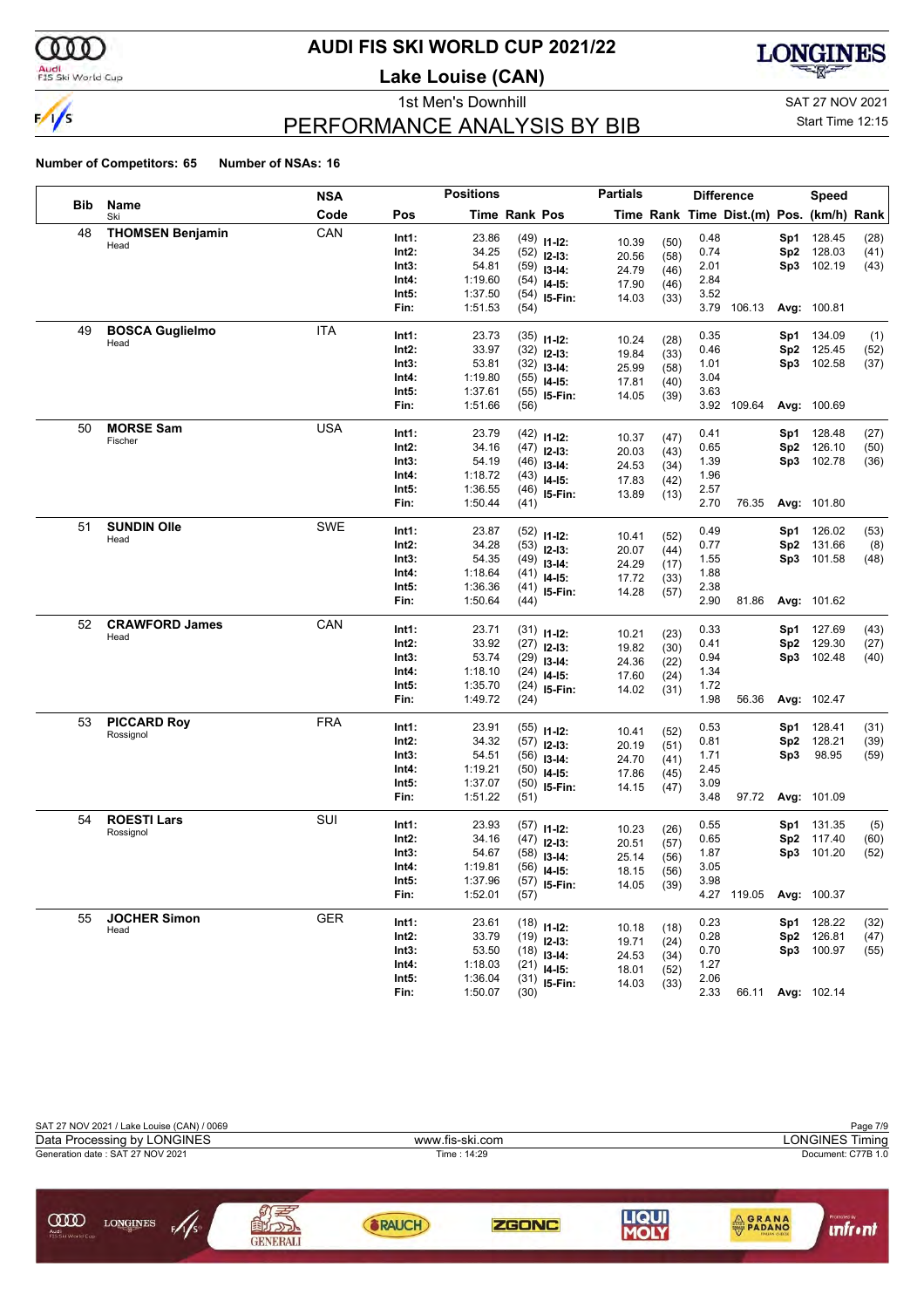# AUDI FIS SKI WORLD CUP 2021/22

**Lake Louise (CAN)**

1st Men's Downhill

SAT 27 NOV 2021

Start Time 12:15

## PERFORMANCE ANALYSIS BY BIB

**Number of Competitors: 65 Number of NSAs: 16**

| Bib | Name / Ski | NSA Code | Pos | Time | Rank | Pos | Partials Time | Partials Rank | Difference Time | Dist.(m) | Speed Pos. | (km/h) | Rank |
|---|---|---|---|---|---|---|---|---|---|---|---|---|---|
| 48 | **THOMSEN Benjamin** | CAN | Int1: | 23.86 | (49) | I1-I2: | 10.39 | (50) | 0.48 | | Sp1 | 128.45 | (28) |
| | Head | | Int2: | 34.25 | (52) | I2-I3: | 20.56 | (58) | 0.74 | | Sp2 | 128.03 | (41) |
| | | | Int3: | 54.81 | (59) | I3-I4: | 24.79 | (46) | 2.01 | | Sp3 | 102.19 | (43) |
| | | | Int4: | 1:19.60 | (54) | I4-I5: | 17.90 | (46) | 2.84 | | | | |
| | | | Int5: | 1:37.50 | (54) | I5-Fin: | 14.03 | (33) | 3.52 | | | | |
| | | | Fin: | 1:51.53 | (54) | | | | 3.79 | 106.13 | Avg: | 100.81 | |
| 49 | **BOSCA Guglielmo** | ITA | Int1: | 23.73 | (35) | I1-I2: | 10.24 | (28) | 0.35 | | Sp1 | 134.09 | (1) |
| | Head | | Int2: | 33.97 | (32) | I2-I3: | 19.84 | (33) | 0.46 | | Sp2 | 125.45 | (52) |
| | | | Int3: | 53.81 | (32) | I3-I4: | 25.99 | (58) | 1.01 | | Sp3 | 102.58 | (37) |
| | | | Int4: | 1:19.80 | (55) | I4-I5: | 17.81 | (40) | 3.04 | | | | |
| | | | Int5: | 1:37.61 | (55) | I5-Fin: | 14.05 | (39) | 3.63 | | | | |
| | | | Fin: | 1:51.66 | (56) | | | | 3.92 | 109.64 | Avg: | 100.69 | |
| 50 | **MORSE Sam** | USA | Int1: | 23.79 | (42) | I1-I2: | 10.37 | (47) | 0.41 | | Sp1 | 128.48 | (27) |
| | Fischer | | Int2: | 34.16 | (47) | I2-I3: | 20.03 | (43) | 0.65 | | Sp2 | 126.10 | (50) |
| | | | Int3: | 54.19 | (46) | I3-I4: | 24.53 | (34) | 1.39 | | Sp3 | 102.78 | (36) |
| | | | Int4: | 1:18.72 | (43) | I4-I5: | 17.83 | (42) | 1.96 | | | | |
| | | | Int5: | 1:36.55 | (46) | I5-Fin: | 13.89 | (13) | 2.57 | | | | |
| | | | Fin: | 1:50.44 | (41) | | | | 2.70 | 76.35 | Avg: | 101.80 | |
| 51 | **SUNDIN Olle** | SWE | Int1: | 23.87 | (52) | I1-I2: | 10.41 | (52) | 0.49 | | Sp1 | 126.02 | (53) |
| | Head | | Int2: | 34.28 | (53) | I2-I3: | 20.07 | (44) | 0.77 | | Sp2 | 131.66 | (8) |
| | | | Int3: | 54.35 | (49) | I3-I4: | 24.29 | (17) | 1.55 | | Sp3 | 101.58 | (48) |
| | | | Int4: | 1:18.64 | (41) | I4-I5: | 17.72 | (33) | 1.88 | | | | |
| | | | Int5: | 1:36.36 | (41) | I5-Fin: | 14.28 | (57) | 2.38 | | | | |
| | | | Fin: | 1:50.64 | (44) | | | | 2.90 | 81.86 | Avg: | 101.62 | |
| 52 | **CRAWFORD James** | CAN | Int1: | 23.71 | (31) | I1-I2: | 10.21 | (23) | 0.33 | | Sp1 | 127.69 | (43) |
| | Head | | Int2: | 33.92 | (27) | I2-I3: | 19.82 | (30) | 0.41 | | Sp2 | 129.30 | (27) |
| | | | Int3: | 53.74 | (29) | I3-I4: | 24.36 | (22) | 0.94 | | Sp3 | 102.48 | (40) |
| | | | Int4: | 1:18.10 | (24) | I4-I5: | 17.60 | (24) | 1.34 | | | | |
| | | | Int5: | 1:35.70 | (24) | I5-Fin: | 14.02 | (31) | 1.72 | | | | |
| | | | Fin: | 1:49.72 | (24) | | | | 1.98 | 56.36 | Avg: | 102.47 | |
| 53 | **PICCARD Roy** | FRA | Int1: | 23.91 | (55) | I1-I2: | 10.41 | (52) | 0.53 | | Sp1 | 128.41 | (31) |
| | Rossignol | | Int2: | 34.32 | (57) | I2-I3: | 20.19 | (51) | 0.81 | | Sp2 | 128.21 | (39) |
| | | | Int3: | 54.51 | (56) | I3-I4: | 24.70 | (41) | 1.71 | | Sp3 | 98.95 | (59) |
| | | | Int4: | 1:19.21 | (50) | I4-I5: | 17.86 | (45) | 2.45 | | | | |
| | | | Int5: | 1:37.07 | (50) | I5-Fin: | 14.15 | (47) | 3.09 | | | | |
| | | | Fin: | 1:51.22 | (51) | | | | 3.48 | 97.72 | Avg: | 101.09 | |
| 54 | **ROESTI Lars** | SUI | Int1: | 23.93 | (57) | I1-I2: | 10.23 | (26) | 0.55 | | Sp1 | 131.35 | (5) |
| | Rossignol | | Int2: | 34.16 | (47) | I2-I3: | 20.51 | (57) | 0.65 | | Sp2 | 117.40 | (60) |
| | | | Int3: | 54.67 | (58) | I3-I4: | 25.14 | (56) | 1.87 | | Sp3 | 101.20 | (52) |
| | | | Int4: | 1:19.81 | (56) | I4-I5: | 18.15 | (56) | 3.05 | | | | |
| | | | Int5: | 1:37.96 | (57) | I5-Fin: | 14.05 | (39) | 3.98 | | | | |
| | | | Fin: | 1:52.01 | (57) | | | | 4.27 | 119.05 | Avg: | 100.37 | |
| 55 | **JOCHER Simon** | GER | Int1: | 23.61 | (18) | I1-I2: | 10.18 | (18) | 0.23 | | Sp1 | 128.22 | (32) |
| | Head | | Int2: | 33.79 | (19) | I2-I3: | 19.71 | (24) | 0.28 | | Sp2 | 126.81 | (47) |
| | | | Int3: | 53.50 | (18) | I3-I4: | 24.53 | (34) | 0.70 | | Sp3 | 100.97 | (55) |
| | | | Int4: | 1:18.03 | (21) | I4-I5: | 18.01 | (52) | 1.27 | | | | |
| | | | Int5: | 1:36.04 | (31) | I5-Fin: | 14.03 | (33) | 2.06 | | | | |
| | | | Fin: | 1:50.07 | (30) | | | | 2.33 | 66.11 | Avg: | 102.14 | |

SAT 27 NOV 2021 / Lake Louise (CAN) / 0069

Data Processing by LONGINES — www.fis-ski.com — LONGINES Timing

Generation date : SAT 27 NOV 2021 — Time : 14:29 — Document: C77B 1.0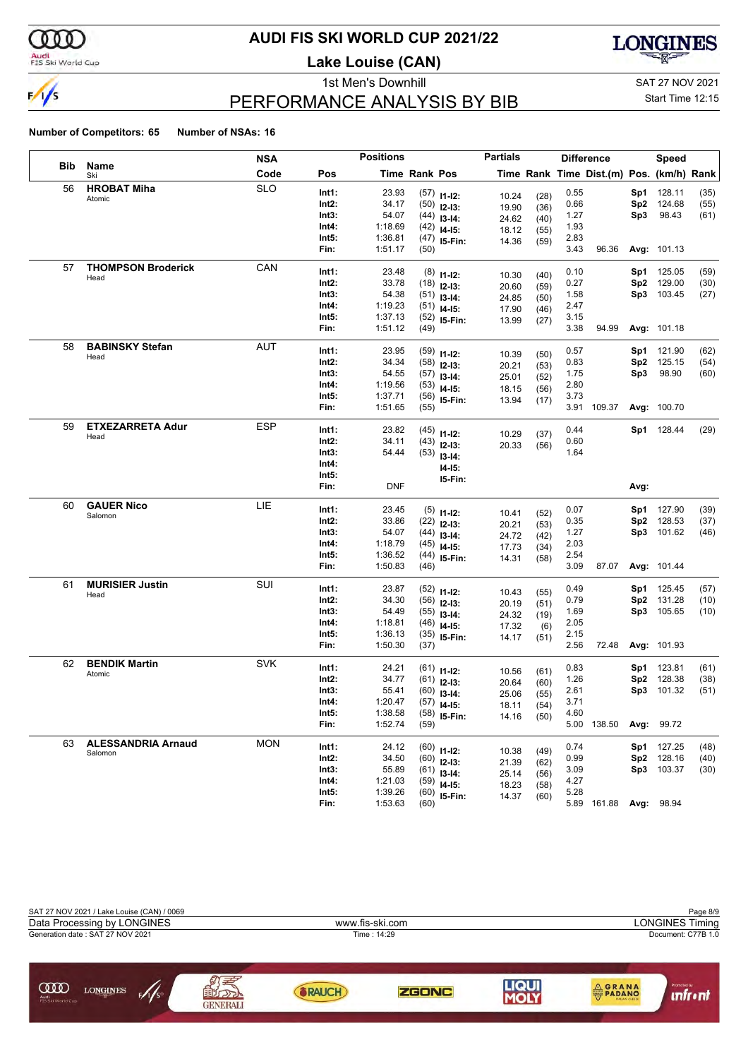# AUDI FIS SKI WORLD CUP 2021/22

## Lake Louise (CAN)

1st Men's Downhill — SAT 27 NOV 2021 — Start Time 12:15

## PERFORMANCE ANALYSIS BY BIB

**Number of Competitors: 65 Number of NSAs: 16**

| Bib | Name / Ski | NSA Code | Pos | Positions Time | Rank | Partials Pos | Partials Time | Rank | Difference Time | Dist.(m) | Speed Pos. | (km/h) | Rank |
|---|---|---|---|---|---|---|---|---|---|---|---|---|---|
| 56 | **HROBAT Miha** Atomic | SLO | Int1: | 23.93 | (57) | I1-I2: | 10.24 | (28) | 0.55 | | Sp1 | 128.11 | (35) |
| | | | Int2: | 34.17 | (50) | I2-I3: | 19.90 | (36) | 0.66 | | Sp2 | 124.68 | (55) |
| | | | Int3: | 54.07 | (44) | I3-I4: | 24.62 | (40) | 1.27 | | Sp3 | 98.43 | (61) |
| | | | Int4: | 1:18.69 | (42) | I4-I5: | 18.12 | (55) | 1.93 | | | | |
| | | | Int5: | 1:36.81 | (47) | I5-Fin: | 14.36 | (59) | 2.83 | | | | |
| | | | Fin: | 1:51.17 | (50) | | | | 3.43 | 96.36 | Avg: | 101.13 | |
| 57 | **THOMPSON Broderick** Head | CAN | Int1: | 23.48 | (8) | I1-I2: | 10.30 | (40) | 0.10 | | Sp1 | 125.05 | (59) |
| | | | Int2: | 33.78 | (18) | I2-I3: | 20.60 | (59) | 0.27 | | Sp2 | 129.00 | (30) |
| | | | Int3: | 54.38 | (51) | I3-I4: | 24.85 | (50) | 1.58 | | Sp3 | 103.45 | (27) |
| | | | Int4: | 1:19.23 | (51) | I4-I5: | 17.90 | (46) | 2.47 | | | | |
| | | | Int5: | 1:37.13 | (52) | I5-Fin: | 13.99 | (27) | 3.15 | | | | |
| | | | Fin: | 1:51.12 | (49) | | | | 3.38 | 94.99 | Avg: | 101.18 | |
| 58 | **BABINSKY Stefan** Head | AUT | Int1: | 23.95 | (59) | I1-I2: | 10.39 | (50) | 0.57 | | Sp1 | 121.90 | (62) |
| | | | Int2: | 34.34 | (58) | I2-I3: | 20.21 | (53) | 0.83 | | Sp2 | 125.15 | (54) |
| | | | Int3: | 54.55 | (57) | I3-I4: | 25.01 | (52) | 1.75 | | Sp3 | 98.90 | (60) |
| | | | Int4: | 1:19.56 | (53) | I4-I5: | 18.15 | (56) | 2.80 | | | | |
| | | | Int5: | 1:37.71 | (56) | I5-Fin: | 13.94 | (17) | 3.73 | | | | |
| | | | Fin: | 1:51.65 | (55) | | | | 3.91 | 109.37 | Avg: | 100.70 | |
| 59 | **ETXEZARRETA Adur** Head | ESP | Int1: | 23.82 | (45) | I1-I2: | 10.29 | (37) | 0.44 | | Sp1 | 128.44 | (29) |
| | | | Int2: | 34.11 | (43) | I2-I3: | 20.33 | (56) | 0.60 | | | | |
| | | | Int3: | 54.44 | (53) | I3-I4: | | | 1.64 | | | | |
| | | | Int4: | | | I4-I5: | | | | | | | |
| | | | Int5: | | | I5-Fin: | | | | | | | |
| | | | Fin: | DNF | | | | | | | Avg: | | |
| 60 | **GAUER Nico** Salomon | LIE | Int1: | 23.45 | (5) | I1-I2: | 10.41 | (52) | 0.07 | | Sp1 | 127.90 | (39) |
| | | | Int2: | 33.86 | (22) | I2-I3: | 20.21 | (53) | 0.35 | | Sp2 | 128.53 | (37) |
| | | | Int3: | 54.07 | (44) | I3-I4: | 24.72 | (42) | 1.27 | | Sp3 | 101.62 | (46) |
| | | | Int4: | 1:18.79 | (45) | I4-I5: | 17.73 | (34) | 2.03 | | | | |
| | | | Int5: | 1:36.52 | (44) | I5-Fin: | 14.31 | (58) | 2.54 | | | | |
| | | | Fin: | 1:50.83 | (46) | | | | 3.09 | 87.07 | Avg: | 101.44 | |
| 61 | **MURISIER Justin** Head | SUI | Int1: | 23.87 | (52) | I1-I2: | 10.43 | (55) | 0.49 | | Sp1 | 125.45 | (57) |
| | | | Int2: | 34.30 | (56) | I2-I3: | 20.19 | (51) | 0.79 | | Sp2 | 131.28 | (10) |
| | | | Int3: | 54.49 | (55) | I3-I4: | 24.32 | (19) | 1.69 | | Sp3 | 105.65 | (10) |
| | | | Int4: | 1:18.81 | (46) | I4-I5: | 17.32 | (6) | 2.05 | | | | |
| | | | Int5: | 1:36.13 | (35) | I5-Fin: | 14.17 | (51) | 2.15 | | | | |
| | | | Fin: | 1:50.30 | (37) | | | | 2.56 | 72.48 | Avg: | 101.93 | |
| 62 | **BENDIK Martin** Atomic | SVK | Int1: | 24.21 | (61) | I1-I2: | 10.56 | (61) | 0.83 | | Sp1 | 123.81 | (61) |
| | | | Int2: | 34.77 | (61) | I2-I3: | 20.64 | (60) | 1.26 | | Sp2 | 128.38 | (38) |
| | | | Int3: | 55.41 | (60) | I3-I4: | 25.06 | (55) | 2.61 | | Sp3 | 101.32 | (51) |
| | | | Int4: | 1:20.47 | (57) | I4-I5: | 18.11 | (54) | 3.71 | | | | |
| | | | Int5: | 1:38.58 | (58) | I5-Fin: | 14.16 | (50) | 4.60 | | | | |
| | | | Fin: | 1:52.74 | (59) | | | | 5.00 | 138.50 | Avg: | 99.72 | |
| 63 | **ALESSANDRIA Arnaud** Salomon | MON | Int1: | 24.12 | (60) | I1-I2: | 10.38 | (49) | 0.74 | | Sp1 | 127.25 | (48) |
| | | | Int2: | 34.50 | (60) | I2-I3: | 21.39 | (62) | 0.99 | | Sp2 | 128.16 | (40) |
| | | | Int3: | 55.89 | (61) | I3-I4: | 25.14 | (56) | 3.09 | | Sp3 | 103.37 | (30) |
| | | | Int4: | 1:21.03 | (59) | I4-I5: | 18.23 | (58) | 4.27 | | | | |
| | | | Int5: | 1:39.26 | (60) | I5-Fin: | 14.37 | (60) | 5.28 | | | | |
| | | | Fin: | 1:53.63 | (60) | | | | 5.89 | 161.88 | Avg: | 98.94 | |

SAT 27 NOV 2021 / Lake Louise (CAN) / 0069

Data Processing by LONGINES — www.fis-ski.com — LONGINES Timing

Generation date : SAT 27 NOV 2021 — Time : 14:29 — Document: C77B 1.0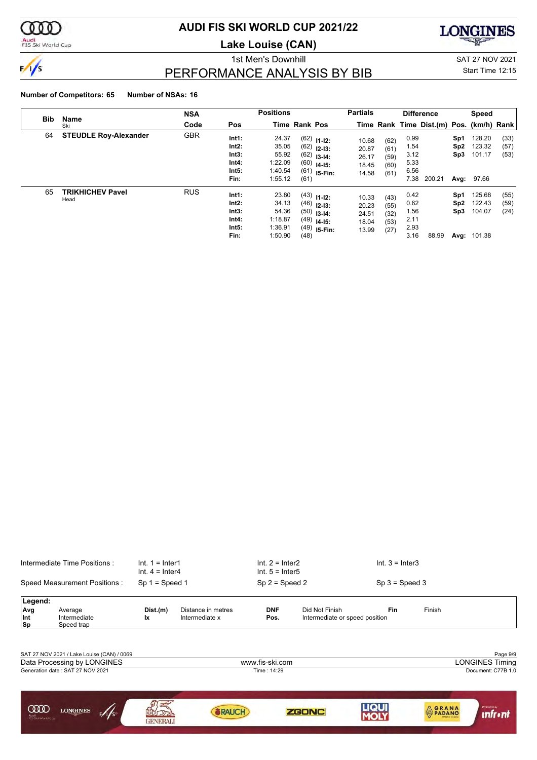# AUDI FIS SKI WORLD CUP 2021/22

## Lake Louise (CAN)

1st Men's Downhill

SAT 27 NOV 2021

Start Time 12:15

## PERFORMANCE ANALYSIS BY BIB

**Number of Competitors: 65** **Number of NSAs: 16**

| Bib | Name / Ski | NSA Code | Pos | Positions Time | Rank | Pos | Partials Time | Rank | Difference Time | Dist.(m) | Pos. | Speed (km/h) | Rank |
|---|---|---|---|---|---|---|---|---|---|---|---|---|---|
| 64 | **STEUDLE Roy-Alexander** | GBR | Int1: | 24.37 | (62) | I1-I2: | 10.68 | (62) | 0.99 | | Sp1 | 128.20 | (33) |
| | | | Int2: | 35.05 | (62) | I2-I3: | 20.87 | (61) | 1.54 | | Sp2 | 123.32 | (57) |
| | | | Int3: | 55.92 | (62) | I3-I4: | 26.17 | (59) | 3.12 | | Sp3 | 101.17 | (53) |
| | | | Int4: | 1:22.09 | (60) | I4-I5: | 18.45 | (60) | 5.33 | | | | |
| | | | Int5: | 1:40.54 | (61) | I5-Fin: | 14.58 | (61) | 6.56 | | | | |
| | | | Fin: | 1:55.12 | (61) | | | | 7.38 | 200.21 | Avg: | 97.66 | |
| 65 | **TRIKHICHEV Pavel** / Head | RUS | Int1: | 23.80 | (43) | I1-I2: | 10.33 | (43) | 0.42 | | Sp1 | 125.68 | (55) |
| | | | Int2: | 34.13 | (46) | I2-I3: | 20.23 | (55) | 0.62 | | Sp2 | 122.43 | (59) |
| | | | Int3: | 54.36 | (50) | I3-I4: | 24.51 | (32) | 1.56 | | Sp3 | 104.07 | (24) |
| | | | Int4: | 1:18.87 | (49) | I4-I5: | 18.04 | (53) | 2.11 | | | | |
| | | | Int5: | 1:36.91 | (49) | I5-Fin: | 13.99 | (27) | 2.93 | | | | |
| | | | Fin: | 1:50.90 | (48) | | | | 3.16 | 88.99 | Avg: | 101.38 | |

Intermediate Time Positions : Int. 1 = Inter1, Int. 2 = Inter2, Int. 3 = Inter3, Int. 4 = Inter4, Int. 5 = Inter5

Speed Measurement Positions : Sp 1 = Speed 1, Sp 2 = Speed 2, Sp 3 = Speed 3

**Legend:**

| | | | | | | | |
|---|---|---|---|---|---|---|---|
| Avg | Average | Dist.(m) | Distance in metres | DNF | Did Not Finish | Fin | Finish |
| Int | Intermediate | Ix | Intermediate x | Pos. | Intermediate or speed position | | |
| Sp | Speed trap | | | | | | |

SAT 27 NOV 2021 / Lake Louise (CAN) / 0069

Data Processing by LONGINES — www.fis-ski.com — LONGINES Timing

Generation date : SAT 27 NOV 2021 — Time : 14:29 — Document: C77B 1.0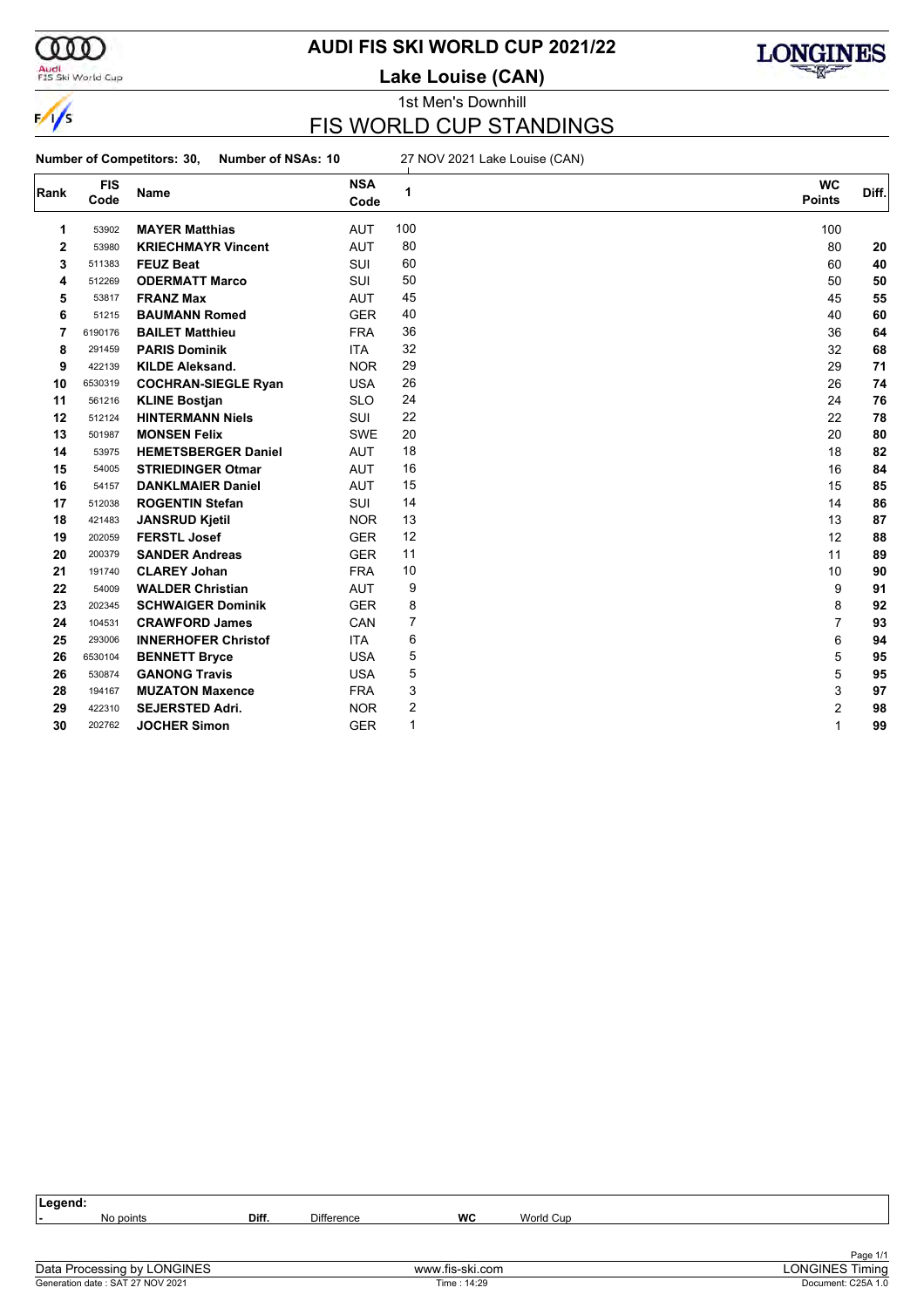# AUDI FIS SKI WORLD CUP 2021/22

## Lake Louise (CAN)

1st Men's Downhill

## FIS WORLD CUP STANDINGS

**Number of Competitors: 30, Number of NSAs: 10** 27 NOV 2021 Lake Louise (CAN)

| Rank | FIS Code | Name | NSA Code | 1 | WC Points | Diff. |
|---|---|---|---|---|---|---|
| 1 | 53902 | **MAYER Matthias** | AUT | 100 | 100 | |
| 2 | 53980 | **KRIECHMAYR Vincent** | AUT | 80 | 80 | **20** |
| 3 | 511383 | **FEUZ Beat** | SUI | 60 | 60 | **40** |
| 4 | 512269 | **ODERMATT Marco** | SUI | 50 | 50 | **50** |
| 5 | 53817 | **FRANZ Max** | AUT | 45 | 45 | **55** |
| 6 | 51215 | **BAUMANN Romed** | GER | 40 | 40 | **60** |
| 7 | 6190176 | **BAILET Matthieu** | FRA | 36 | 36 | **64** |
| 8 | 291459 | **PARIS Dominik** | ITA | 32 | 32 | **68** |
| 9 | 422139 | **KILDE Aleksand.** | NOR | 29 | 29 | **71** |
| 10 | 6530319 | **COCHRAN-SIEGLE Ryan** | USA | 26 | 26 | **74** |
| 11 | 561216 | **KLINE Bostjan** | SLO | 24 | 24 | **76** |
| 12 | 512124 | **HINTERMANN Niels** | SUI | 22 | 22 | **78** |
| 13 | 501987 | **MONSEN Felix** | SWE | 20 | 20 | **80** |
| 14 | 53975 | **HEMETSBERGER Daniel** | AUT | 18 | 18 | **82** |
| 15 | 54005 | **STRIEDINGER Otmar** | AUT | 16 | 16 | **84** |
| 16 | 54157 | **DANKLMAIER Daniel** | AUT | 15 | 15 | **85** |
| 17 | 512038 | **ROGENTIN Stefan** | SUI | 14 | 14 | **86** |
| 18 | 421483 | **JANSRUD Kjetil** | NOR | 13 | 13 | **87** |
| 19 | 202059 | **FERSTL Josef** | GER | 12 | 12 | **88** |
| 20 | 200379 | **SANDER Andreas** | GER | 11 | 11 | **89** |
| 21 | 191740 | **CLAREY Johan** | FRA | 10 | 10 | **90** |
| 22 | 54009 | **WALDER Christian** | AUT | 9 | 9 | **91** |
| 23 | 202345 | **SCHWAIGER Dominik** | GER | 8 | 8 | **92** |
| 24 | 104531 | **CRAWFORD James** | CAN | 7 | 7 | **93** |
| 25 | 293006 | **INNERHOFER Christof** | ITA | 6 | 6 | **94** |
| 26 | 6530104 | **BENNETT Bryce** | USA | 5 | 5 | **95** |
| 26 | 530874 | **GANONG Travis** | USA | 5 | 5 | **95** |
| 28 | 194167 | **MUZATON Maxence** | FRA | 3 | 3 | **97** |
| 29 | 422310 | **SEJERSTED Adri.** | NOR | 2 | 2 | **98** |
| 30 | 202762 | **JOCHER Simon** | GER | 1 | 1 | **99** |

**Legend:**
- No points | **Diff.** Difference | **WC** World Cup

Data Processing by LONGINES | www.fis-ski.com | LONGINES Timing
Generation date : SAT 27 NOV 2021 | Time : 14:29 | Document: C25A 1.0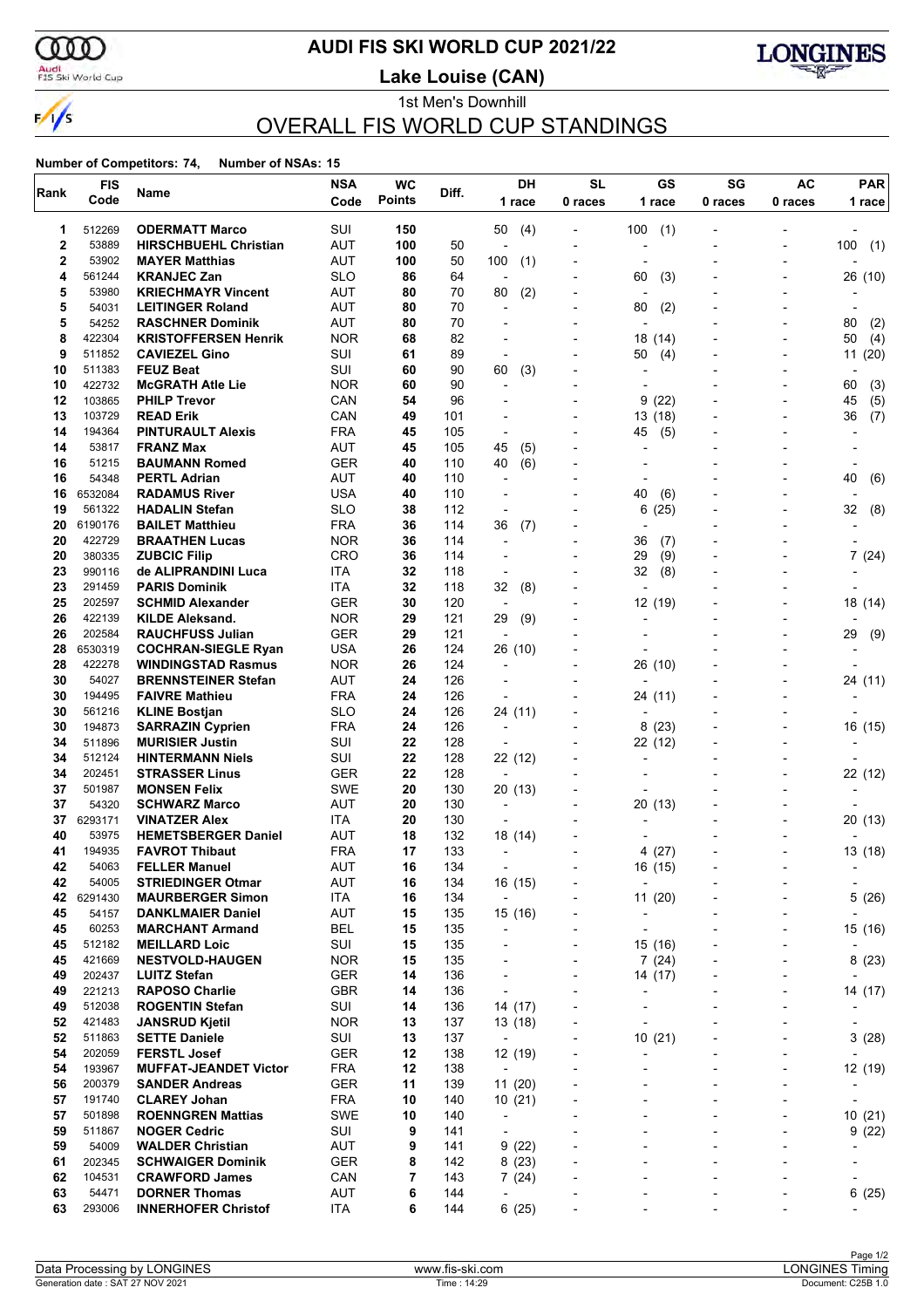# AUDI FIS SKI WORLD CUP 2021/22

## Lake Louise (CAN)

1st Men's Downhill

## OVERALL FIS WORLD CUP STANDINGS

**Number of Competitors: 74, Number of NSAs: 15**

| Rank | FIS Code | Name | NSA Code | WC Points | Diff. | DH 1 race | SL 0 races | GS 1 race | SG 0 races | AC 0 races | PAR 1 race |
|---|---|---|---|---|---|---|---|---|---|---|---|
| 1 | 512269 | **ODERMATT Marco** | SUI | **150** | | 50 (4) | - | 100 (1) | - | - | - |
| 2 | 53889 | **HIRSCHBUEHL Christian** | AUT | **100** | 50 | - | - | - | - | - | 100 (1) |
| 2 | 53902 | **MAYER Matthias** | AUT | **100** | 50 | 100 (1) | - | - | - | - | - |
| 4 | 561244 | **KRANJEC Zan** | SLO | **86** | 64 | - | - | 60 (3) | - | - | 26 (10) |
| 5 | 53980 | **KRIECHMAYR Vincent** | AUT | **80** | 70 | 80 (2) | - | - | - | - | - |
| 5 | 54031 | **LEITINGER Roland** | AUT | **80** | 70 | - | - | 80 (2) | - | - | - |
| 5 | 54252 | **RASCHNER Dominik** | AUT | **80** | 70 | - | - | - | - | - | 80 (2) |
| 8 | 422304 | **KRISTOFFERSEN Henrik** | NOR | **68** | 82 | - | - | 18 (14) | - | - | 50 (4) |
| 9 | 511852 | **CAVIEZEL Gino** | SUI | **61** | 89 | - | - | 50 (4) | - | - | 11 (20) |
| 10 | 511383 | **FEUZ Beat** | SUI | **60** | 90 | 60 (3) | - | - | - | - | - |
| 10 | 422732 | **McGRATH Atle Lie** | NOR | **60** | 90 | - | - | - | - | - | 60 (3) |
| 12 | 103865 | **PHILP Trevor** | CAN | **54** | 96 | - | - | 9 (22) | - | - | 45 (5) |
| 13 | 103729 | **READ Erik** | CAN | **49** | 101 | - | - | 13 (18) | - | - | 36 (7) |
| 14 | 194364 | **PINTURAULT Alexis** | FRA | **45** | 105 | - | - | 45 (5) | - | - | - |
| 14 | 53817 | **FRANZ Max** | AUT | **45** | 105 | 45 (5) | - | - | - | - | - |
| 16 | 51215 | **BAUMANN Romed** | GER | **40** | 110 | 40 (6) | - | - | - | - | - |
| 16 | 54348 | **PERTL Adrian** | AUT | **40** | 110 | - | - | - | - | - | 40 (6) |
| 16 | 6532084 | **RADAMUS River** | USA | **40** | 110 | - | - | 40 (6) | - | - | - |
| 19 | 561322 | **HADALIN Stefan** | SLO | **38** | 112 | - | - | 6 (25) | - | - | 32 (8) |
| 20 | 6190176 | **BAILET Matthieu** | FRA | **36** | 114 | 36 (7) | - | - | - | - | - |
| 20 | 422729 | **BRAATHEN Lucas** | NOR | **36** | 114 | - | - | 36 (7) | - | - | - |
| 20 | 380335 | **ZUBCIC Filip** | CRO | **36** | 114 | - | - | 29 (9) | - | - | 7 (24) |
| 23 | 990116 | **de ALIPRANDINI Luca** | ITA | **32** | 118 | - | - | 32 (8) | - | - | - |
| 23 | 291459 | **PARIS Dominik** | ITA | **32** | 118 | 32 (8) | - | - | - | - | - |
| 25 | 202597 | **SCHMID Alexander** | GER | **30** | 120 | - | - | 12 (19) | - | - | 18 (14) |
| 26 | 422139 | **KILDE Aleksand.** | NOR | **29** | 121 | 29 (9) | - | - | - | - | - |
| 26 | 202584 | **RAUCHFUSS Julian** | GER | **29** | 121 | - | - | - | - | - | 29 (9) |
| 28 | 6530319 | **COCHRAN-SIEGLE Ryan** | USA | **26** | 124 | 26 (10) | - | - | - | - | - |
| 28 | 422278 | **WINDINGSTAD Rasmus** | NOR | **26** | 124 | - | - | 26 (10) | - | - | - |
| 30 | 54027 | **BRENNSTEINER Stefan** | AUT | **24** | 126 | - | - | - | - | - | 24 (11) |
| 30 | 194495 | **FAIVRE Mathieu** | FRA | **24** | 126 | - | - | 24 (11) | - | - | - |
| 30 | 561216 | **KLINE Bostjan** | SLO | **24** | 126 | 24 (11) | - | - | - | - | - |
| 30 | 194873 | **SARRAZIN Cyprien** | FRA | **24** | 126 | - | - | 8 (23) | - | - | 16 (15) |
| 34 | 511896 | **MURISIER Justin** | SUI | **22** | 128 | - | - | 22 (12) | - | - | - |
| 34 | 512124 | **HINTERMANN Niels** | SUI | **22** | 128 | 22 (12) | - | - | - | - | - |
| 34 | 202451 | **STRASSER Linus** | GER | **22** | 128 | - | - | - | - | - | 22 (12) |
| 37 | 501987 | **MONSEN Felix** | SWE | **20** | 130 | 20 (13) | - | - | - | - | - |
| 37 | 54320 | **SCHWARZ Marco** | AUT | **20** | 130 | - | - | 20 (13) | - | - | - |
| 37 | 6293171 | **VINATZER Alex** | ITA | **20** | 130 | - | - | - | - | - | 20 (13) |
| 40 | 53975 | **HEMETSBERGER Daniel** | AUT | **18** | 132 | 18 (14) | - | - | - | - | - |
| 41 | 194935 | **FAVROT Thibaut** | FRA | **17** | 133 | - | - | 4 (27) | - | - | 13 (18) |
| 42 | 54063 | **FELLER Manuel** | AUT | **16** | 134 | - | - | 16 (15) | - | - | - |
| 42 | 54005 | **STRIEDINGER Otmar** | AUT | **16** | 134 | 16 (15) | - | - | - | - | - |
| 42 | 6291430 | **MAURBERGER Simon** | ITA | **16** | 134 | - | - | 11 (20) | - | - | 5 (26) |
| 45 | 54157 | **DANKLMAIER Daniel** | AUT | **15** | 135 | 15 (16) | - | - | - | - | - |
| 45 | 60253 | **MARCHANT Armand** | BEL | **15** | 135 | - | - | - | - | - | 15 (16) |
| 45 | 512182 | **MEILLARD Loic** | SUI | **15** | 135 | - | - | 15 (16) | - | - | - |
| 45 | 421669 | **NESTVOLD-HAUGEN** | NOR | **15** | 135 | - | - | 7 (24) | - | - | 8 (23) |
| 49 | 202437 | **LUITZ Stefan** | GER | **14** | 136 | - | - | 14 (17) | - | - | - |
| 49 | 221213 | **RAPOSO Charlie** | GBR | **14** | 136 | - | - | - | - | - | 14 (17) |
| 49 | 512038 | **ROGENTIN Stefan** | SUI | **14** | 136 | 14 (17) | - | - | - | - | - |
| 52 | 421483 | **JANSRUD Kjetil** | NOR | **13** | 137 | 13 (18) | - | - | - | - | - |
| 52 | 511863 | **SETTE Daniele** | SUI | **13** | 137 | - | - | 10 (21) | - | - | 3 (28) |
| 54 | 202059 | **FERSTL Josef** | GER | **12** | 138 | 12 (19) | - | - | - | - | - |
| 54 | 193967 | **MUFFAT-JEANDET Victor** | FRA | **12** | 138 | - | - | - | - | - | 12 (19) |
| 56 | 200379 | **SANDER Andreas** | GER | **11** | 139 | 11 (20) | - | - | - | - | - |
| 57 | 191740 | **CLAREY Johan** | FRA | **10** | 140 | 10 (21) | - | - | - | - | - |
| 57 | 501898 | **ROENNGREN Mattias** | SWE | **10** | 140 | - | - | - | - | - | 10 (21) |
| 59 | 511867 | **NOGER Cedric** | SUI | **9** | 141 | - | - | - | - | - | 9 (22) |
| 59 | 54009 | **WALDER Christian** | AUT | **9** | 141 | 9 (22) | - | - | - | - | - |
| 61 | 202345 | **SCHWAIGER Dominik** | GER | **8** | 142 | 8 (23) | - | - | - | - | - |
| 62 | 104531 | **CRAWFORD James** | CAN | **7** | 143 | 7 (24) | - | - | - | - | - |
| 63 | 54471 | **DORNER Thomas** | AUT | **6** | 144 | - | - | - | - | - | 6 (25) |
| 63 | 293006 | **INNERHOFER Christof** | ITA | **6** | 144 | 6 (25) | - | - | - | - | - |

Data Processing by LONGINES | www.fis-ski.com | LONGINES Timing

Generation date : SAT 27 NOV 2021 | Time : 14:29 | Document: C25B 1.0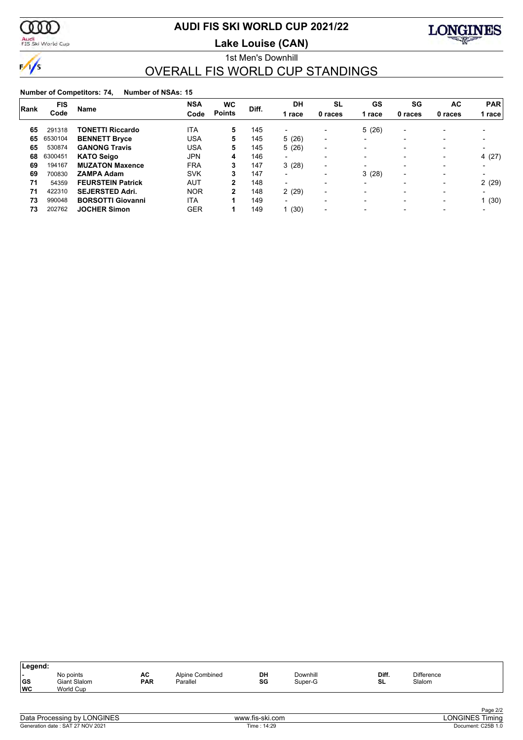# AUDI FIS SKI WORLD CUP 2021/22

## Lake Louise (CAN)

1st Men's Downhill

## OVERALL FIS WORLD CUP STANDINGS

**Number of Competitors: 74, Number of NSAs: 15**

| Rank | FIS Code | Name | NSA Code | WC Points | Diff. | DH 1 race | SL 0 races | GS 1 race | SG 0 races | AC 0 races | PAR 1 race |
|---|---|---|---|---|---|---|---|---|---|---|---|
| 65 | 291318 | **TONETTI Riccardo** | ITA | **5** | 145 | - | - | 5 (26) | - | - | - |
| 65 | 6530104 | **BENNETT Bryce** | USA | **5** | 145 | 5 (26) | - | - | - | - | - |
| 65 | 530874 | **GANONG Travis** | USA | **5** | 145 | 5 (26) | - | - | - | - | - |
| 68 | 6300451 | **KATO Seigo** | JPN | **4** | 146 | - | - | - | - | - | 4 (27) |
| 69 | 194167 | **MUZATON Maxence** | FRA | **3** | 147 | 3 (28) | - | - | - | - | - |
| 69 | 700830 | **ZAMPA Adam** | SVK | **3** | 147 | - | - | 3 (28) | - | - | - |
| 71 | 54359 | **FEURSTEIN Patrick** | AUT | **2** | 148 | - | - | - | - | - | 2 (29) |
| 71 | 422310 | **SEJERSTED Adri.** | NOR | **2** | 148 | 2 (29) | - | - | - | - | - |
| 73 | 990048 | **BORSOTTI Giovanni** | ITA | **1** | 149 | - | - | - | - | - | 1 (30) |
| 73 | 202762 | **JOCHER Simon** | GER | **1** | 149 | 1 (30) | - | - | - | - | - |

**Legend:**

| | | | | | | | |
|---|---|---|---|---|---|---|---|
| - | No points | AC | Alpine Combined | DH | Downhill | Diff. | Difference |
| GS | Giant Slalom | PAR | Parallel | SG | Super-G | SL | Slalom |
| WC | World Cup | | | | | | |

Data Processing by LONGINES — www.fis-ski.com — LONGINES Timing

Generation date : SAT 27 NOV 2021 — Time : 14:29 — Document: C25B 1.0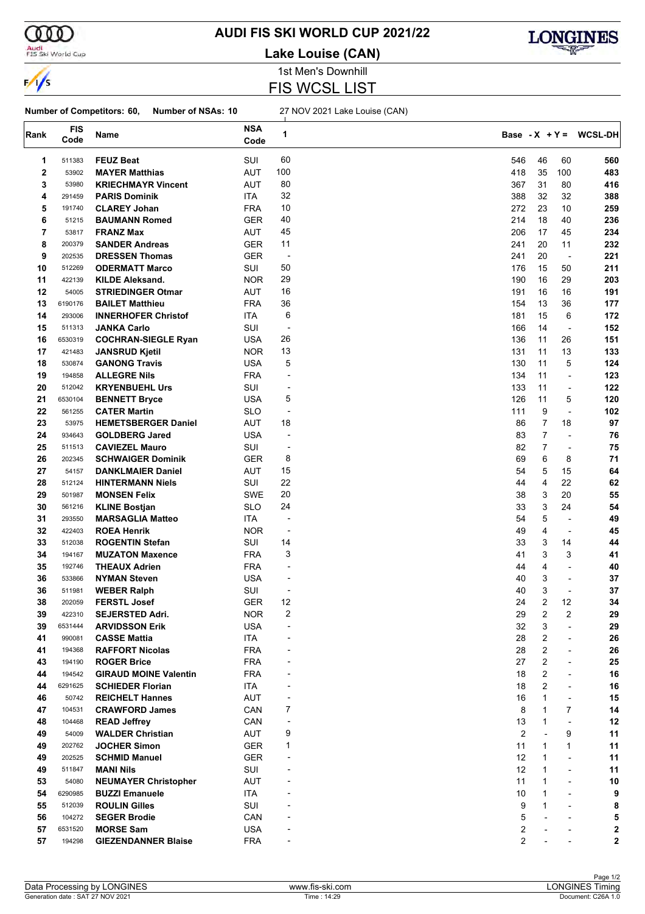# AUDI FIS SKI WORLD CUP 2021/22

## Lake Louise (CAN)

1st Men's Downhill

## FIS WCSL LIST

**Number of Competitors: 60, Number of NSAs: 10** 27 NOV 2021 Lake Louise (CAN)

| Rank | FIS Code | Name | NSA Code | 1 | Base | - X | + Y = | WCSL-DH |
|---|---|---|---|---|---|---|---|---|
| 1 | 511383 | **FEUZ Beat** | SUI | 60 | 546 | 46 | 60 | **560** |
| 2 | 53902 | **MAYER Matthias** | AUT | 100 | 418 | 35 | 100 | **483** |
| 3 | 53980 | **KRIECHMAYR Vincent** | AUT | 80 | 367 | 31 | 80 | **416** |
| 4 | 291459 | **PARIS Dominik** | ITA | 32 | 388 | 32 | 32 | **388** |
| 5 | 191740 | **CLAREY Johan** | FRA | 10 | 272 | 23 | 10 | **259** |
| 6 | 51215 | **BAUMANN Romed** | GER | 40 | 214 | 18 | 40 | **236** |
| 7 | 53817 | **FRANZ Max** | AUT | 45 | 206 | 17 | 45 | **234** |
| 8 | 200379 | **SANDER Andreas** | GER | 11 | 241 | 20 | 11 | **232** |
| 9 | 202535 | **DRESSEN Thomas** | GER | - | 241 | 20 | - | **221** |
| 10 | 512269 | **ODERMATT Marco** | SUI | 50 | 176 | 15 | 50 | **211** |
| 11 | 422139 | **KILDE Aleksand.** | NOR | 29 | 190 | 16 | 29 | **203** |
| 12 | 54005 | **STRIEDINGER Otmar** | AUT | 16 | 191 | 16 | 16 | **191** |
| 13 | 6190176 | **BAILET Matthieu** | FRA | 36 | 154 | 13 | 36 | **177** |
| 14 | 293006 | **INNERHOFER Christof** | ITA | 6 | 181 | 15 | 6 | **172** |
| 15 | 511313 | **JANKA Carlo** | SUI | - | 166 | 14 | - | **152** |
| 16 | 6530319 | **COCHRAN-SIEGLE Ryan** | USA | 26 | 136 | 11 | 26 | **151** |
| 17 | 421483 | **JANSRUD Kjetil** | NOR | 13 | 131 | 11 | 13 | **133** |
| 18 | 530874 | **GANONG Travis** | USA | 5 | 130 | 11 | 5 | **124** |
| 19 | 194858 | **ALLEGRE Nils** | FRA | - | 134 | 11 | - | **123** |
| 20 | 512042 | **KRYENBUEHL Urs** | SUI | - | 133 | 11 | - | **122** |
| 21 | 6530104 | **BENNETT Bryce** | USA | 5 | 126 | 11 | 5 | **120** |
| 22 | 561255 | **CATER Martin** | SLO | - | 111 | 9 | - | **102** |
| 23 | 53975 | **HEMETSBERGER Daniel** | AUT | 18 | 86 | 7 | 18 | **97** |
| 24 | 934643 | **GOLDBERG Jared** | USA | - | 83 | 7 | - | **76** |
| 25 | 511513 | **CAVIEZEL Mauro** | SUI | - | 82 | 7 | - | **75** |
| 26 | 202345 | **SCHWAIGER Dominik** | GER | 8 | 69 | 6 | 8 | **71** |
| 27 | 54157 | **DANKLMAIER Daniel** | AUT | 15 | 54 | 5 | 15 | **64** |
| 28 | 512124 | **HINTERMANN Niels** | SUI | 22 | 44 | 4 | 22 | **62** |
| 29 | 501987 | **MONSEN Felix** | SWE | 20 | 38 | 3 | 20 | **55** |
| 30 | 561216 | **KLINE Bostjan** | SLO | 24 | 33 | 3 | 24 | **54** |
| 31 | 293550 | **MARSAGLIA Matteo** | ITA | - | 54 | 5 | - | **49** |
| 32 | 422403 | **ROEA Henrik** | NOR | - | 49 | 4 | - | **45** |
| 33 | 512038 | **ROGENTIN Stefan** | SUI | 14 | 33 | 3 | 14 | **44** |
| 34 | 194167 | **MUZATON Maxence** | FRA | 3 | 41 | 3 | 3 | **41** |
| 35 | 192746 | **THEAUX Adrien** | FRA | - | 44 | 4 | - | **40** |
| 36 | 533866 | **NYMAN Steven** | USA | - | 40 | 3 | - | **37** |
| 36 | 511981 | **WEBER Ralph** | SUI | - | 40 | 3 | - | **37** |
| 38 | 202059 | **FERSTL Josef** | GER | 12 | 24 | 2 | 12 | **34** |
| 39 | 422310 | **SEJERSTED Adri.** | NOR | 2 | 29 | 2 | 2 | **29** |
| 39 | 6531444 | **ARVIDSSON Erik** | USA | - | 32 | 3 | - | **29** |
| 41 | 990081 | **CASSE Mattia** | ITA | - | 28 | 2 | - | **26** |
| 41 | 194368 | **RAFFORT Nicolas** | FRA | - | 28 | 2 | - | **26** |
| 43 | 194190 | **ROGER Brice** | FRA | - | 27 | 2 | - | **25** |
| 44 | 194542 | **GIRAUD MOINE Valentin** | FRA | - | 18 | 2 | - | **16** |
| 44 | 6291625 | **SCHIEDER Florian** | ITA | - | 18 | 2 | - | **16** |
| 46 | 50742 | **REICHELT Hannes** | AUT | - | 16 | 1 | - | **15** |
| 47 | 104531 | **CRAWFORD James** | CAN | 7 | 8 | 1 | 7 | **14** |
| 48 | 104468 | **READ Jeffrey** | CAN | - | 13 | 1 | - | **12** |
| 49 | 54009 | **WALDER Christian** | AUT | 9 | 2 | - | 9 | **11** |
| 49 | 202762 | **JOCHER Simon** | GER | 1 | 11 | 1 | 1 | **11** |
| 49 | 202525 | **SCHMID Manuel** | GER | - | 12 | 1 | - | **11** |
| 49 | 511847 | **MANI Nils** | SUI | - | 12 | 1 | - | **11** |
| 53 | 54080 | **NEUMAYER Christopher** | AUT | - | 11 | 1 | - | **10** |
| 54 | 6290985 | **BUZZI Emanuele** | ITA | - | 10 | 1 | - | **9** |
| 55 | 512039 | **ROULIN Gilles** | SUI | - | 9 | 1 | - | **8** |
| 56 | 104297 | **SEGER Brodie** | CAN | - | 5 | - | - | **5** |
| 57 | 6531520 | **MORSE Sam** | USA | - | 2 | - | - | **2** |
| 57 | 194298 | **GIEZENDANNER Blaise** | FRA | - | 2 | - | - | **2** |

Data Processing by LONGINES | www.fis-ski.com | LONGINES Timing

Generation date : SAT 27 NOV 2021 | Time : 14:29 | Document: C26A 1.0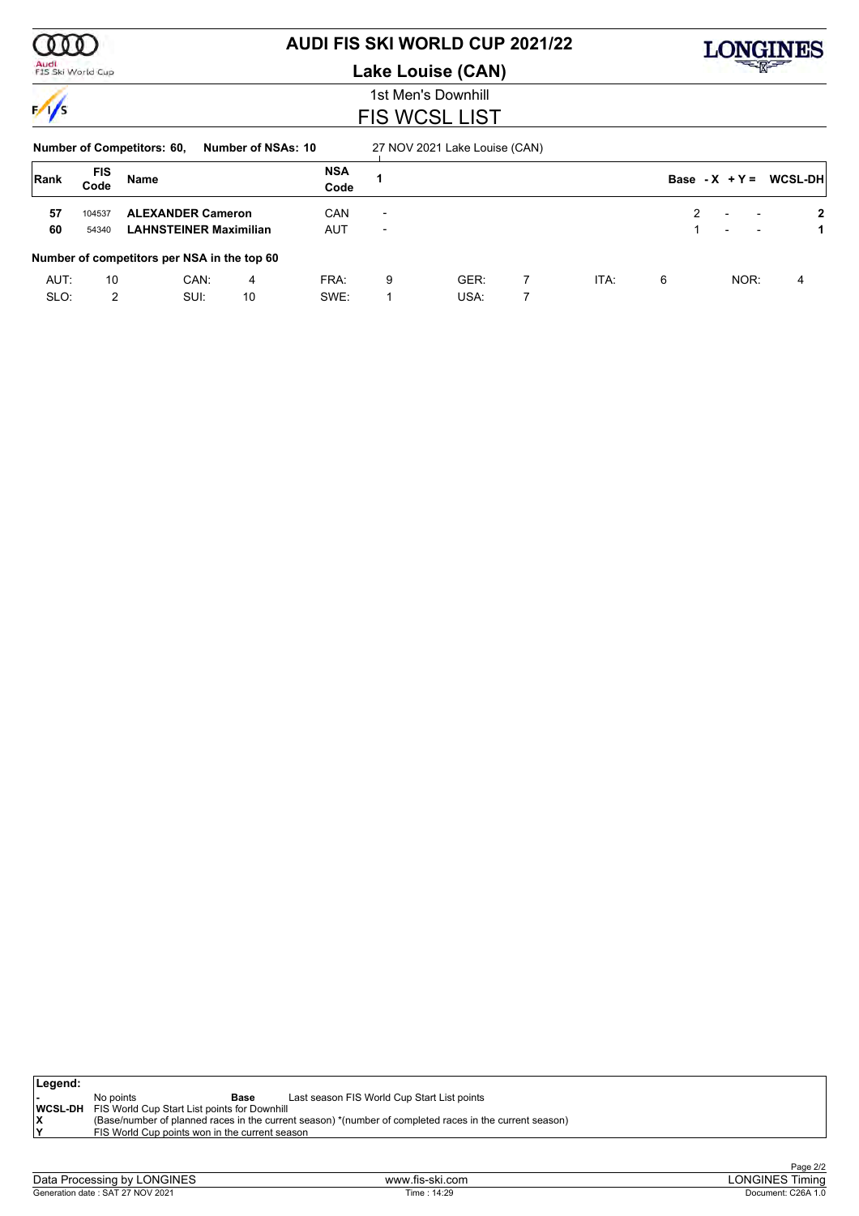# AUDI FIS SKI WORLD CUP 2021/22

## Lake Louise (CAN)

### 1st Men's Downhill

### FIS WCSL LIST

**Number of Competitors: 60,** **Number of NSAs: 10** 27 NOV 2021 Lake Louise (CAN)

| Rank | FIS Code | Name | NSA Code | 1 | Base | -X | +Y = | WCSL-DH |
|---|---|---|---|---|---|---|---|---|
| **57** | 104537 | **ALEXANDER Cameron** | CAN | - | 2 | - | - | **2** |
| **60** | 54340 | **LAHNSTEINER Maximilian** | AUT | - | 1 | - | - | **1** |

**Number of competitors per NSA in the top 60**

| | | | | | | | | | | | |
|---|---|---|---|---|---|---|---|---|---|---|---|
| AUT: | 10 | CAN: | 4 | FRA: | 9 | GER: | 7 | ITA: | 6 | NOR: | 4 |
| SLO: | 2 | SUI: | 10 | SWE: | 1 | USA: | 7 | | | | |

**Legend:**

| | | | |
|---|---|---|---|
| - | No points | **Base** | Last season FIS World Cup Start List points |
| **WCSL-DH** | FIS World Cup Start List points for Downhill | | |
| **X** | (Base/number of planned races in the current season) *(number of completed races in the current season) | | |
| **Y** | FIS World Cup points won in the current season | | |

Data Processing by LONGINES www.fis-ski.com LONGINES Timing

Generation date : SAT 27 NOV 2021 Time : 14:29 Document: C26A 1.0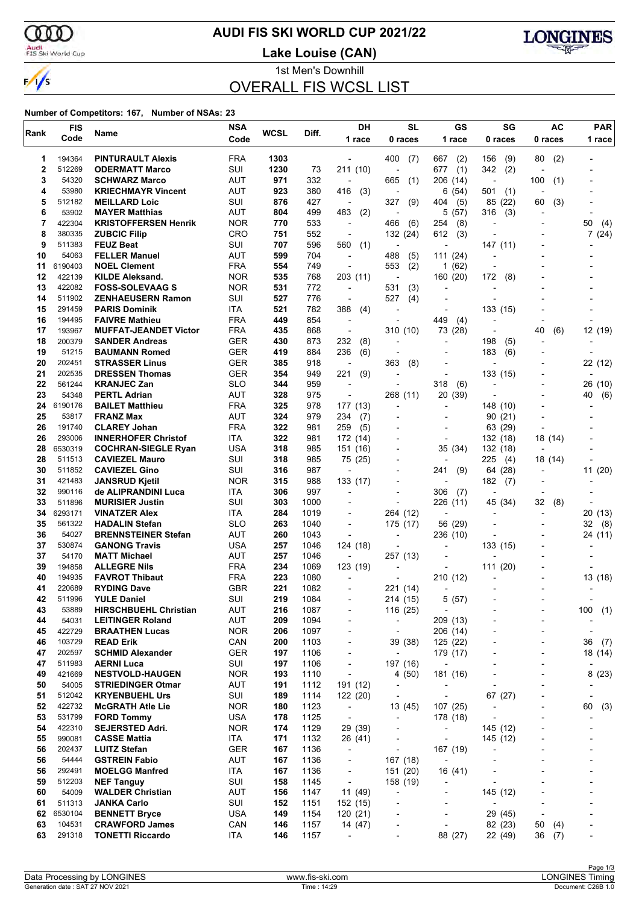# AUDI FIS SKI WORLD CUP 2021/22

## Lake Louise (CAN)

1st Men's Downhill

## OVERALL FIS WCSL LIST

**Number of Competitors: 167, Number of NSAs: 23**

| Rank | FIS Code | Name | NSA Code | WCSL | Diff. | DH 1 race | SL 0 races | GS 1 race | SG 0 races | AC 0 races | PAR 1 race |
|---|---|---|---|---|---|---|---|---|---|---|---|
| 1 | 194364 | **PINTURAULT Alexis** | FRA | **1303** | | - | 400 (7) | 667 (2) | 156 (9) | 80 (2) | - |
| 2 | 512269 | **ODERMATT Marco** | SUI | **1230** | 73 | 211 (10) | - | 677 (1) | 342 (2) | - | - |
| 3 | 54320 | **SCHWARZ Marco** | AUT | **971** | 332 | - | 665 (1) | 206 (14) | - | 100 (1) | - |
| 4 | 53980 | **KRIECHMAYR Vincent** | AUT | **923** | 380 | 416 (3) | - | 6 (54) | 501 (1) | - | - |
| 5 | 512182 | **MEILLARD Loic** | SUI | **876** | 427 | - | 327 (9) | 404 (5) | 85 (22) | 60 (3) | - |
| 6 | 53902 | **MAYER Matthias** | AUT | **804** | 499 | 483 (2) | - | 5 (57) | 316 (3) | - | - |
| 7 | 422304 | **KRISTOFFERSEN Henrik** | NOR | **770** | 533 | - | 466 (6) | 254 (8) | - | - | 50 (4) |
| 8 | 380335 | **ZUBCIC Filip** | CRO | **751** | 552 | - | 132 (24) | 612 (3) | - | - | 7 (24) |
| 9 | 511383 | **FEUZ Beat** | SUI | **707** | 596 | 560 (1) | - | - | 147 (11) | - | - |
| 10 | 54063 | **FELLER Manuel** | AUT | **599** | 704 | - | 488 (5) | 111 (24) | - | - | - |
| 11 | 6190403 | **NOEL Clement** | FRA | **554** | 749 | - | 553 (2) | 1 (62) | - | - | - |
| 12 | 422139 | **KILDE Aleksand.** | NOR | **535** | 768 | 203 (11) | - | 160 (20) | 172 (8) | - | - |
| 13 | 422082 | **FOSS-SOLEVAAG S** | NOR | **531** | 772 | - | 531 (3) | - | - | - | - |
| 14 | 511902 | **ZENHAEUSERN Ramon** | SUI | **527** | 776 | - | 527 (4) | - | - | - | - |
| 15 | 291459 | **PARIS Dominik** | ITA | **521** | 782 | 388 (4) | - | - | 133 (15) | - | - |
| 16 | 194495 | **FAIVRE Mathieu** | FRA | **449** | 854 | - | - | 449 (4) | - | - | - |
| 17 | 193967 | **MUFFAT-JEANDET Victor** | FRA | **435** | 868 | - | 310 (10) | 73 (28) | - | 40 (6) | 12 (19) |
| 18 | 200379 | **SANDER Andreas** | GER | **430** | 873 | 232 (8) | - | - | 198 (5) | - | - |
| 19 | 51215 | **BAUMANN Romed** | GER | **419** | 884 | 236 (6) | - | - | 183 (6) | - | - |
| 20 | 202451 | **STRASSER Linus** | GER | **385** | 918 | - | 363 (8) | - | - | - | 22 (12) |
| 21 | 202535 | **DRESSEN Thomas** | GER | **354** | 949 | 221 (9) | - | - | 133 (15) | - | - |
| 22 | 561244 | **KRANJEC Zan** | SLO | **344** | 959 | - | - | 318 (6) | - | - | 26 (10) |
| 23 | 54348 | **PERTL Adrian** | AUT | **328** | 975 | - | 268 (11) | 20 (39) | - | - | 40 (6) |
| 24 | 6190176 | **BAILET Matthieu** | FRA | **325** | 978 | 177 (13) | - | - | 148 (10) | - | - |
| 25 | 53817 | **FRANZ Max** | AUT | **324** | 979 | 234 (7) | - | - | 90 (21) | - | - |
| 26 | 191740 | **CLAREY Johan** | FRA | **322** | 981 | 259 (5) | - | - | 63 (29) | - | - |
| 26 | 293006 | **INNERHOFER Christof** | ITA | **322** | 981 | 172 (14) | - | - | 132 (18) | 18 (14) | - |
| 28 | 6530319 | **COCHRAN-SIEGLE Ryan** | USA | **318** | 985 | 151 (16) | - | 35 (34) | 132 (18) | - | - |
| 28 | 511513 | **CAVIEZEL Mauro** | SUI | **318** | 985 | 75 (25) | - | - | 225 (4) | 18 (14) | - |
| 30 | 511852 | **CAVIEZEL Gino** | SUI | **316** | 987 | - | - | 241 (9) | 64 (28) | - | 11 (20) |
| 31 | 421483 | **JANSRUD Kjetil** | NOR | **315** | 988 | 133 (17) | - | - | 182 (7) | - | - |
| 32 | 990116 | **de ALIPRANDINI Luca** | ITA | **306** | 997 | - | - | 306 (7) | - | - | - |
| 33 | 511896 | **MURISIER Justin** | SUI | **303** | 1000 | - | - | 226 (11) | 45 (34) | 32 (8) | - |
| 34 | 6293171 | **VINATZER Alex** | ITA | **284** | 1019 | - | 264 (12) | - | - | - | 20 (13) |
| 35 | 561322 | **HADALIN Stefan** | SLO | **263** | 1040 | - | 175 (17) | 56 (29) | - | - | 32 (8) |
| 36 | 54027 | **BRENNSTEINER Stefan** | AUT | **260** | 1043 | - | - | 236 (10) | - | - | 24 (11) |
| 37 | 530874 | **GANONG Travis** | USA | **257** | 1046 | 124 (18) | - | - | 133 (15) | - | - |
| 37 | 54170 | **MATT Michael** | AUT | **257** | 1046 | - | 257 (13) | - | - | - | - |
| 39 | 194858 | **ALLEGRE Nils** | FRA | **234** | 1069 | 123 (19) | - | - | 111 (20) | - | - |
| 40 | 194935 | **FAVROT Thibaut** | FRA | **223** | 1080 | - | - | 210 (12) | - | - | 13 (18) |
| 41 | 220689 | **RYDING Dave** | GBR | **221** | 1082 | - | 221 (14) | - | - | - | - |
| 42 | 511996 | **YULE Daniel** | SUI | **219** | 1084 | - | 214 (15) | 5 (57) | - | - | - |
| 43 | 53889 | **HIRSCHBUEHL Christian** | AUT | **216** | 1087 | - | 116 (25) | - | - | - | 100 (1) |
| 44 | 54031 | **LEITINGER Roland** | AUT | **209** | 1094 | - | - | 209 (13) | - | - | - |
| 45 | 422729 | **BRAATHEN Lucas** | NOR | **206** | 1097 | - | - | 206 (14) | - | - | - |
| 46 | 103729 | **READ Erik** | CAN | **200** | 1103 | - | 39 (38) | 125 (22) | - | - | 36 (7) |
| 47 | 202597 | **SCHMID Alexander** | GER | **197** | 1106 | - | - | 179 (17) | - | - | 18 (14) |
| 47 | 511983 | **AERNI Luca** | SUI | **197** | 1106 | - | 197 (16) | - | - | - | - |
| 49 | 421669 | **NESTVOLD-HAUGEN** | NOR | **193** | 1110 | - | 4 (50) | 181 (16) | - | - | 8 (23) |
| 50 | 54005 | **STRIEDINGER Otmar** | AUT | **191** | 1112 | 191 (12) | - | - | - | - | - |
| 51 | 512042 | **KRYENBUEHL Urs** | SUI | **189** | 1114 | 122 (20) | - | - | 67 (27) | - | - |
| 52 | 422732 | **McGRATH Atle Lie** | NOR | **180** | 1123 | - | 13 (45) | 107 (25) | - | - | 60 (3) |
| 53 | 531799 | **FORD Tommy** | USA | **178** | 1125 | - | - | 178 (18) | - | - | - |
| 54 | 422310 | **SEJERSTED Adri.** | NOR | **174** | 1129 | 29 (39) | - | - | 145 (12) | - | - |
| 55 | 990081 | **CASSE Mattia** | ITA | **171** | 1132 | 26 (41) | - | - | 145 (12) | - | - |
| 56 | 202437 | **LUITZ Stefan** | GER | **167** | 1136 | - | - | 167 (19) | - | - | - |
| 56 | 54444 | **GSTREIN Fabio** | AUT | **167** | 1136 | - | 167 (18) | - | - | - | - |
| 56 | 292491 | **MOELGG Manfred** | ITA | **167** | 1136 | - | 151 (20) | 16 (41) | - | - | - |
| 59 | 512203 | **NEF Tanguy** | SUI | **158** | 1145 | - | 158 (19) | - | - | - | - |
| 60 | 54009 | **WALDER Christian** | AUT | **156** | 1147 | 11 (49) | - | - | 145 (12) | - | - |
| 61 | 511313 | **JANKA Carlo** | SUI | **152** | 1151 | 152 (15) | - | - | - | - | - |
| 62 | 6530104 | **BENNETT Bryce** | USA | **149** | 1154 | 120 (21) | - | - | 29 (45) | - | - |
| 63 | 104531 | **CRAWFORD James** | CAN | **146** | 1157 | 14 (47) | - | - | 82 (23) | 50 (4) | - |
| 63 | 291318 | **TONETTI Riccardo** | ITA | **146** | 1157 | - | - | 88 (27) | 22 (49) | 36 (7) | - |

Data Processing by LONGINES | www.fis-ski.com | LONGINES Timing

Generation date : SAT 27 NOV 2021 | Time : 14:29 | Document: C26B 1.0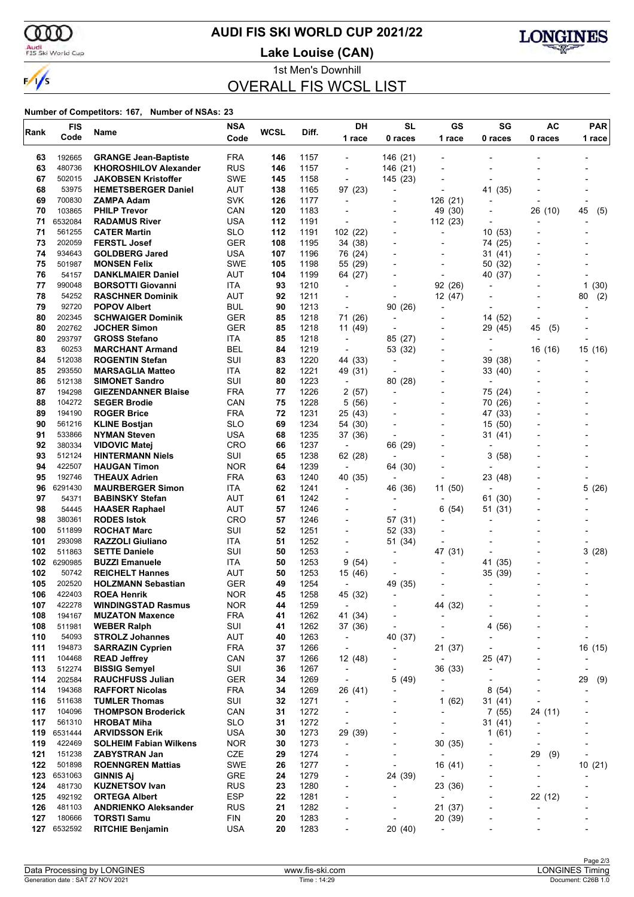# AUDI FIS SKI WORLD CUP 2021/22

**Lake Louise (CAN)**

1st Men's Downhill

## OVERALL FIS WCSL LIST

**Number of Competitors: 167, Number of NSAs: 23**

| Rank | FIS Code | Name | NSA Code | WCSL | Diff. | DH 1 race | SL 0 races | GS 1 race | SG 0 races | AC 0 races | PAR 1 race |
|---|---|---|---|---|---|---|---|---|---|---|---|
| 63 | 192665 | **GRANGE Jean-Baptiste** | FRA | **146** | 1157 | - | 146 (21) | - | - | - | - |
| 63 | 480736 | **KHOROSHILOV Alexander** | RUS | **146** | 1157 | - | 146 (21) | - | - | - | - |
| 67 | 502015 | **JAKOBSEN Kristoffer** | SWE | **145** | 1158 | - | 145 (23) | - | - | - | - |
| 68 | 53975 | **HEMETSBERGER Daniel** | AUT | **138** | 1165 | 97 (23) | - | - | 41 (35) | - | - |
| 69 | 700830 | **ZAMPA Adam** | SVK | **126** | 1177 | - | - | 126 (21) | - | - | - |
| 70 | 103865 | **PHILP Trevor** | CAN | **120** | 1183 | - | - | 49 (30) | - | 26 (10) | 45 (5) |
| 71 | 6532084 | **RADAMUS River** | USA | **112** | 1191 | - | - | 112 (23) | - | - | - |
| 71 | 561255 | **CATER Martin** | SLO | **112** | 1191 | 102 (22) | - | - | 10 (53) | - | - |
| 73 | 202059 | **FERSTL Josef** | GER | **108** | 1195 | 34 (38) | - | - | 74 (25) | - | - |
| 74 | 934643 | **GOLDBERG Jared** | USA | **107** | 1196 | 76 (24) | - | - | 31 (41) | - | - |
| 75 | 501987 | **MONSEN Felix** | SWE | **105** | 1198 | 55 (29) | - | - | 50 (32) | - | - |
| 76 | 54157 | **DANKLMAIER Daniel** | AUT | **104** | 1199 | 64 (27) | - | - | 40 (37) | - | - |
| 77 | 990048 | **BORSOTTI Giovanni** | ITA | **93** | 1210 | - | - | 92 (26) | - | - | 1 (30) |
| 78 | 54252 | **RASCHNER Dominik** | AUT | **92** | 1211 | - | - | 12 (47) | - | - | 80 (2) |
| 79 | 92720 | **POPOV Albert** | BUL | **90** | 1213 | - | 90 (26) | - | - | - | - |
| 80 | 202345 | **SCHWAIGER Dominik** | GER | **85** | 1218 | 71 (26) | - | - | 14 (52) | - | - |
| 80 | 202762 | **JOCHER Simon** | GER | **85** | 1218 | 11 (49) | - | - | 29 (45) | 45 (5) | - |
| 80 | 293797 | **GROSS Stefano** | ITA | **85** | 1218 | - | 85 (27) | - | - | - | - |
| 83 | 60253 | **MARCHANT Armand** | BEL | **84** | 1219 | - | 53 (32) | - | - | 16 (16) | 15 (16) |
| 84 | 512038 | **ROGENTIN Stefan** | SUI | **83** | 1220 | 44 (33) | - | - | 39 (38) | - | - |
| 85 | 293550 | **MARSAGLIA Matteo** | ITA | **82** | 1221 | 49 (31) | - | - | 33 (40) | - | - |
| 86 | 512138 | **SIMONET Sandro** | SUI | **80** | 1223 | - | 80 (28) | - | - | - | - |
| 87 | 194298 | **GIEZENDANNER Blaise** | FRA | **77** | 1226 | 2 (57) | - | - | 75 (24) | - | - |
| 88 | 104272 | **SEGER Brodie** | CAN | **75** | 1228 | 5 (56) | - | - | 70 (26) | - | - |
| 89 | 194190 | **ROGER Brice** | FRA | **72** | 1231 | 25 (43) | - | - | 47 (33) | - | - |
| 90 | 561216 | **KLINE Bostjan** | SLO | **69** | 1234 | 54 (30) | - | - | 15 (50) | - | - |
| 91 | 533866 | **NYMAN Steven** | USA | **68** | 1235 | 37 (36) | - | - | 31 (41) | - | - |
| 92 | 380334 | **VIDOVIC Matej** | CRO | **66** | 1237 | - | 66 (29) | - | - | - | - |
| 93 | 512124 | **HINTERMANN Niels** | SUI | **65** | 1238 | 62 (28) | - | - | 3 (58) | - | - |
| 94 | 422507 | **HAUGAN Timon** | NOR | **64** | 1239 | - | 64 (30) | - | - | - | - |
| 95 | 192746 | **THEAUX Adrien** | FRA | **63** | 1240 | 40 (35) | - | - | 23 (48) | - | - |
| 96 | 6291430 | **MAURBERGER Simon** | ITA | **62** | 1241 | - | 46 (36) | 11 (50) | - | - | 5 (26) |
| 97 | 54371 | **BABINSKY Stefan** | AUT | **61** | 1242 | - | - | - | 61 (30) | - | - |
| 98 | 54445 | **HAASER Raphael** | AUT | **57** | 1246 | - | - | 6 (54) | 51 (31) | - | - |
| 98 | 380361 | **RODES Istok** | CRO | **57** | 1246 | - | 57 (31) | - | - | - | - |
| 100 | 511899 | **ROCHAT Marc** | SUI | **52** | 1251 | - | 52 (33) | - | - | - | - |
| 101 | 293098 | **RAZZOLI Giuliano** | ITA | **51** | 1252 | - | 51 (34) | - | - | - | - |
| 102 | 511863 | **SETTE Daniele** | SUI | **50** | 1253 | - | - | 47 (31) | - | - | 3 (28) |
| 102 | 6290985 | **BUZZI Emanuele** | ITA | **50** | 1253 | 9 (54) | - | - | 41 (35) | - | - |
| 102 | 50742 | **REICHELT Hannes** | AUT | **50** | 1253 | 15 (46) | - | - | 35 (39) | - | - |
| 105 | 202520 | **HOLZMANN Sebastian** | GER | **49** | 1254 | - | 49 (35) | - | - | - | - |
| 106 | 422403 | **ROEA Henrik** | NOR | **45** | 1258 | 45 (32) | - | - | - | - | - |
| 107 | 422278 | **WINDINGSTAD Rasmus** | NOR | **44** | 1259 | - | - | 44 (32) | - | - | - |
| 108 | 194167 | **MUZATON Maxence** | FRA | **41** | 1262 | 41 (34) | - | - | - | - | - |
| 108 | 511981 | **WEBER Ralph** | SUI | **41** | 1262 | 37 (36) | - | - | 4 (56) | - | - |
| 110 | 54093 | **STROLZ Johannes** | AUT | **40** | 1263 | - | 40 (37) | - | - | - | - |
| 111 | 194873 | **SARRAZIN Cyprien** | FRA | **37** | 1266 | - | - | 21 (37) | - | - | 16 (15) |
| 111 | 104468 | **READ Jeffrey** | CAN | **37** | 1266 | 12 (48) | - | - | 25 (47) | - | - |
| 113 | 512274 | **BISSIG Semyel** | SUI | **36** | 1267 | - | - | 36 (33) | - | - | - |
| 114 | 202584 | **RAUCHFUSS Julian** | GER | **34** | 1269 | - | 5 (49) | - | - | - | 29 (9) |
| 114 | 194368 | **RAFFORT Nicolas** | FRA | **34** | 1269 | 26 (41) | - | - | 8 (54) | - | - |
| 116 | 511638 | **TUMLER Thomas** | SUI | **32** | 1271 | - | - | 1 (62) | 31 (41) | - | - |
| 117 | 104096 | **THOMPSON Broderick** | CAN | **31** | 1272 | - | - | - | 7 (55) | 24 (11) | - |
| 117 | 561310 | **HROBAT Miha** | SLO | **31** | 1272 | - | - | - | 31 (41) | - | - |
| 119 | 6531444 | **ARVIDSSON Erik** | USA | **30** | 1273 | 29 (39) | - | - | 1 (61) | - | - |
| 119 | 422469 | **SOLHEIM Fabian Wilkens** | NOR | **30** | 1273 | - | - | 30 (35) | - | - | - |
| 121 | 151238 | **ZABYSTRAN Jan** | CZE | **29** | 1274 | - | - | - | - | 29 (9) | - |
| 122 | 501898 | **ROENNGREN Mattias** | SWE | **26** | 1277 | - | - | 16 (41) | - | - | 10 (21) |
| 123 | 6531063 | **GINNIS Aj** | GRE | **24** | 1279 | - | 24 (39) | - | - | - | - |
| 124 | 481730 | **KUZNETSOV Ivan** | RUS | **23** | 1280 | - | - | 23 (36) | - | - | - |
| 125 | 492192 | **ORTEGA Albert** | ESP | **22** | 1281 | - | - | - | - | 22 (12) | - |
| 126 | 481103 | **ANDRIENKO Aleksander** | RUS | **21** | 1282 | - | - | 21 (37) | - | - | - |
| 127 | 180666 | **TORSTI Samu** | FIN | **20** | 1283 | - | - | 20 (39) | - | - | - |
| 127 | 6532592 | **RITCHIE Benjamin** | USA | **20** | 1283 | - | 20 (40) | - | - | - | - |

Data Processing by LONGINES | www.fis-ski.com | LONGINES Timing

Generation date : SAT 27 NOV 2021 | Time : 14:29 | Document: C26B 1.0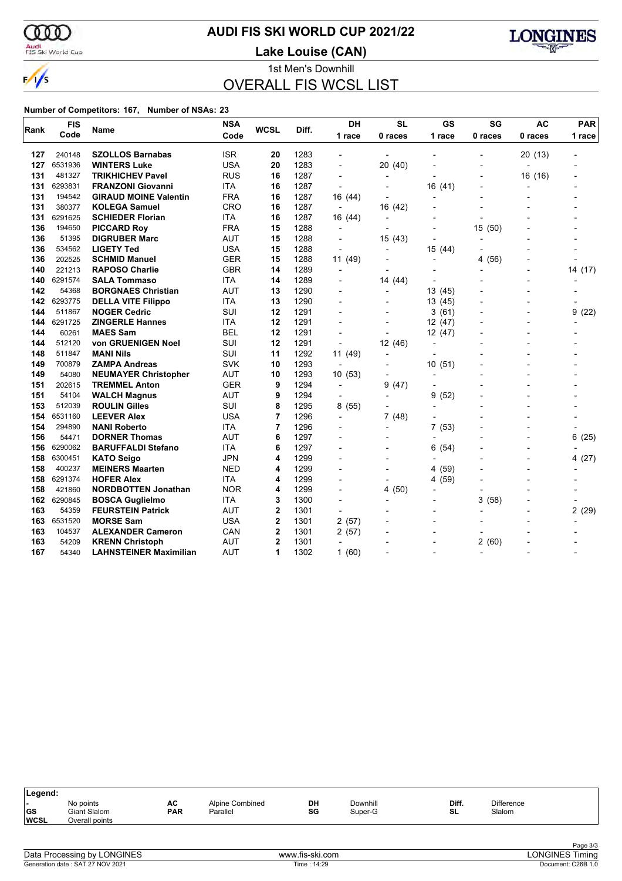# AUDI FIS SKI WORLD CUP 2021/22

**Lake Louise (CAN)**

1st Men's Downhill

## OVERALL FIS WCSL LIST

**Number of Competitors: 167, Number of NSAs: 23**

| Rank | FIS Code | Name | NSA Code | WCSL | Diff. | DH 1 race | SL 0 races | GS 1 race | SG 0 races | AC 0 races | PAR 1 race |
|---|---|---|---|---|---|---|---|---|---|---|---|
| 127 | 240148 | **SZOLLOS Barnabas** | ISR | **20** | 1283 | - | - | - | - | 20 (13) | - |
| 127 | 6531936 | **WINTERS Luke** | USA | **20** | 1283 | - | 20 (40) | - | - | - | - |
| 131 | 481327 | **TRIKHICHEV Pavel** | RUS | **16** | 1287 | - | - | - | - | 16 (16) | - |
| 131 | 6293831 | **FRANZONI Giovanni** | ITA | **16** | 1287 | - | - | 16 (41) | - | - | - |
| 131 | 194542 | **GIRAUD MOINE Valentin** | FRA | **16** | 1287 | 16 (44) | - | - | - | - | - |
| 131 | 380377 | **KOLEGA Samuel** | CRO | **16** | 1287 | - | 16 (42) | - | - | - | - |
| 131 | 6291625 | **SCHIEDER Florian** | ITA | **16** | 1287 | 16 (44) | - | - | - | - | - |
| 136 | 194650 | **PICCARD Roy** | FRA | **15** | 1288 | - | - | - | 15 (50) | - | - |
| 136 | 51395 | **DIGRUBER Marc** | AUT | **15** | 1288 | - | 15 (43) | - | - | - | - |
| 136 | 534562 | **LIGETY Ted** | USA | **15** | 1288 | - | - | 15 (44) | - | - | - |
| 136 | 202525 | **SCHMID Manuel** | GER | **15** | 1288 | 11 (49) | - | - | 4 (56) | - | - |
| 140 | 221213 | **RAPOSO Charlie** | GBR | **14** | 1289 | - | - | - | - | - | 14 (17) |
| 140 | 6291574 | **SALA Tommaso** | ITA | **14** | 1289 | - | 14 (44) | - | - | - | - |
| 142 | 54368 | **BORGNAES Christian** | AUT | **13** | 1290 | - | - | 13 (45) | - | - | - |
| 142 | 6293775 | **DELLA VITE Filippo** | ITA | **13** | 1290 | - | - | 13 (45) | - | - | - |
| 144 | 511867 | **NOGER Cedric** | SUI | **12** | 1291 | - | - | 3 (61) | - | - | 9 (22) |
| 144 | 6291725 | **ZINGERLE Hannes** | ITA | **12** | 1291 | - | - | 12 (47) | - | - | - |
| 144 | 60261 | **MAES Sam** | BEL | **12** | 1291 | - | - | 12 (47) | - | - | - |
| 144 | 512120 | **von GRUENIGEN Noel** | SUI | **12** | 1291 | - | 12 (46) | - | - | - | - |
| 148 | 511847 | **MANI Nils** | SUI | **11** | 1292 | 11 (49) | - | - | - | - | - |
| 149 | 700879 | **ZAMPA Andreas** | SVK | **10** | 1293 | - | - | 10 (51) | - | - | - |
| 149 | 54080 | **NEUMAYER Christopher** | AUT | **10** | 1293 | 10 (53) | - | - | - | - | - |
| 151 | 202615 | **TREMMEL Anton** | GER | **9** | 1294 | - | 9 (47) | - | - | - | - |
| 151 | 54104 | **WALCH Magnus** | AUT | **9** | 1294 | - | - | 9 (52) | - | - | - |
| 153 | 512039 | **ROULIN Gilles** | SUI | **8** | 1295 | 8 (55) | - | - | - | - | - |
| 154 | 6531160 | **LEEVER Alex** | USA | **7** | 1296 | - | 7 (48) | - | - | - | - |
| 154 | 294890 | **NANI Roberto** | ITA | **7** | 1296 | - | - | 7 (53) | - | - | - |
| 156 | 54471 | **DORNER Thomas** | AUT | **6** | 1297 | - | - | - | - | - | 6 (25) |
| 156 | 6290062 | **BARUFFALDI Stefano** | ITA | **6** | 1297 | - | - | 6 (54) | - | - | - |
| 158 | 6300451 | **KATO Seigo** | JPN | **4** | 1299 | - | - | - | - | - | 4 (27) |
| 158 | 400237 | **MEINERS Maarten** | NED | **4** | 1299 | - | - | 4 (59) | - | - | - |
| 158 | 6291374 | **HOFER Alex** | ITA | **4** | 1299 | - | - | 4 (59) | - | - | - |
| 158 | 421860 | **NORDBOTTEN Jonathan** | NOR | **4** | 1299 | - | 4 (50) | - | - | - | - |
| 162 | 6290845 | **BOSCA Guglielmo** | ITA | **3** | 1300 | - | - | - | 3 (58) | - | - |
| 163 | 54359 | **FEURSTEIN Patrick** | AUT | **2** | 1301 | - | - | - | - | - | 2 (29) |
| 163 | 6531520 | **MORSE Sam** | USA | **2** | 1301 | 2 (57) | - | - | - | - | - |
| 163 | 104537 | **ALEXANDER Cameron** | CAN | **2** | 1301 | 2 (57) | - | - | - | - | - |
| 163 | 54209 | **KRENN Christoph** | AUT | **2** | 1301 | - | - | - | 2 (60) | - | - |
| 167 | 54340 | **LAHNSTEINER Maximilian** | AUT | **1** | 1302 | 1 (60) | - | - | - | - | - |

**Legend:**

| | | | | | | | |
|---|---|---|---|---|---|---|---|
| - | No points | AC | Alpine Combined | DH | Downhill | Diff. | Difference |
| GS | Giant Slalom | PAR | Parallel | SG | Super-G | SL | Slalom |
| WCSL | Overall points | | | | | | |

Data Processing by LONGINES — www.fis-ski.com — LONGINES Timing

Generation date : SAT 27 NOV 2021 — Time : 14:29 — Document: C26B 1.0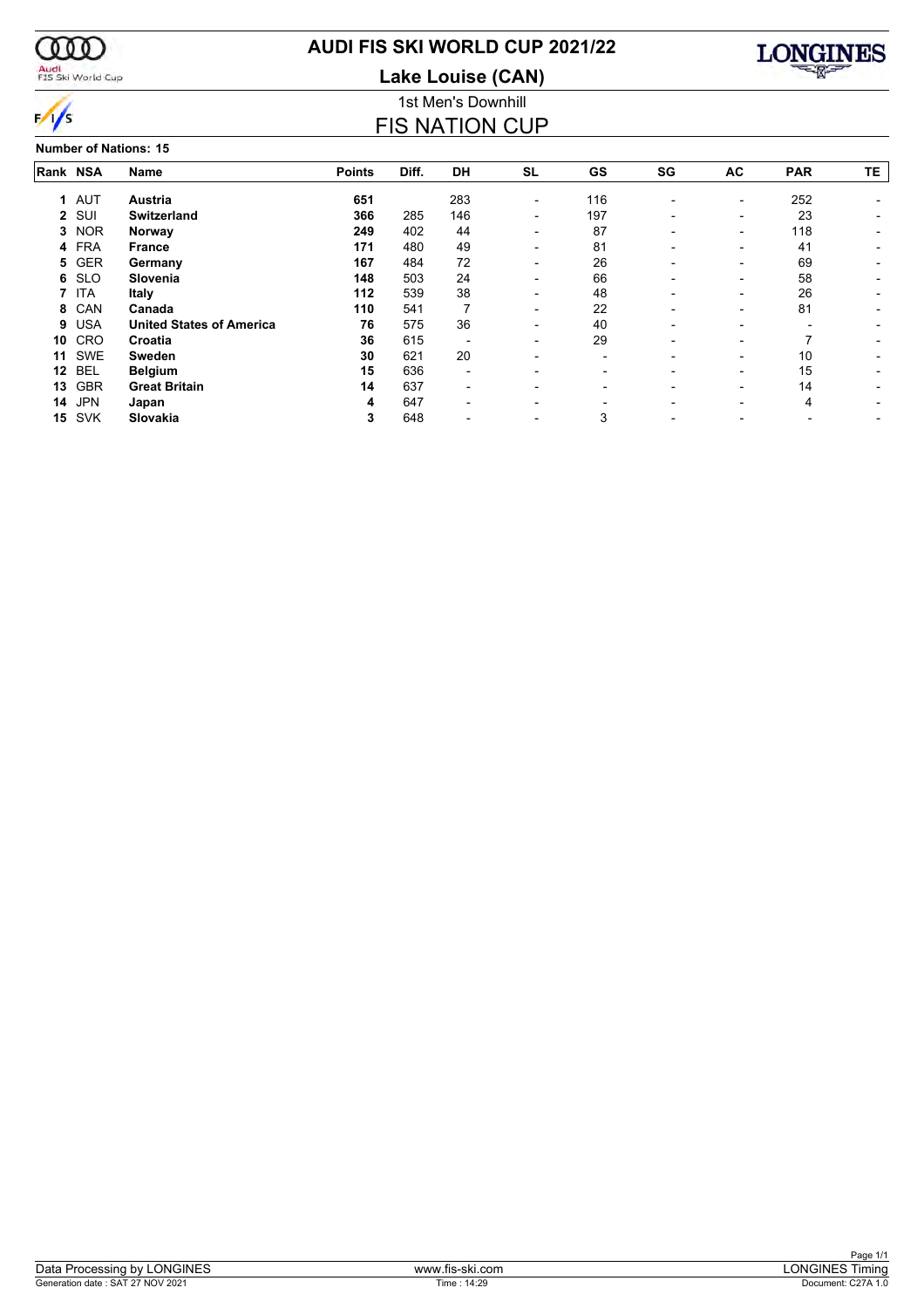# AUDI FIS SKI WORLD CUP 2021/22

## Lake Louise (CAN)

### 1st Men's Downhill

## FIS NATION CUP

**Number of Nations: 15**

| Rank | NSA | Name | Points | Diff. | DH | SL | GS | SG | AC | PAR | TE |
|---|---|---|---|---|---|---|---|---|---|---|---|
| 1 | AUT | **Austria** | **651** | | 283 | - | 116 | - | - | 252 | - |
| 2 | SUI | **Switzerland** | **366** | 285 | 146 | - | 197 | - | - | 23 | - |
| 3 | NOR | **Norway** | **249** | 402 | 44 | - | 87 | - | - | 118 | - |
| 4 | FRA | **France** | **171** | 480 | 49 | - | 81 | - | - | 41 | - |
| 5 | GER | **Germany** | **167** | 484 | 72 | - | 26 | - | - | 69 | - |
| 6 | SLO | **Slovenia** | **148** | 503 | 24 | - | 66 | - | - | 58 | - |
| 7 | ITA | **Italy** | **112** | 539 | 38 | - | 48 | - | - | 26 | - |
| 8 | CAN | **Canada** | **110** | 541 | 7 | - | 22 | - | - | 81 | - |
| 9 | USA | **United States of America** | **76** | 575 | 36 | - | 40 | - | - | - | - |
| 10 | CRO | **Croatia** | **36** | 615 | - | - | 29 | - | - | 7 | - |
| 11 | SWE | **Sweden** | **30** | 621 | 20 | - | - | - | - | 10 | - |
| 12 | BEL | **Belgium** | **15** | 636 | - | - | - | - | - | 15 | - |
| 13 | GBR | **Great Britain** | **14** | 637 | - | - | - | - | - | 14 | - |
| 14 | JPN | **Japan** | **4** | 647 | - | - | - | - | - | 4 | - |
| 15 | SVK | **Slovakia** | **3** | 648 | - | - | 3 | - | - | - | - |

Data Processing by LONGINES | www.fis-ski.com | LONGINES Timing

Generation date : SAT 27 NOV 2021 | Time : 14:29 | Document: C27A 1.0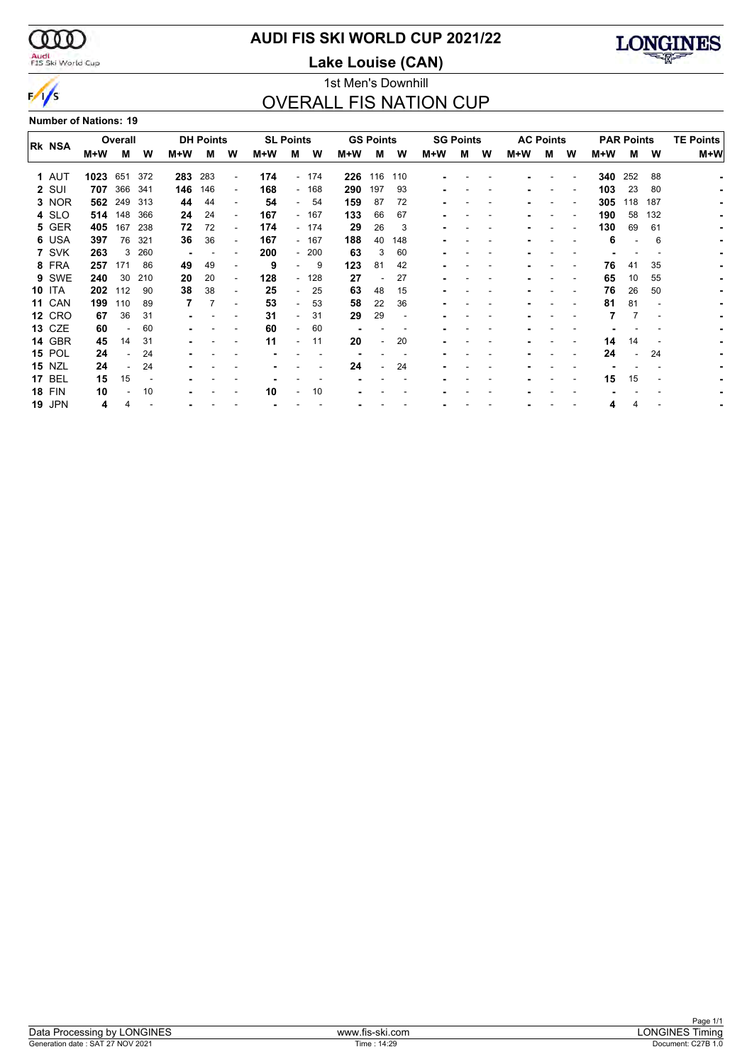# AUDI FIS SKI WORLD CUP 2021/22

## Lake Louise (CAN)

1st Men's Downhill

## OVERALL FIS NATION CUP

**Number of Nations: 19**

| Rk | NSA | Overall | | | DH Points | | | SL Points | | | GS Points | | | SG Points | | | AC Points | | | PAR Points | | | TE Points |
|---|---|---|---|---|---|---|---|---|---|---|---|---|---|---|---|---|---|---|---|---|---|---|---|
| | | M+W | M | W | M+W | M | W | M+W | M | W | M+W | M | W | M+W | M | W | M+W | M | W | M+W | M | W | M+W |
| 1 | AUT | **1023** | 651 | 372 | **283** | 283 | - | **174** | - | 174 | **226** | 116 | 110 | - | - | - | - | - | - | **340** | 252 | 88 | - |
| 2 | SUI | **707** | 366 | 341 | **146** | 146 | - | **168** | - | 168 | **290** | 197 | 93 | - | - | - | - | - | - | **103** | 23 | 80 | - |
| 3 | NOR | **562** | 249 | 313 | **44** | 44 | - | **54** | - | 54 | **159** | 87 | 72 | - | - | - | - | - | - | **305** | 118 | 187 | - |
| 4 | SLO | **514** | 148 | 366 | **24** | 24 | - | **167** | - | 167 | **133** | 66 | 67 | - | - | - | - | - | - | **190** | 58 | 132 | - |
| 5 | GER | **405** | 167 | 238 | **72** | 72 | - | **174** | - | 174 | **29** | 26 | 3 | - | - | - | - | - | - | **130** | 69 | 61 | - |
| 6 | USA | **397** | 76 | 321 | **36** | 36 | - | **167** | - | 167 | **188** | 40 | 148 | - | - | - | - | - | - | **6** | - | 6 | - |
| 7 | SVK | **263** | 3 | 260 | - | - | - | **200** | - | 200 | **63** | 3 | 60 | - | - | - | - | - | - | - | - | - | - |
| 8 | FRA | **257** | 171 | 86 | **49** | 49 | - | **9** | - | 9 | **123** | 81 | 42 | - | - | - | - | - | - | **76** | 41 | 35 | - |
| 9 | SWE | **240** | 30 | 210 | **20** | 20 | - | **128** | - | 128 | **27** | - | 27 | - | - | - | - | - | - | **65** | 10 | 55 | - |
| 10 | ITA | **202** | 112 | 90 | **38** | 38 | - | **25** | - | 25 | **63** | 48 | 15 | - | - | - | - | - | - | **76** | 26 | 50 | - |
| 11 | CAN | **199** | 110 | 89 | **7** | 7 | - | **53** | - | 53 | **58** | 22 | 36 | - | - | - | - | - | - | **81** | 81 | - | - |
| 12 | CRO | **67** | 36 | 31 | - | - | - | **31** | - | 31 | **29** | 29 | - | - | - | - | - | - | - | **7** | 7 | - | - |
| 13 | CZE | **60** | - | 60 | - | - | - | **60** | - | 60 | - | - | - | - | - | - | - | - | - | - | - | - | - |
| 14 | GBR | **45** | 14 | 31 | - | - | - | **11** | - | 11 | **20** | - | 20 | - | - | - | - | - | - | **14** | 14 | - | - |
| 15 | POL | **24** | - | 24 | - | - | - | - | - | - | - | - | - | - | - | - | - | - | - | **24** | - | 24 | - |
| 15 | NZL | **24** | - | 24 | - | - | - | - | - | - | **24** | - | 24 | - | - | - | - | - | - | - | - | - | - |
| 17 | BEL | **15** | 15 | - | - | - | - | - | - | - | - | - | - | - | - | - | - | - | - | **15** | 15 | - | - |
| 18 | FIN | **10** | - | 10 | - | - | - | **10** | - | 10 | - | - | - | - | - | - | - | - | - | - | - | - | - |
| 19 | JPN | **4** | 4 | - | - | - | - | - | - | - | - | - | - | - | - | - | - | - | - | **4** | 4 | - | - |

Data Processing by LONGINES | www.fis-ski.com | LONGINES Timing

Generation date : SAT 27 NOV 2021 | Time : 14:29 | Document: C27B 1.0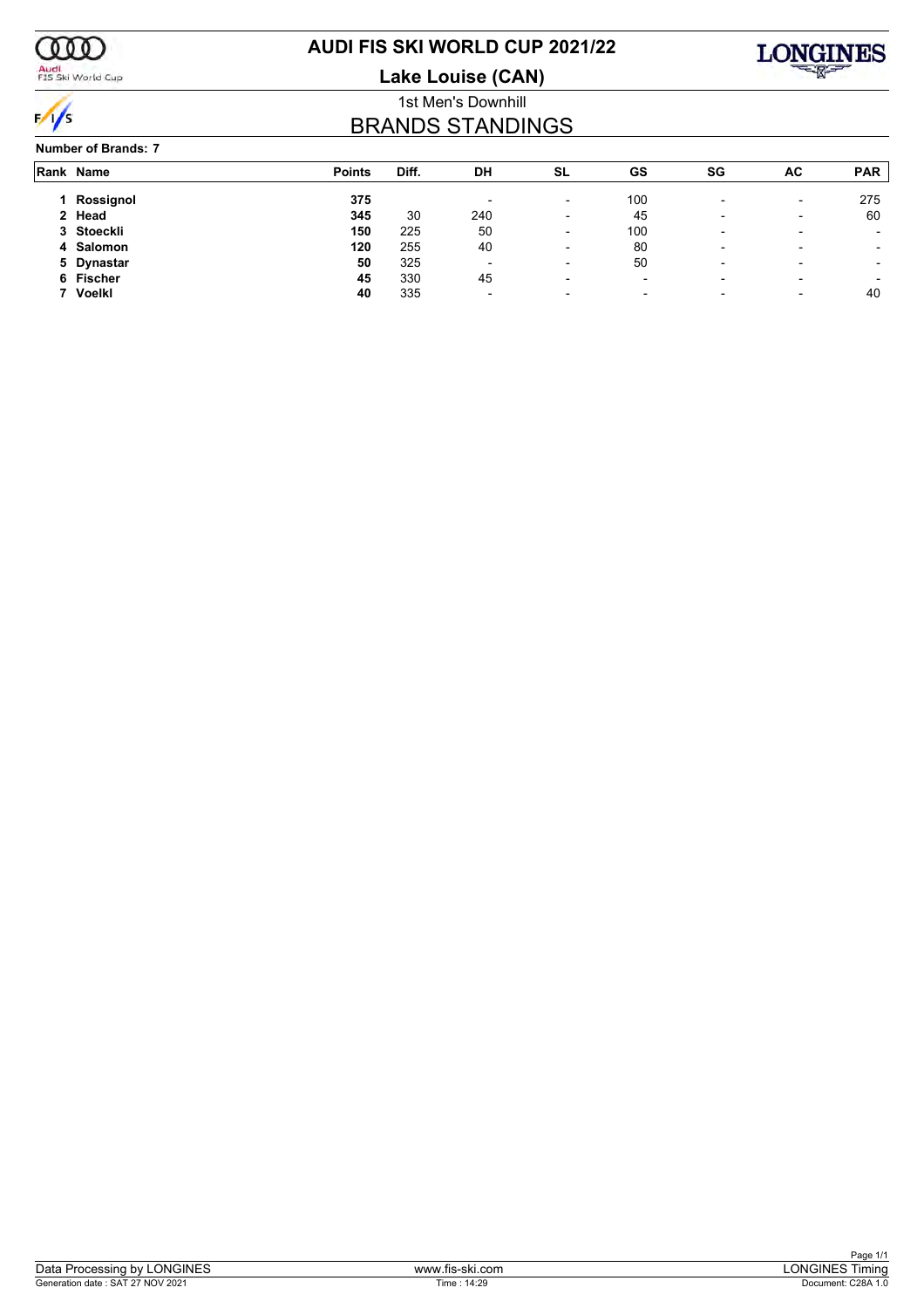# AUDI FIS SKI WORLD CUP 2021/22

## Lake Louise (CAN)

1st Men's Downhill

## BRANDS STANDINGS

**Number of Brands: 7**

| Rank | Name | Points | Diff. | DH | SL | GS | SG | AC | PAR |
|---|---|---|---|---|---|---|---|---|---|
| 1 | **Rossignol** | **375** | | - | - | 100 | - | - | 275 |
| 2 | **Head** | **345** | 30 | 240 | - | 45 | - | - | 60 |
| 3 | **Stoeckli** | **150** | 225 | 50 | - | 100 | - | - | - |
| 4 | **Salomon** | **120** | 255 | 40 | - | 80 | - | - | - |
| 5 | **Dynastar** | **50** | 325 | - | - | 50 | - | - | - |
| 6 | **Fischer** | **45** | 330 | 45 | - | - | - | - | - |
| 7 | **Voelkl** | **40** | 335 | - | - | - | - | - | 40 |

Data Processing by LONGINES | www.fis-ski.com | LONGINES Timing

Generation date : SAT 27 NOV 2021 | Time : 14:29 | Document: C28A 1.0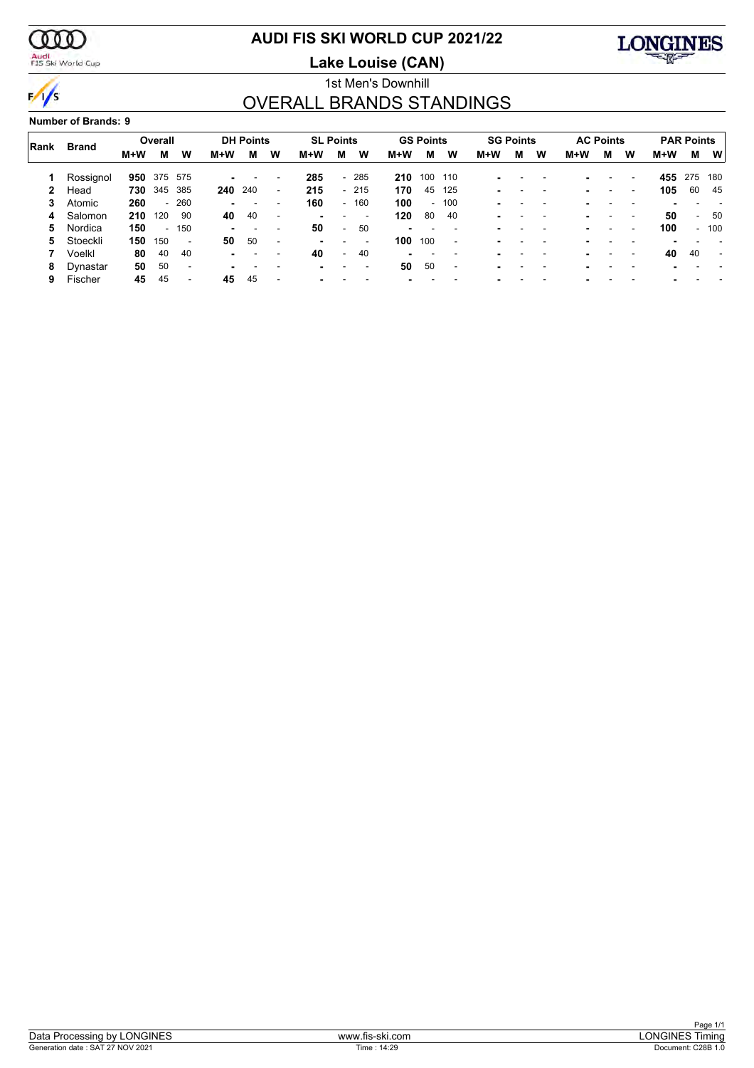# AUDI FIS SKI WORLD CUP 2021/22

## Lake Louise (CAN)

### 1st Men's Downhill

## OVERALL BRANDS STANDINGS

**Number of Brands: 9**

| Rank | Brand | Overall | | | DH Points | | | SL Points | | | GS Points | | | SG Points | | | AC Points | | | PAR Points | | |
|---|---|---|---|---|---|---|---|---|---|---|---|---|---|---|---|---|---|---|---|---|---|---|
| | | M+W | M | W | M+W | M | W | M+W | M | W | M+W | M | W | M+W | M | W | M+W | M | W | M+W | M | W |
| 1 | Rossignol | **950** | 375 | 575 | - | - | - | **285** | - | 285 | **210** | 100 | 110 | - | - | - | - | - | - | **455** | 275 | 180 |
| 2 | Head | **730** | 345 | 385 | **240** | 240 | - | **215** | - | 215 | **170** | 45 | 125 | - | - | - | - | - | - | **105** | 60 | 45 |
| 3 | Atomic | **260** | - | 260 | - | - | - | **160** | - | 160 | **100** | - | 100 | - | - | - | - | - | - | - | - | - |
| 4 | Salomon | **210** | 120 | 90 | **40** | 40 | - | - | - | - | **120** | 80 | 40 | - | - | - | - | - | - | **50** | - | 50 |
| 5 | Nordica | **150** | - | 150 | - | - | - | **50** | - | 50 | - | - | - | - | - | - | - | - | - | **100** | - | 100 |
| 5 | Stoeckli | **150** | 150 | - | **50** | 50 | - | - | - | - | **100** | 100 | - | - | - | - | - | - | - | - | - | - |
| 7 | Voelkl | **80** | 40 | 40 | - | - | - | **40** | - | 40 | - | - | - | - | - | - | - | - | - | **40** | 40 | - |
| 8 | Dynastar | **50** | 50 | - | - | - | - | - | - | - | **50** | 50 | - | - | - | - | - | - | - | - | - | - |
| 9 | Fischer | **45** | 45 | - | **45** | 45 | - | - | - | - | - | - | - | - | - | - | - | - | - | - | - | - |

Data Processing by LONGINES | www.fis-ski.com | LONGINES Timing

Generation date : SAT 27 NOV 2021 | Time : 14:29 | Document: C28B 1.0